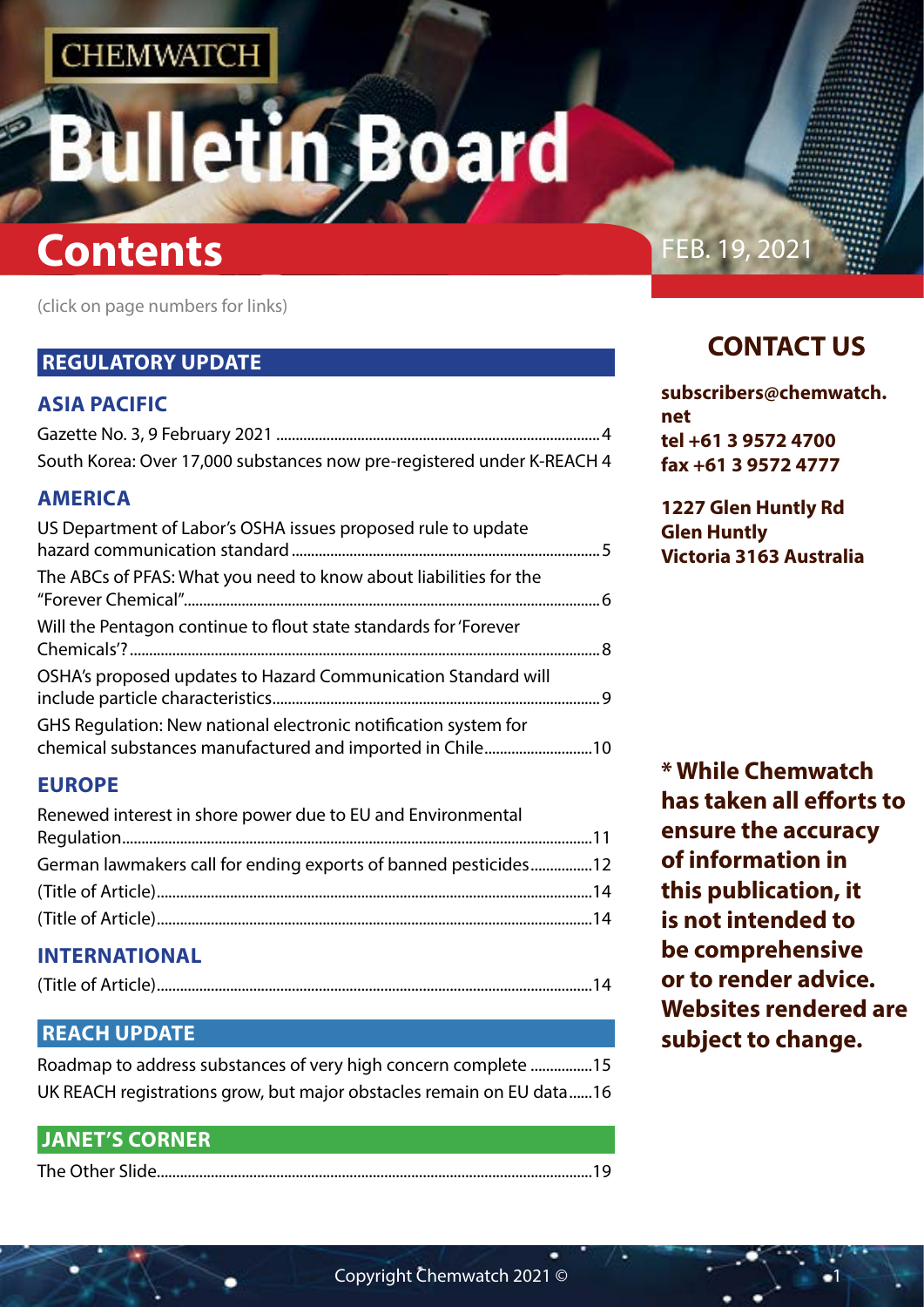CHEMWATCH

# Bulletin Board

# Contents

FEB. 19, 2021

(click on page numbers for links)

## REGULATORY UPDATE

### ASIA PACIFIC

Gazette No. 3, 9 February 2021 ....................4
South Korea: Over 17,000 substances now pre-registered under K-REACH 4

### AMERICA

US Department of Labor's OSHA issues proposed rule to update hazard communication standard ....................5
The ABCs of PFAS: What you need to know about liabilities for the "Forever Chemical"....................6
Will the Pentagon continue to flout state standards for 'Forever Chemicals'? ....................8
OSHA's proposed updates to Hazard Communication Standard will include particle characteristics....................9
GHS Regulation: New national electronic notification system for chemical substances manufactured and imported in Chile....................10

### EUROPE

Renewed interest in shore power due to EU and Environmental Regulation....................11
German lawmakers call for ending exports of banned pesticides....................12
(Title of Article)....................14
(Title of Article)....................14

### INTERNATIONAL

(Title of Article)....................14

## REACH UPDATE

Roadmap to address substances of very high concern complete ....................15
UK REACH registrations grow, but major obstacles remain on EU data......16

## JANET'S CORNER

The Other Slide....................19

## CONTACT US

**subscribers@chemwatch.net**
**tel +61 3 9572 4700**
**fax +61 3 9572 4777**

**1227 Glen Huntly Rd**
**Glen Huntly**
**Victoria 3163 Australia**

**\* While Chemwatch has taken all efforts to ensure the accuracy of information in this publication, it is not intended to be comprehensive or to render advice. Websites rendered are subject to change.**

Copyright Chemwatch 2021 ©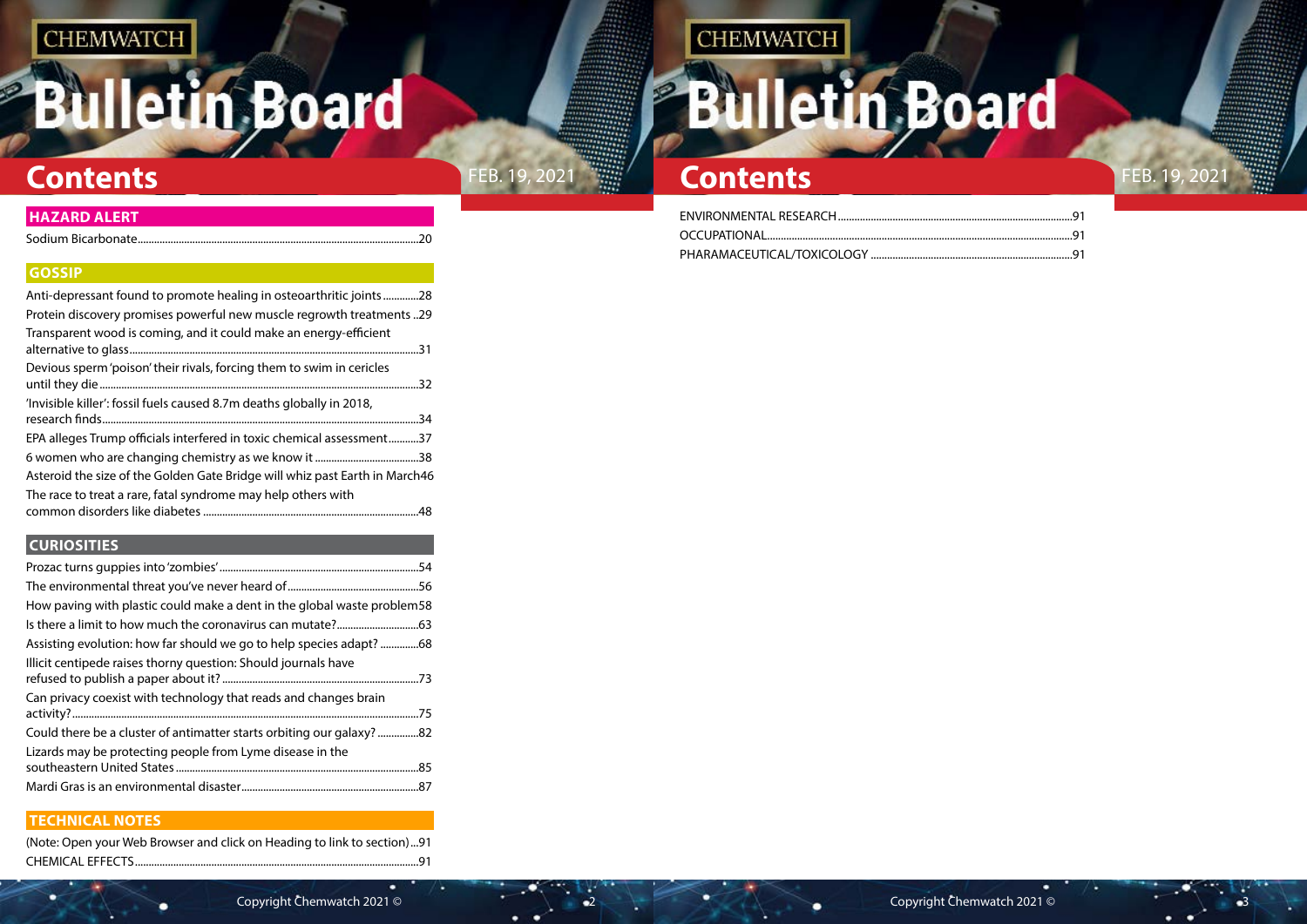# Contents

FEB. 19, 2021

## HAZARD ALERT

Sodium Bicarbonate......20

## GOSSIP

Anti-depressant found to promote healing in osteoarthritic joints......28

Protein discovery promises powerful new muscle regrowth treatments..29

Transparent wood is coming, and it could make an energy-efficient alternative to glass......31

Devious sperm 'poison' their rivals, forcing them to swim in cericles until they die......32

'Invisible killer': fossil fuels caused 8.7m deaths globally in 2018, research finds......34

EPA alleges Trump officials interfered in toxic chemical assessment......37

6 women who are changing chemistry as we know it......38

Asteroid the size of the Golden Gate Bridge will whiz past Earth in March46

The race to treat a rare, fatal syndrome may help others with common disorders like diabetes......48

## CURIOSITIES

Prozac turns guppies into 'zombies'......54

The environmental threat you've never heard of......56

How paving with plastic could make a dent in the global waste problem58

Is there a limit to how much the coronavirus can mutate?......63

Assisting evolution: how far should we go to help species adapt?......68

Illicit centipede raises thorny question: Should journals have refused to publish a paper about it?......73

Can privacy coexist with technology that reads and changes brain activity?......75

Could there be a cluster of antimatter starts orbiting our galaxy?......82

Lizards may be protecting people from Lyme disease in the southeastern United States......85

Mardi Gras is an environmental disaster......87

## TECHNICAL NOTES

(Note: Open your Web Browser and click on Heading to link to section)...91

CHEMICAL EFFECTS......91

ENVIRONMENTAL RESEARCH......91

OCCUPATIONAL......91

PHARAMACEUTICAL/TOXICOLOGY......91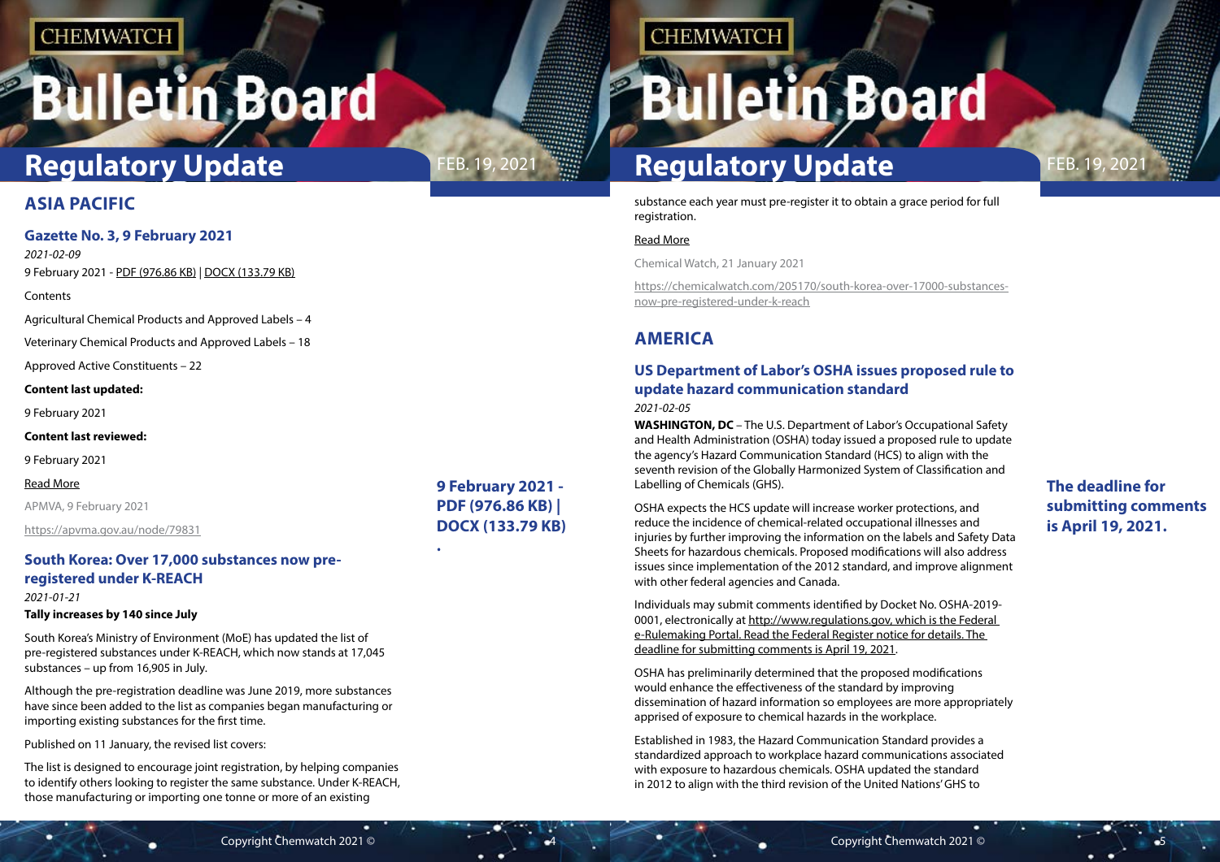## ASIA PACIFIC

### Gazette No. 3, 9 February 2021

*2021-02-09*

9 February 2021 - PDF (976.86 KB) | DOCX (133.79 KB)

Contents

Agricultural Chemical Products and Approved Labels – 4

Veterinary Chemical Products and Approved Labels – 18

Approved Active Constituents – 22

**Content last updated:**

9 February 2021

**Content last reviewed:**

9 February 2021

Read More

APMVA, 9 February 2021

https://apvma.gov.au/node/79831

**9 February 2021 - PDF (976.86 KB) | DOCX (133.79 KB)**

**.**

### South Korea: Over 17,000 substances now pre-registered under K-REACH

*2021-01-21*

**Tally increases by 140 since July**

South Korea's Ministry of Environment (MoE) has updated the list of pre-registered substances under K-REACH, which now stands at 17,045 substances – up from 16,905 in July.

Although the pre-registration deadline was June 2019, more substances have since been added to the list as companies began manufacturing or importing existing substances for the first time.

Published on 11 January, the revised list covers:

The list is designed to encourage joint registration, by helping companies to identify others looking to register the same substance. Under K-REACH, those manufacturing or importing one tonne or more of an existing substance each year must pre-register it to obtain a grace period for full registration.

Read More

Chemical Watch, 21 January 2021

https://chemicalwatch.com/205170/south-korea-over-17000-substances-now-pre-registered-under-k-reach

## AMERICA

### US Department of Labor's OSHA issues proposed rule to update hazard communication standard

*2021-02-05*

**WASHINGTON, DC** – The U.S. Department of Labor's Occupational Safety and Health Administration (OSHA) today issued a proposed rule to update the agency's Hazard Communication Standard (HCS) to align with the seventh revision of the Globally Harmonized System of Classification and Labelling of Chemicals (GHS).

OSHA expects the HCS update will increase worker protections, and reduce the incidence of chemical-related occupational illnesses and injuries by further improving the information on the labels and Safety Data Sheets for hazardous chemicals. Proposed modifications will also address issues since implementation of the 2012 standard, and improve alignment with other federal agencies and Canada.

Individuals may submit comments identified by Docket No. OSHA-2019-0001, electronically at http://www.regulations.gov, which is the Federal e-Rulemaking Portal. Read the Federal Register notice for details. The deadline for submitting comments is April 19, 2021.

**The deadline for submitting comments is April 19, 2021.**

OSHA has preliminarily determined that the proposed modifications would enhance the effectiveness of the standard by improving dissemination of hazard information so employees are more appropriately apprised of exposure to chemical hazards in the workplace.

Established in 1983, the Hazard Communication Standard provides a standardized approach to workplace hazard communications associated with exposure to hazardous chemicals. OSHA updated the standard in 2012 to align with the third revision of the United Nations' GHS to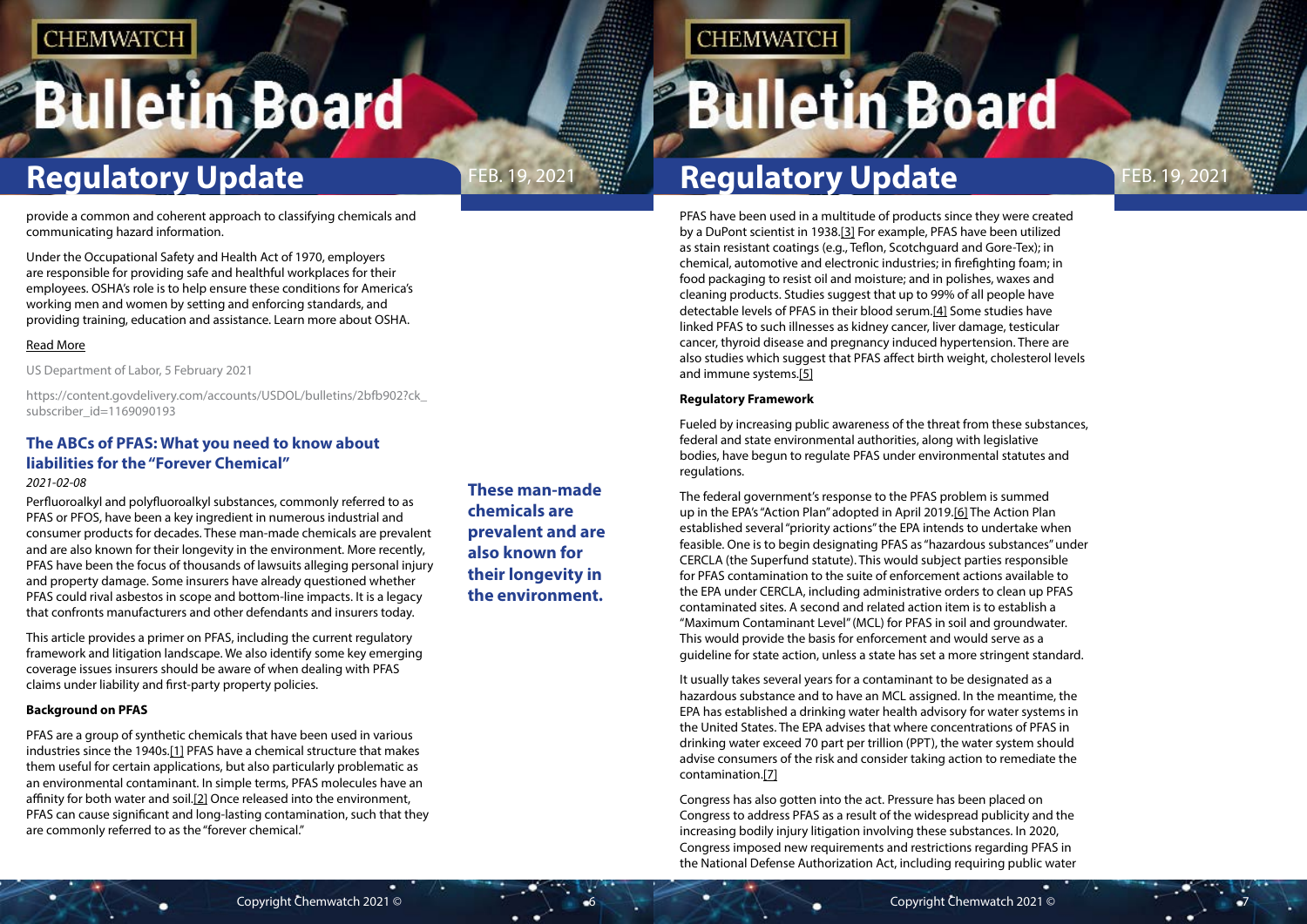provide a common and coherent approach to classifying chemicals and communicating hazard information.

Under the Occupational Safety and Health Act of 1970, employers are responsible for providing safe and healthful workplaces for their employees. OSHA's role is to help ensure these conditions for America's working men and women by setting and enforcing standards, and providing training, education and assistance. Learn more about OSHA.

Read More

US Department of Labor, 5 February 2021

https://content.govdelivery.com/accounts/USDOL/bulletins/2bfb902?ck_subscriber_id=1169090193

## The ABCs of PFAS: What you need to know about liabilities for the "Forever Chemical"

*2021-02-08*

Perfluoroalkyl and polyfluoroalkyl substances, commonly referred to as PFAS or PFOS, have been a key ingredient in numerous industrial and consumer products for decades. These man-made chemicals are prevalent and are also known for their longevity in the environment. More recently, PFAS have been the focus of thousands of lawsuits alleging personal injury and property damage. Some insurers have already questioned whether PFAS could rival asbestos in scope and bottom-line impacts. It is a legacy that confronts manufacturers and other defendants and insurers today.

This article provides a primer on PFAS, including the current regulatory framework and litigation landscape. We also identify some key emerging coverage issues insurers should be aware of when dealing with PFAS claims under liability and first-party property policies.

**These man-made chemicals are prevalent and are also known for their longevity in the environment.**

**Background on PFAS**

PFAS are a group of synthetic chemicals that have been used in various industries since the 1940s.[1] PFAS have a chemical structure that makes them useful for certain applications, but also particularly problematic as an environmental contaminant. In simple terms, PFAS molecules have an affinity for both water and soil.[2] Once released into the environment, PFAS can cause significant and long-lasting contamination, such that they are commonly referred to as the "forever chemical."

PFAS have been used in a multitude of products since they were created by a DuPont scientist in 1938.[3] For example, PFAS have been utilized as stain resistant coatings (e.g., Teflon, Scotchguard and Gore-Tex); in chemical, automotive and electronic industries; in firefighting foam; in food packaging to resist oil and moisture; and in polishes, waxes and cleaning products. Studies suggest that up to 99% of all people have detectable levels of PFAS in their blood serum.[4] Some studies have linked PFAS to such illnesses as kidney cancer, liver damage, testicular cancer, thyroid disease and pregnancy induced hypertension. There are also studies which suggest that PFAS affect birth weight, cholesterol levels and immune systems.[5]

**Regulatory Framework**

Fueled by increasing public awareness of the threat from these substances, federal and state environmental authorities, along with legislative bodies, have begun to regulate PFAS under environmental statutes and regulations.

The federal government's response to the PFAS problem is summed up in the EPA's "Action Plan" adopted in April 2019.[6] The Action Plan established several "priority actions" the EPA intends to undertake when feasible. One is to begin designating PFAS as "hazardous substances" under CERCLA (the Superfund statute). This would subject parties responsible for PFAS contamination to the suite of enforcement actions available to the EPA under CERCLA, including administrative orders to clean up PFAS contaminated sites. A second and related action item is to establish a "Maximum Contaminant Level" (MCL) for PFAS in soil and groundwater. This would provide the basis for enforcement and would serve as a guideline for state action, unless a state has set a more stringent standard.

It usually takes several years for a contaminant to be designated as a hazardous substance and to have an MCL assigned. In the meantime, the EPA has established a drinking water health advisory for water systems in the United States. The EPA advises that where concentrations of PFAS in drinking water exceed 70 part per trillion (PPT), the water system should advise consumers of the risk and consider taking action to remediate the contamination.[7]

Congress has also gotten into the act. Pressure has been placed on Congress to address PFAS as a result of the widespread publicity and the increasing bodily injury litigation involving these substances. In 2020, Congress imposed new requirements and restrictions regarding PFAS in the National Defense Authorization Act, including requiring public water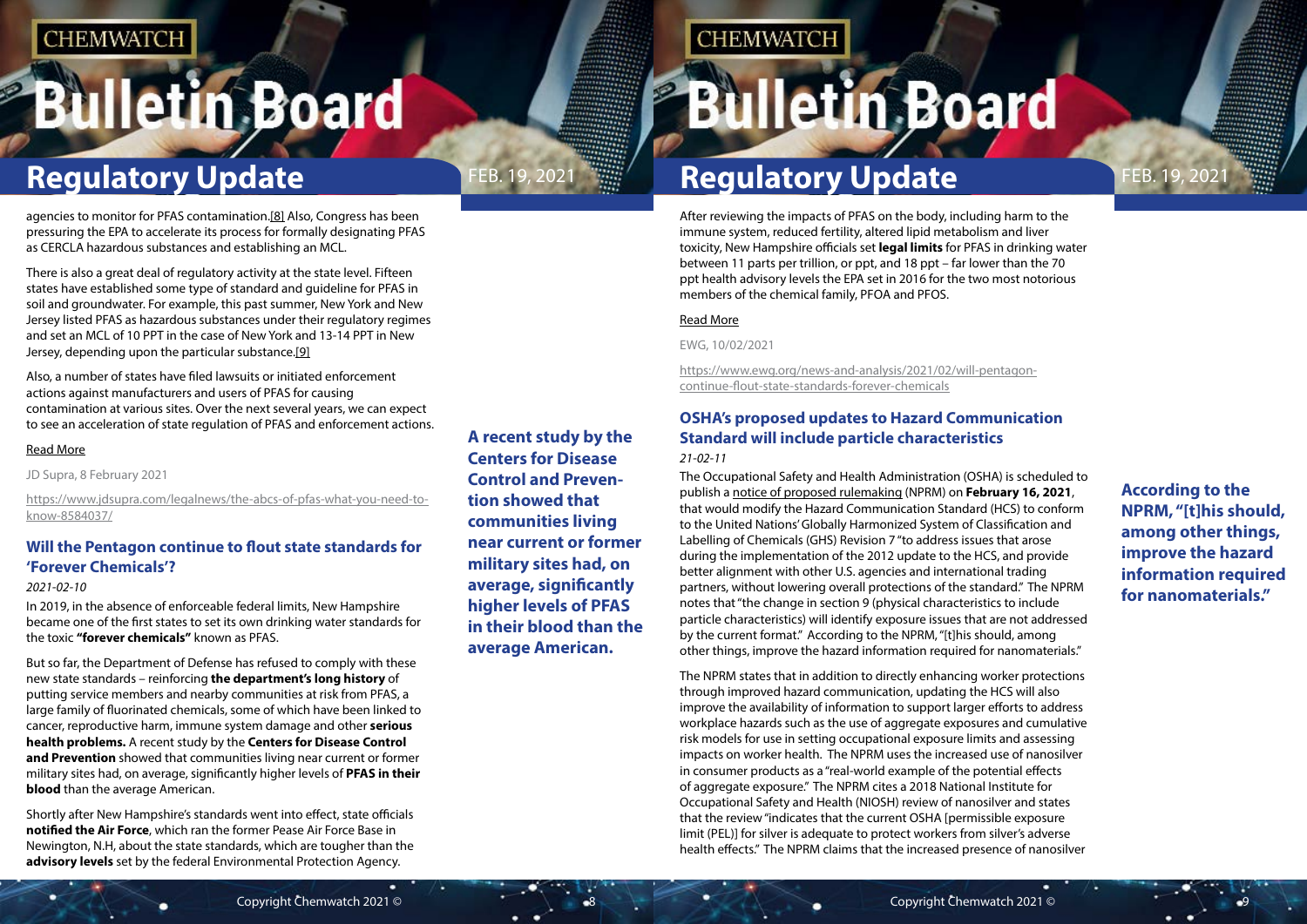agencies to monitor for PFAS contamination.[8] Also, Congress has been pressuring the EPA to accelerate its process for formally designating PFAS as CERCLA hazardous substances and establishing an MCL.

There is also a great deal of regulatory activity at the state level. Fifteen states have established some type of standard and guideline for PFAS in soil and groundwater. For example, this past summer, New York and New Jersey listed PFAS as hazardous substances under their regulatory regimes and set an MCL of 10 PPT in the case of New York and 13-14 PPT in New Jersey, depending upon the particular substance.[9]

Also, a number of states have filed lawsuits or initiated enforcement actions against manufacturers and users of PFAS for causing contamination at various sites. Over the next several years, we can expect to see an acceleration of state regulation of PFAS and enforcement actions.

Read More

JD Supra, 8 February 2021

https://www.jdsupra.com/legalnews/the-abcs-of-pfas-what-you-need-to-know-8584037/

## Will the Pentagon continue to flout state standards for 'Forever Chemicals'?

*2021-02-10*

In 2019, in the absence of enforceable federal limits, New Hampshire became one of the first states to set its own drinking water standards for the toxic **"forever chemicals"** known as PFAS.

But so far, the Department of Defense has refused to comply with these new state standards – reinforcing **the department's long history** of putting service members and nearby communities at risk from PFAS, a large family of fluorinated chemicals, some of which have been linked to cancer, reproductive harm, immune system damage and other **serious health problems.** A recent study by the **Centers for Disease Control and Prevention** showed that communities living near current or former military sites had, on average, significantly higher levels of **PFAS in their blood** than the average American.

**A recent study by the Centers for Disease Control and Prevention showed that communities living near current or former military sites had, on average, significantly higher levels of PFAS in their blood than the average American.**

Shortly after New Hampshire's standards went into effect, state officials **notified the Air Force**, which ran the former Pease Air Force Base in Newington, N.H, about the state standards, which are tougher than the **advisory levels** set by the federal Environmental Protection Agency.

After reviewing the impacts of PFAS on the body, including harm to the immune system, reduced fertility, altered lipid metabolism and liver toxicity, New Hampshire officials set **legal limits** for PFAS in drinking water between 11 parts per trillion, or ppt, and 18 ppt – far lower than the 70 ppt health advisory levels the EPA set in 2016 for the two most notorious members of the chemical family, PFOA and PFOS.

Read More

EWG, 10/02/2021

https://www.ewg.org/news-and-analysis/2021/02/will-pentagon-continue-flout-state-standards-forever-chemicals

## OSHA's proposed updates to Hazard Communication Standard will include particle characteristics

*21-02-11*

The Occupational Safety and Health Administration (OSHA) is scheduled to publish a notice of proposed rulemaking (NPRM) on **February 16, 2021**, that would modify the Hazard Communication Standard (HCS) to conform to the United Nations' Globally Harmonized System of Classification and Labelling of Chemicals (GHS) Revision 7 "to address issues that arose during the implementation of the 2012 update to the HCS, and provide better alignment with other U.S. agencies and international trading partners, without lowering overall protections of the standard." The NPRM notes that "the change in section 9 (physical characteristics to include particle characteristics) will identify exposure issues that are not addressed by the current format." According to the NPRM, "[t]his should, among other things, improve the hazard information required for nanomaterials."

**According to the NPRM, "[t]his should, among other things, improve the hazard information required for nanomaterials."**

The NPRM states that in addition to directly enhancing worker protections through improved hazard communication, updating the HCS will also improve the availability of information to support larger efforts to address workplace hazards such as the use of aggregate exposures and cumulative risk models for use in setting occupational exposure limits and assessing impacts on worker health. The NPRM uses the increased use of nanosilver in consumer products as a "real-world example of the potential effects of aggregate exposure." The NPRM cites a 2018 National Institute for Occupational Safety and Health (NIOSH) review of nanosilver and states that the review "indicates that the current OSHA [permissible exposure limit (PEL)] for silver is adequate to protect workers from silver's adverse health effects." The NPRM claims that the increased presence of nanosilver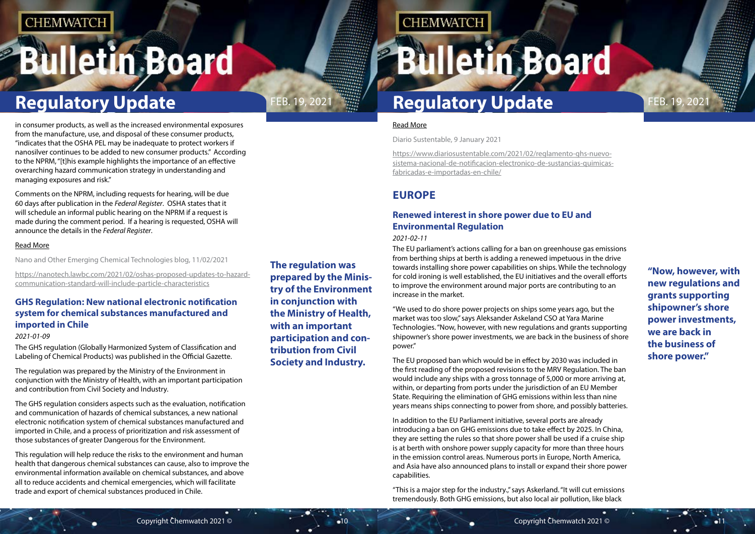in consumer products, as well as the increased environmental exposures from the manufacture, use, and disposal of these consumer products, "indicates that the OSHA PEL may be inadequate to protect workers if nanosilver continues to be added to new consumer products." According to the NPRM, "[t]his example highlights the importance of an effective overarching hazard communication strategy in understanding and managing exposures and risk."

Comments on the NPRM, including requests for hearing, will be due 60 days after publication in the *Federal Register*. OSHA states that it will schedule an informal public hearing on the NPRM if a request is made during the comment period. If a hearing is requested, OSHA will announce the details in the *Federal Register*.

Read More

Nano and Other Emerging Chemical Technologies blog, 11/02/2021

https://nanotech.lawbc.com/2021/02/oshas-proposed-updates-to-hazard-communication-standard-will-include-particle-characteristics

### GHS Regulation: New national electronic notification system for chemical substances manufactured and imported in Chile

*2021-01-09*

The GHS regulation (Globally Harmonized System of Classification and Labeling of Chemical Products) was published in the Official Gazette.

The regulation was prepared by the Ministry of the Environment in conjunction with the Ministry of Health, with an important participation and contribution from Civil Society and Industry.

**The regulation was prepared by the Ministry of the Environment in conjunction with the Ministry of Health, with an important participation and contribution from Civil Society and Industry.**

The GHS regulation considers aspects such as the evaluation, notification and communication of hazards of chemical substances, a new national electronic notification system of chemical substances manufactured and imported in Chile, and a process of prioritization and risk assessment of those substances of greater Dangerous for the Environment.

This regulation will help reduce the risks to the environment and human health that dangerous chemical substances can cause, also to improve the environmental information available on chemical substances, and above all to reduce accidents and chemical emergencies, which will facilitate trade and export of chemical substances produced in Chile.

Read More

Diario Sustentable, 9 January 2021

https://www.diariosustentable.com/2021/02/reglamento-ghs-nuevo-sistema-nacional-de-notificacion-electronico-de-sustancias-quimicas-fabricadas-e-importadas-en-chile/

## EUROPE

### Renewed interest in shore power due to EU and Environmental Regulation

*2021-02-11*

The EU parliament's actions calling for a ban on greenhouse gas emissions from berthing ships at berth is adding a renewed impetuous in the drive towards installing shore power capabilities on ships. While the technology for cold ironing is well established, the EU initiatives and the overall efforts to improve the environment around major ports are contributing to an increase in the market.

"We used to do shore power projects on ships some years ago, but the market was too slow," says Aleksander Askeland CSO at Yara Marine Technologies. "Now, however, with new regulations and grants supporting shipowner's shore power investments, we are back in the business of shore power."

**"Now, however, with new regulations and grants supporting shipowner's shore power investments, we are back in the business of shore power."**

The EU proposed ban which would be in effect by 2030 was included in the first reading of the proposed revisions to the MRV Regulation. The ban would include any ships with a gross tonnage of 5,000 or more arriving at, within, or departing from ports under the jurisdiction of an EU Member State. Requiring the elimination of GHG emissions within less than nine years means ships connecting to power from shore, and possibly batteries.

In addition to the EU Parliament initiative, several ports are already introducing a ban on GHG emissions due to take effect by 2025. In China, they are setting the rules so that shore power shall be used if a cruise ship is at berth with onshore power supply capacity for more than three hours in the emission control areas. Numerous ports in Europe, North America, and Asia have also announced plans to install or expand their shore power capabilities.

"This is a major step for the industry.," says Askerland. "It will cut emissions tremendously. Both GHG emissions, but also local air pollution, like black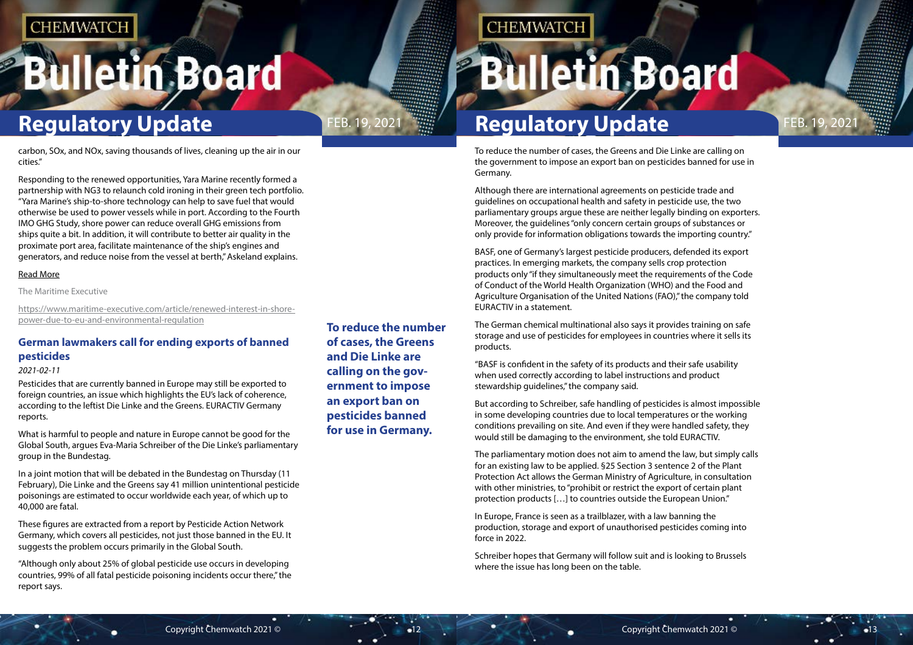carbon, SOx, and NOx, saving thousands of lives, cleaning up the air in our cities."

Responding to the renewed opportunities, Yara Marine recently formed a partnership with NG3 to relaunch cold ironing in their green tech portfolio. "Yara Marine's ship-to-shore technology can help to save fuel that would otherwise be used to power vessels while in port. According to the Fourth IMO GHG Study, shore power can reduce overall GHG emissions from ships quite a bit. In addition, it will contribute to better air quality in the proximate port area, facilitate maintenance of the ship's engines and generators, and reduce noise from the vessel at berth," Askeland explains.

Read More

The Maritime Executive

https://www.maritime-executive.com/article/renewed-interest-in-shore-power-due-to-eu-and-environmental-regulation

## German lawmakers call for ending exports of banned pesticides

*2021-02-11*

Pesticides that are currently banned in Europe may still be exported to foreign countries, an issue which highlights the EU's lack of coherence, according to the leftist Die Linke and the Greens. EURACTIV Germany reports.

What is harmful to people and nature in Europe cannot be good for the Global South, argues Eva-Maria Schreiber of the Die Linke's parliamentary group in the Bundestag.

In a joint motion that will be debated in the Bundestag on Thursday (11 February), Die Linke and the Greens say 41 million unintentional pesticide poisonings are estimated to occur worldwide each year, of which up to 40,000 are fatal.

These figures are extracted from a report by Pesticide Action Network Germany, which covers all pesticides, not just those banned in the EU. It suggests the problem occurs primarily in the Global South.

"Although only about 25% of global pesticide use occurs in developing countries, 99% of all fatal pesticide poisoning incidents occur there," the report says.

**To reduce the number of cases, the Greens and Die Linke are calling on the government to impose an export ban on pesticides banned for use in Germany.**

To reduce the number of cases, the Greens and Die Linke are calling on the government to impose an export ban on pesticides banned for use in Germany.

Although there are international agreements on pesticide trade and guidelines on occupational health and safety in pesticide use, the two parliamentary groups argue these are neither legally binding on exporters. Moreover, the guidelines "only concern certain groups of substances or only provide for information obligations towards the importing country."

BASF, one of Germany's largest pesticide producers, defended its export practices. In emerging markets, the company sells crop protection products only "if they simultaneously meet the requirements of the Code of Conduct of the World Health Organization (WHO) and the Food and Agriculture Organisation of the United Nations (FAO)," the company told EURACTIV in a statement.

The German chemical multinational also says it provides training on safe storage and use of pesticides for employees in countries where it sells its products.

"BASF is confident in the safety of its products and their safe usability when used correctly according to label instructions and product stewardship guidelines," the company said.

But according to Schreiber, safe handling of pesticides is almost impossible in some developing countries due to local temperatures or the working conditions prevailing on site. And even if they were handled safety, they would still be damaging to the environment, she told EURACTIV.

The parliamentary motion does not aim to amend the law, but simply calls for an existing law to be applied. §25 Section 3 sentence 2 of the Plant Protection Act allows the German Ministry of Agriculture, in consultation with other ministries, to "prohibit or restrict the export of certain plant protection products […] to countries outside the European Union."

In Europe, France is seen as a trailblazer, with a law banning the production, storage and export of unauthorised pesticides coming into force in 2022.

Schreiber hopes that Germany will follow suit and is looking to Brussels where the issue has long been on the table.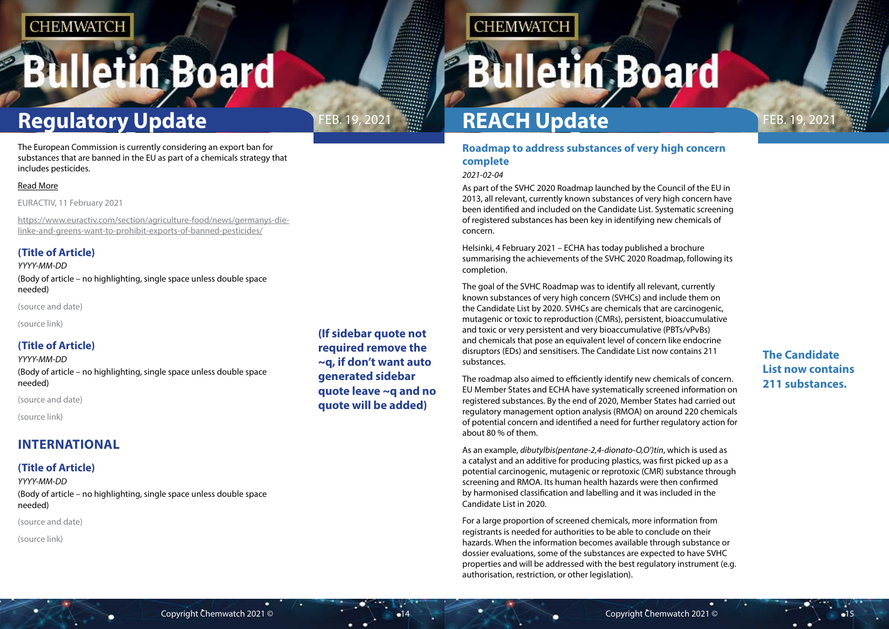## Regulatory Update

The European Commission is currently considering an export ban for substances that are banned in the EU as part of a chemicals strategy that includes pesticides.

Read More

EURACTIV, 11 February 2021

https://www.euractiv.com/section/agriculture-food/news/germanys-die-linke-and-greens-want-to-prohibit-exports-of-banned-pesticides/

### (Title of Article)

*YYYY-MM-DD*

(Body of article – no highlighting, single space unless double space needed)

(source and date)

(source link)

### (Title of Article)

*YYYY-MM-DD*

(Body of article – no highlighting, single space unless double space needed)

(source and date)

(source link)

## INTERNATIONAL

### (Title of Article)

*YYYY-MM-DD*

(Body of article – no highlighting, single space unless double space needed)

(source and date)

(source link)

**(If sidebar quote not required remove the ~q, if don't want auto generated sidebar quote leave ~q and no quote will be added)**

## REACH Update

### Roadmap to address substances of very high concern complete

*2021-02-04*

As part of the SVHC 2020 Roadmap launched by the Council of the EU in 2013, all relevant, currently known substances of very high concern have been identified and included on the Candidate List. Systematic screening of registered substances has been key in identifying new chemicals of concern.

Helsinki, 4 February 2021 – ECHA has today published a brochure summarising the achievements of the SVHC 2020 Roadmap, following its completion.

The goal of the SVHC Roadmap was to identify all relevant, currently known substances of very high concern (SVHCs) and include them on the Candidate List by 2020. SVHCs are chemicals that are carcinogenic, mutagenic or toxic to reproduction (CMRs), persistent, bioaccumulative and toxic or very persistent and very bioaccumulative (PBTs/vPvBs) and chemicals that pose an equivalent level of concern like endocrine disruptors (EDs) and sensitisers. The Candidate List now contains 211 substances.

**The Candidate List now contains 211 substances.**

The roadmap also aimed to efficiently identify new chemicals of concern. EU Member States and ECHA have systematically screened information on registered substances. By the end of 2020, Member States had carried out regulatory management option analysis (RMOA) on around 220 chemicals of potential concern and identified a need for further regulatory action for about 80 % of them.

As an example, *dibutylbis(pentane-2,4-dionato-O,O')tin*, which is used as a catalyst and an additive for producing plastics, was first picked up as a potential carcinogenic, mutagenic or reprotoxic (CMR) substance through screening and RMOA. Its human health hazards were then confirmed by harmonised classification and labelling and it was included in the Candidate List in 2020.

For a large proportion of screened chemicals, more information from registrants is needed for authorities to be able to conclude on their hazards. When the information becomes available through substance or dossier evaluations, some of the substances are expected to have SVHC properties and will be addressed with the best regulatory instrument (e.g. authorisation, restriction, or other legislation).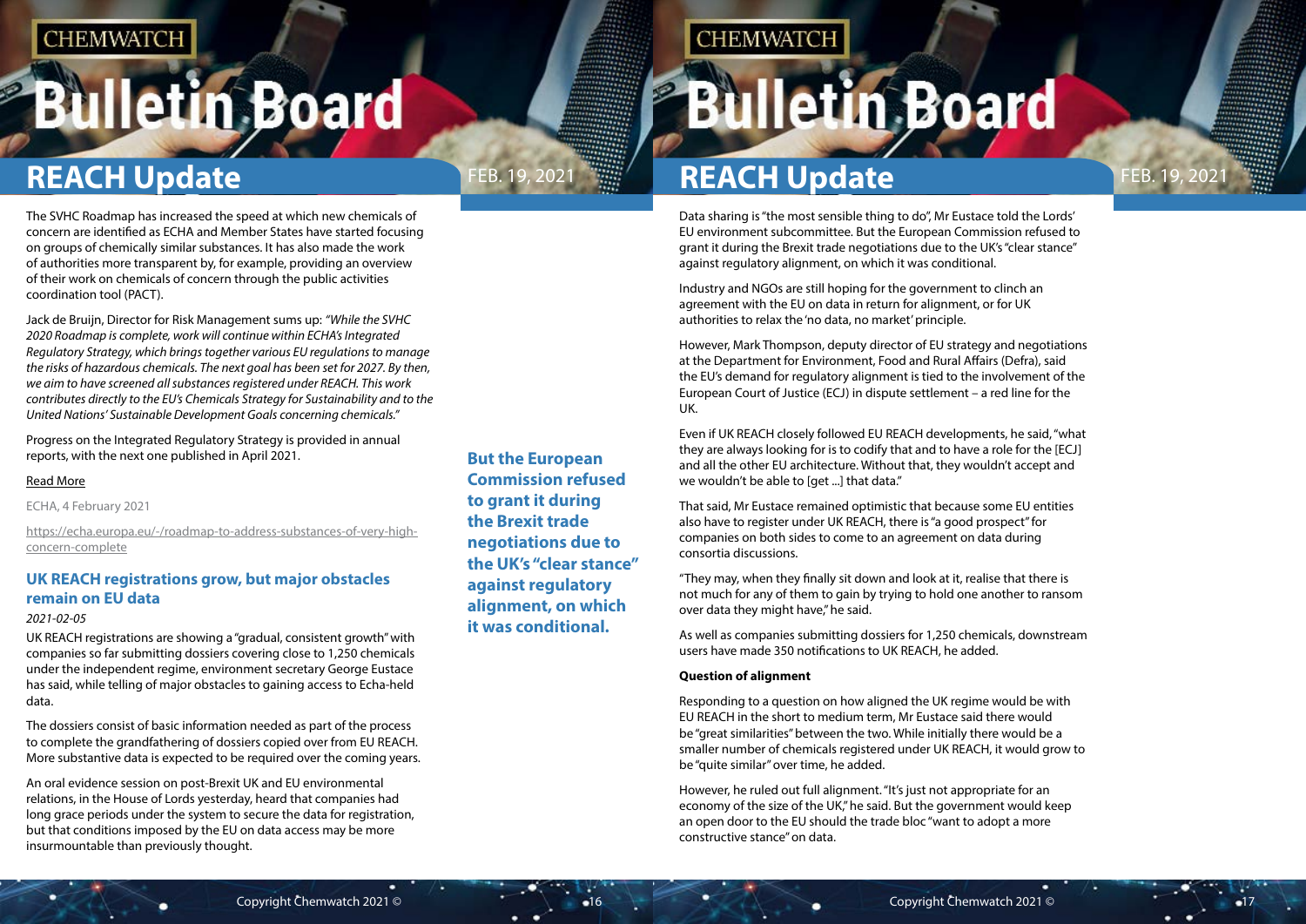The SVHC Roadmap has increased the speed at which new chemicals of concern are identified as ECHA and Member States have started focusing on groups of chemically similar substances. It has also made the work of authorities more transparent by, for example, providing an overview of their work on chemicals of concern through the public activities coordination tool (PACT).

Jack de Bruijn, Director for Risk Management sums up: *"While the SVHC 2020 Roadmap is complete, work will continue within ECHA's Integrated Regulatory Strategy, which brings together various EU regulations to manage the risks of hazardous chemicals. The next goal has been set for 2027. By then, we aim to have screened all substances registered under REACH. This work contributes directly to the EU's Chemicals Strategy for Sustainability and to the United Nations' Sustainable Development Goals concerning chemicals."*

Progress on the Integrated Regulatory Strategy is provided in annual reports, with the next one published in April 2021.

Read More

ECHA, 4 February 2021

https://echa.europa.eu/-/roadmap-to-address-substances-of-very-high-concern-complete

### UK REACH registrations grow, but major obstacles remain on EU data

*2021-02-05*

UK REACH registrations are showing a "gradual, consistent growth" with companies so far submitting dossiers covering close to 1,250 chemicals under the independent regime, environment secretary George Eustace has said, while telling of major obstacles to gaining access to Echa-held data.

The dossiers consist of basic information needed as part of the process to complete the grandfathering of dossiers copied over from EU REACH. More substantive data is expected to be required over the coming years.

An oral evidence session on post-Brexit UK and EU environmental relations, in the House of Lords yesterday, heard that companies had long grace periods under the system to secure the data for registration, but that conditions imposed by the EU on data access may be more insurmountable than previously thought.

**But the European Commission refused to grant it during the Brexit trade negotiations due to the UK's "clear stance" against regulatory alignment, on which it was conditional.**

Data sharing is "the most sensible thing to do", Mr Eustace told the Lords' EU environment subcommittee. But the European Commission refused to grant it during the Brexit trade negotiations due to the UK's "clear stance" against regulatory alignment, on which it was conditional.

Industry and NGOs are still hoping for the government to clinch an agreement with the EU on data in return for alignment, or for UK authorities to relax the 'no data, no market' principle.

However, Mark Thompson, deputy director of EU strategy and negotiations at the Department for Environment, Food and Rural Affairs (Defra), said the EU's demand for regulatory alignment is tied to the involvement of the European Court of Justice (ECJ) in dispute settlement – a red line for the UK.

Even if UK REACH closely followed EU REACH developments, he said, "what they are always looking for is to codify that and to have a role for the [ECJ] and all the other EU architecture. Without that, they wouldn't accept and we wouldn't be able to [get ...] that data."

That said, Mr Eustace remained optimistic that because some EU entities also have to register under UK REACH, there is "a good prospect" for companies on both sides to come to an agreement on data during consortia discussions.

"They may, when they finally sit down and look at it, realise that there is not much for any of them to gain by trying to hold one another to ransom over data they might have," he said.

As well as companies submitting dossiers for 1,250 chemicals, downstream users have made 350 notifications to UK REACH, he added.

**Question of alignment**

Responding to a question on how aligned the UK regime would be with EU REACH in the short to medium term, Mr Eustace said there would be "great similarities" between the two. While initially there would be a smaller number of chemicals registered under UK REACH, it would grow to be "quite similar" over time, he added.

However, he ruled out full alignment. "It's just not appropriate for an economy of the size of the UK," he said. But the government would keep an open door to the EU should the trade bloc "want to adopt a more constructive stance" on data.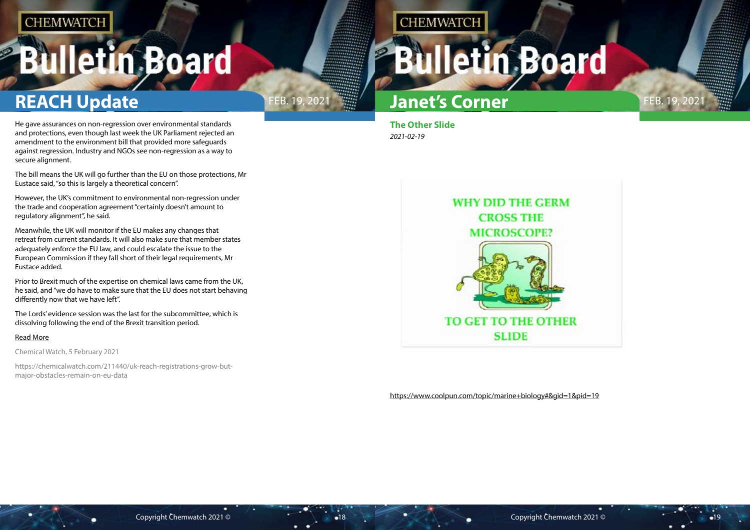## REACH Update

He gave assurances on non-regression over environmental standards and protections, even though last week the UK Parliament rejected an amendment to the environment bill that provided more safeguards against regression. Industry and NGOs see non-regression as a way to secure alignment.

The bill means the UK will go further than the EU on those protections, Mr Eustace said, "so this is largely a theoretical concern".

However, the UK's commitment to environmental non-regression under the trade and cooperation agreement "certainly doesn't amount to regulatory alignment", he said.

Meanwhile, the UK will monitor if the EU makes any changes that retreat from current standards. It will also make sure that member states adequately enforce the EU law, and could escalate the issue to the European Commission if they fall short of their legal requirements, Mr Eustace added.

Prior to Brexit much of the expertise on chemical laws came from the UK, he said, and "we do have to make sure that the EU does not start behaving differently now that we have left".

The Lords' evidence session was the last for the subcommittee, which is dissolving following the end of the Brexit transition period.

Read More

Chemical Watch, 5 February 2021

https://chemicalwatch.com/211440/uk-reach-registrations-grow-but-major-obstacles-remain-on-eu-data

## Janet's Corner

### The Other Slide

*2021-02-19*

WHY DID THE GERM CROSS THE MICROSCOPE?

TO GET TO THE OTHER SLIDE

https://www.coolpun.com/topic/marine+biology#&gid=1&pid=19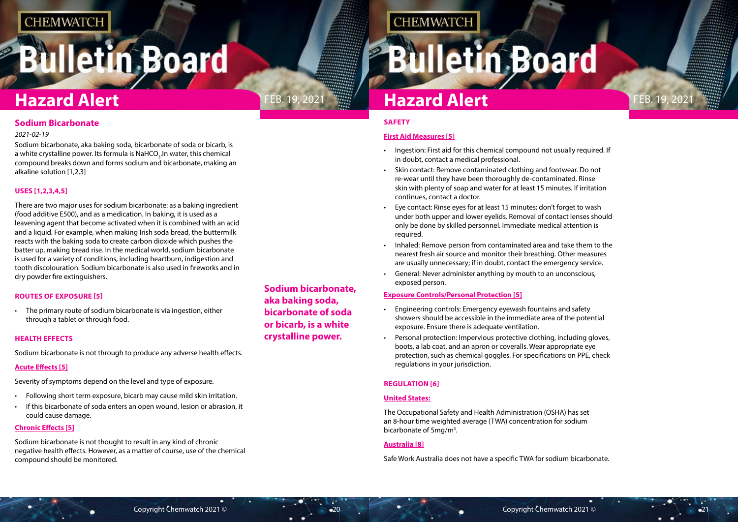# Hazard Alert

## Sodium Bicarbonate

*2021-02-19*

Sodium bicarbonate, aka baking soda, bicarbonate of soda or bicarb, is a white crystalline power. Its formula is $NaHCO_3$.In water, this chemical compound breaks down and forms sodium and bicarbonate, making an alkaline solution [1,2,3]

### USES [1,2,3,4,5]

There are two major uses for sodium bicarbonate: as a baking ingredient (food additive E500), and as a medication. In baking, it is used as a leavening agent that become activated when it is combined with an acid and a liquid. For example, when making Irish soda bread, the buttermilk reacts with the baking soda to create carbon dioxide which pushes the batter up, making bread rise. In the medical world, sodium bicarbonate is used for a variety of conditions, including heartburn, indigestion and tooth discolouration. Sodium bicarbonate is also used in fireworks and in dry powder fire extinguishers.

### ROUTES OF EXPOSURE [5]

- The primary route of sodium bicarbonate is via ingestion, either through a tablet or through food.

### HEALTH EFFECTS

Sodium bicarbonate is not through to produce any adverse health effects.

#### Acute Effects [5]

Severity of symptoms depend on the level and type of exposure.

- Following short term exposure, bicarb may cause mild skin irritation.
- If this bicarbonate of soda enters an open wound, lesion or abrasion, it could cause damage.

#### Chronic Effects [5]

Sodium bicarbonate is not thought to result in any kind of chronic negative health effects. However, as a matter of course, use of the chemical compound should be monitored.

**Sodium bicarbonate, aka baking soda, bicarbonate of soda or bicarb, is a white crystalline power.**

### SAFETY

#### First Aid Measures [5]

- Ingestion: First aid for this chemical compound not usually required. If in doubt, contact a medical professional.
- Skin contact: Remove contaminated clothing and footwear. Do not re-wear until they have been thoroughly de-contaminated. Rinse skin with plenty of soap and water for at least 15 minutes. If irritation continues, contact a doctor.
- Eye contact: Rinse eyes for at least 15 minutes; don't forget to wash under both upper and lower eyelids. Removal of contact lenses should only be done by skilled personnel. Immediate medical attention is required.
- Inhaled: Remove person from contaminated area and take them to the nearest fresh air source and monitor their breathing. Other measures are usually unnecessary; if in doubt, contact the emergency service.
- General: Never administer anything by mouth to an unconscious, exposed person.

#### Exposure Controls/Personal Protection [5]

- Engineering controls: Emergency eyewash fountains and safety showers should be accessible in the immediate area of the potential exposure. Ensure there is adequate ventilation.
- Personal protection: Impervious protective clothing, including gloves, boots, a lab coat, and an apron or coveralls. Wear appropriate eye protection, such as chemical goggles. For specifications on PPE, check regulations in your jurisdiction.

### REGULATION [6]

#### United States:

The Occupational Safety and Health Administration (OSHA) has set an 8-hour time weighted average (TWA) concentration for sodium bicarbonate of 5mg/m$^3$.

#### Australia [8]

Safe Work Australia does not have a specific TWA for sodium bicarbonate.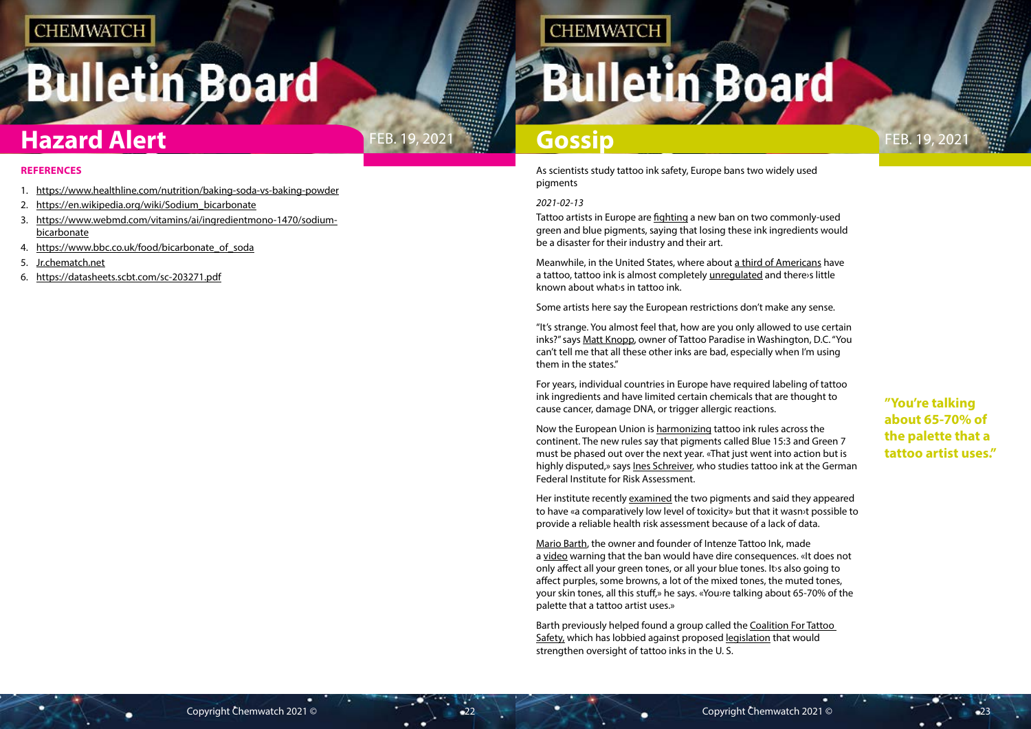## Hazard Alert

**REFERENCES**

1. https://www.healthline.com/nutrition/baking-soda-vs-baking-powder
2. https://en.wikipedia.org/wiki/Sodium_bicarbonate
3. https://www.webmd.com/vitamins/ai/ingredientmono-1470/sodium-bicarbonate
4. https://www.bbc.co.uk/food/bicarbonate_of_soda
5. Jr.chematch.net
6. https://datasheets.scbt.com/sc-203271.pdf

## Gossip

As scientists study tattoo ink safety, Europe bans two widely used pigments

*2021-02-13*

Tattoo artists in Europe are fighting a new ban on two commonly-used green and blue pigments, saying that losing these ink ingredients would be a disaster for their industry and their art.

Meanwhile, in the United States, where about a third of Americans have a tattoo, tattoo ink is almost completely unregulated and there›s little known about what›s in tattoo ink.

Some artists here say the European restrictions don't make any sense.

"It's strange. You almost feel that, how are you only allowed to use certain inks?" says Matt Knopp, owner of Tattoo Paradise in Washington, D.C. "You can't tell me that all these other inks are bad, especially when I'm using them in the states."

For years, individual countries in Europe have required labeling of tattoo ink ingredients and have limited certain chemicals that are thought to cause cancer, damage DNA, or trigger allergic reactions.

Now the European Union is harmonizing tattoo ink rules across the continent. The new rules say that pigments called Blue 15:3 and Green 7 must be phased out over the next year. «That just went into action but is highly disputed,» says Ines Schreiver, who studies tattoo ink at the German Federal Institute for Risk Assessment.

Her institute recently examined the two pigments and said they appeared to have «a comparatively low level of toxicity» but that it wasn›t possible to provide a reliable health risk assessment because of a lack of data.

Mario Barth, the owner and founder of Intenze Tattoo Ink, made a video warning that the ban would have dire consequences. «It does not only affect all your green tones, or all your blue tones. It›s also going to affect purples, some browns, a lot of the mixed tones, the muted tones, your skin tones, all this stuff,» he says. «You›re talking about 65-70% of the palette that a tattoo artist uses.»

Barth previously helped found a group called the Coalition For Tattoo Safety, which has lobbied against proposed legislation that would strengthen oversight of tattoo inks in the U. S.

**"You're talking about 65-70% of the palette that a tattoo artist uses."**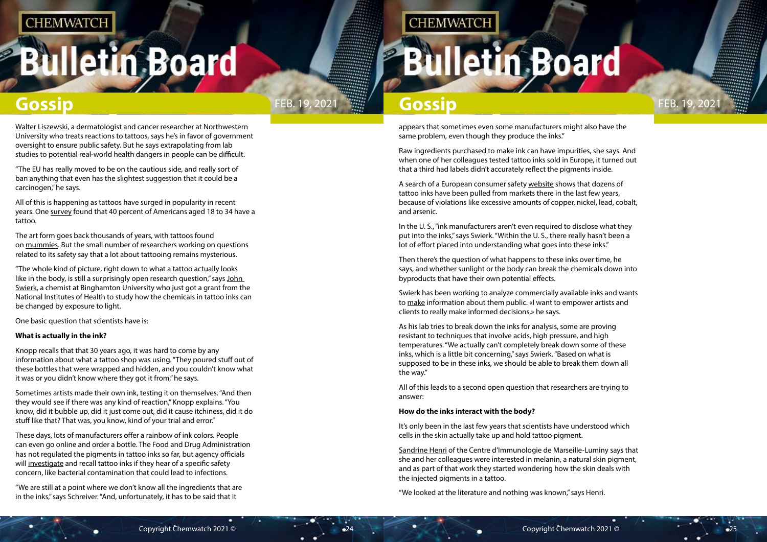Walter Liszewski, a dermatologist and cancer researcher at Northwestern University who treats reactions to tattoos, says he's in favor of government oversight to ensure public safety. But he says extrapolating from lab studies to potential real-world health dangers in people can be difficult.

"The EU has really moved to be on the cautious side, and really sort of ban anything that even has the slightest suggestion that it could be a carcinogen," he says.

All of this is happening as tattoos have surged in popularity in recent years. One survey found that 40 percent of Americans aged 18 to 34 have a tattoo.

The art form goes back thousands of years, with tattoos found on mummies. But the small number of researchers working on questions related to its safety say that a lot about tattooing remains mysterious.

"The whole kind of picture, right down to what a tattoo actually looks like in the body, is still a surprisingly open research question," says John Swierk, a chemist at Binghamton University who just got a grant from the National Institutes of Health to study how the chemicals in tattoo inks can be changed by exposure to light.

One basic question that scientists have is:

**What is actually in the ink?**

Knopp recalls that that 30 years ago, it was hard to come by any information about what a tattoo shop was using. "They poured stuff out of these bottles that were wrapped and hidden, and you couldn't know what it was or you didn't know where they got it from," he says.

Sometimes artists made their own ink, testing it on themselves. "And then they would see if there was any kind of reaction," Knopp explains. "You know, did it bubble up, did it just come out, did it cause itchiness, did it do stuff like that? That was, you know, kind of your trial and error."

These days, lots of manufacturers offer a rainbow of ink colors. People can even go online and order a bottle. The Food and Drug Administration has not regulated the pigments in tattoo inks so far, but agency officials will investigate and recall tattoo inks if they hear of a specific safety concern, like bacterial contamination that could lead to infections.

"We are still at a point where we don't know all the ingredients that are in the inks," says Schreiver. "And, unfortunately, it has to be said that it appears that sometimes even some manufacturers might also have the same problem, even though they produce the inks."

Raw ingredients purchased to make ink can have impurities, she says. And when one of her colleagues tested tattoo inks sold in Europe, it turned out that a third had labels didn't accurately reflect the pigments inside.

A search of a European consumer safety website shows that dozens of tattoo inks have been pulled from markets there in the last few years, because of violations like excessive amounts of copper, nickel, lead, cobalt, and arsenic.

In the U. S., "ink manufacturers aren't even required to disclose what they put into the inks," says Swierk. "Within the U. S., there really hasn't been a lot of effort placed into understanding what goes into these inks."

Then there's the question of what happens to these inks over time, he says, and whether sunlight or the body can break the chemicals down into byproducts that have their own potential effects.

Swierk has been working to analyze commercially available inks and wants to make information about them public. «I want to empower artists and clients to really make informed decisions,» he says.

As his lab tries to break down the inks for analysis, some are proving resistant to techniques that involve acids, high pressure, and high temperatures. "We actually can't completely break down some of these inks, which is a little bit concerning," says Swierk. "Based on what is supposed to be in these inks, we should be able to break them down all the way."

All of this leads to a second open question that researchers are trying to answer:

**How do the inks interact with the body?**

It's only been in the last few years that scientists have understood which cells in the skin actually take up and hold tattoo pigment.

Sandrine Henri of the Centre d'Immunologie de Marseille-Luminy says that she and her colleagues were interested in melanin, a natural skin pigment, and as part of that work they started wondering how the skin deals with the injected pigments in a tattoo.

"We looked at the literature and nothing was known," says Henri.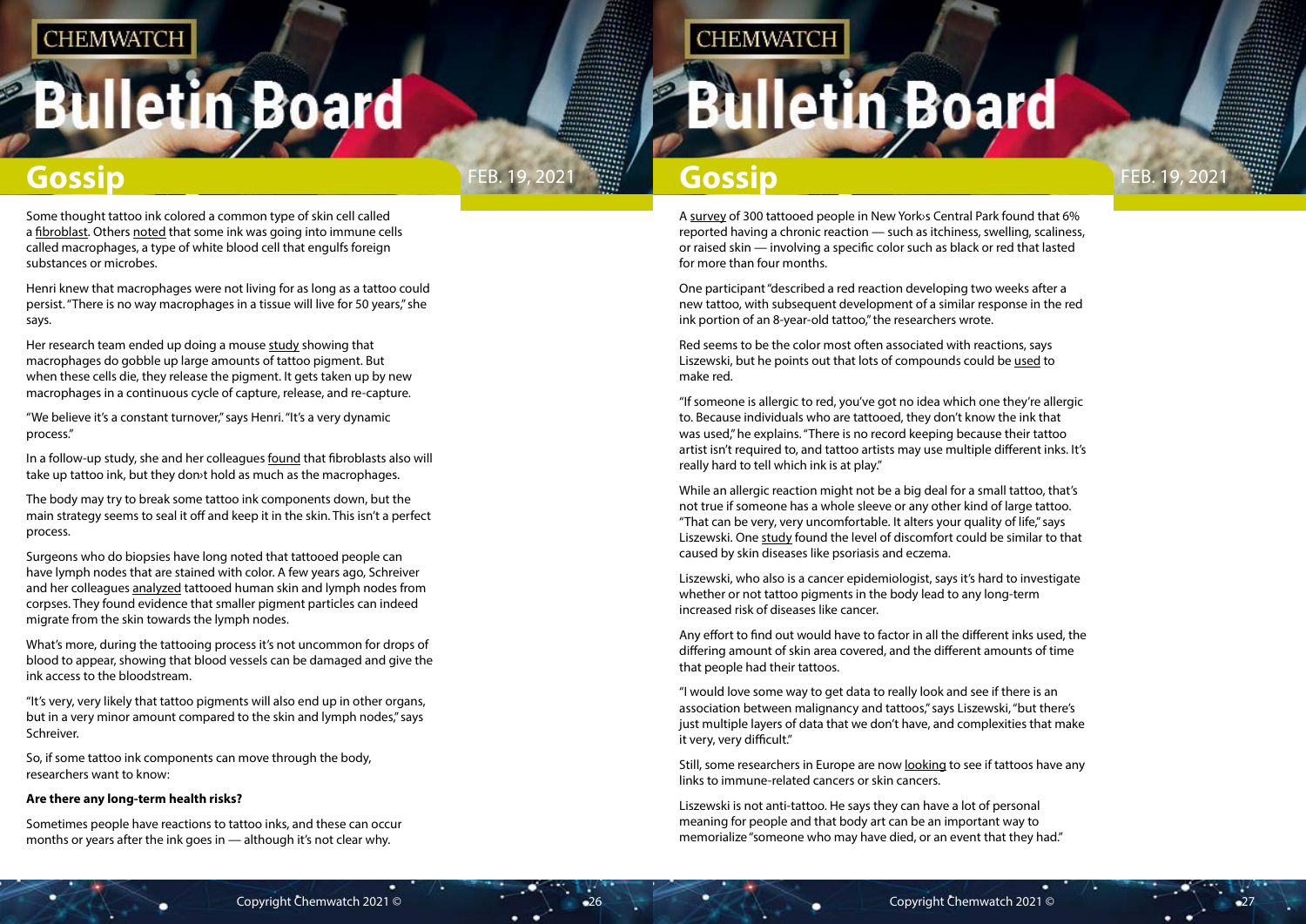Some thought tattoo ink colored a common type of skin cell called a fibroblast. Others noted that some ink was going into immune cells called macrophages, a type of white blood cell that engulfs foreign substances or microbes.

Henri knew that macrophages were not living for as long as a tattoo could persist. "There is no way macrophages in a tissue will live for 50 years," she says.

Her research team ended up doing a mouse study showing that macrophages do gobble up large amounts of tattoo pigment. But when these cells die, they release the pigment. It gets taken up by new macrophages in a continuous cycle of capture, release, and re-capture.

"We believe it's a constant turnover," says Henri. "It's a very dynamic process."

In a follow-up study, she and her colleagues found that fibroblasts also will take up tattoo ink, but they don›t hold as much as the macrophages.

The body may try to break some tattoo ink components down, but the main strategy seems to seal it off and keep it in the skin. This isn't a perfect process.

Surgeons who do biopsies have long noted that tattooed people can have lymph nodes that are stained with color. A few years ago, Schreiver and her colleagues analyzed tattooed human skin and lymph nodes from corpses. They found evidence that smaller pigment particles can indeed migrate from the skin towards the lymph nodes.

What's more, during the tattooing process it's not uncommon for drops of blood to appear, showing that blood vessels can be damaged and give the ink access to the bloodstream.

"It's very, very likely that tattoo pigments will also end up in other organs, but in a very minor amount compared to the skin and lymph nodes," says Schreiver.

So, if some tattoo ink components can move through the body, researchers want to know:

**Are there any long-term health risks?**

Sometimes people have reactions to tattoo inks, and these can occur months or years after the ink goes in — although it's not clear why.

A survey of 300 tattooed people in New York›s Central Park found that 6% reported having a chronic reaction — such as itchiness, swelling, scaliness, or raised skin — involving a specific color such as black or red that lasted for more than four months.

One participant "described a red reaction developing two weeks after a new tattoo, with subsequent development of a similar response in the red ink portion of an 8-year-old tattoo," the researchers wrote.

Red seems to be the color most often associated with reactions, says Liszewski, but he points out that lots of compounds could be used to make red.

"If someone is allergic to red, you've got no idea which one they're allergic to. Because individuals who are tattooed, they don't know the ink that was used," he explains. "There is no record keeping because their tattoo artist isn't required to, and tattoo artists may use multiple different inks. It's really hard to tell which ink is at play."

While an allergic reaction might not be a big deal for a small tattoo, that's not true if someone has a whole sleeve or any other kind of large tattoo. "That can be very, very uncomfortable. It alters your quality of life," says Liszewski. One study found the level of discomfort could be similar to that caused by skin diseases like psoriasis and eczema.

Liszewski, who also is a cancer epidemiologist, says it's hard to investigate whether or not tattoo pigments in the body lead to any long-term increased risk of diseases like cancer.

Any effort to find out would have to factor in all the different inks used, the differing amount of skin area covered, and the different amounts of time that people had their tattoos.

"I would love some way to get data to really look and see if there is an association between malignancy and tattoos," says Liszewski, "but there's just multiple layers of data that we don't have, and complexities that make it very, very difficult."

Still, some researchers in Europe are now looking to see if tattoos have any links to immune-related cancers or skin cancers.

Liszewski is not anti-tattoo. He says they can have a lot of personal meaning for people and that body art can be an important way to memorialize "someone who may have died, or an event that they had."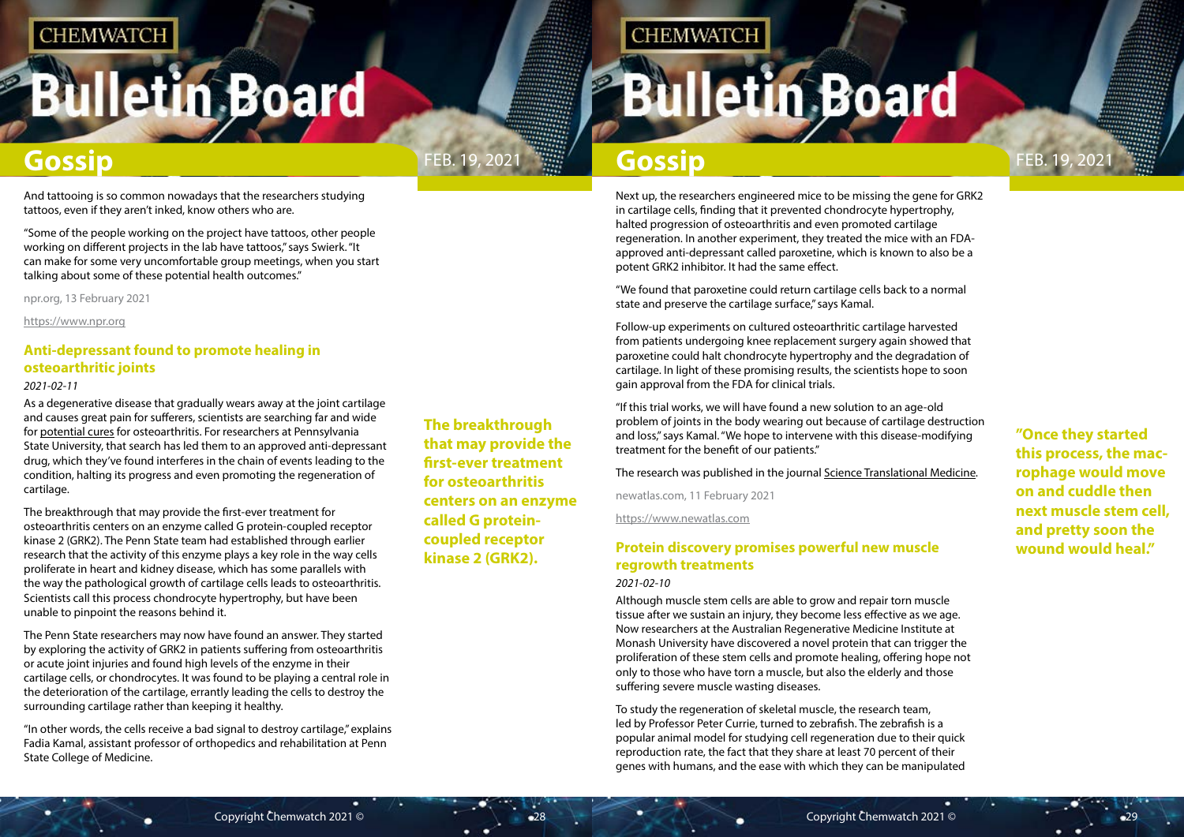And tattooing is so common nowadays that the researchers studying tattoos, even if they aren't inked, know others who are.

"Some of the people working on the project have tattoos, other people working on different projects in the lab have tattoos," says Swierk. "It can make for some very uncomfortable group meetings, when you start talking about some of these potential health outcomes."

npr.org, 13 February 2021

https://www.npr.org

## Anti-depressant found to promote healing in osteoarthritic joints

*2021-02-11*

As a degenerative disease that gradually wears away at the joint cartilage and causes great pain for sufferers, scientists are searching far and wide for potential cures for osteoarthritis. For researchers at Pennsylvania State University, that search has led them to an approved anti-depressant drug, which they've found interferes in the chain of events leading to the condition, halting its progress and even promoting the regeneration of cartilage.

The breakthrough that may provide the first-ever treatment for osteoarthritis centers on an enzyme called G protein-coupled receptor kinase 2 (GRK2). The Penn State team had established through earlier research that the activity of this enzyme plays a key role in the way cells proliferate in heart and kidney disease, which has some parallels with the way the pathological growth of cartilage cells leads to osteoarthritis. Scientists call this process chondrocyte hypertrophy, but have been unable to pinpoint the reasons behind it.

**The breakthrough that may provide the first-ever treatment for osteoarthritis centers on an enzyme called G protein-coupled receptor kinase 2 (GRK2).**

The Penn State researchers may now have found an answer. They started by exploring the activity of GRK2 in patients suffering from osteoarthritis or acute joint injuries and found high levels of the enzyme in their cartilage cells, or chondrocytes. It was found to be playing a central role in the deterioration of the cartilage, errantly leading the cells to destroy the surrounding cartilage rather than keeping it healthy.

"In other words, the cells receive a bad signal to destroy cartilage," explains Fadia Kamal, assistant professor of orthopedics and rehabilitation at Penn State College of Medicine.

Next up, the researchers engineered mice to be missing the gene for GRK2 in cartilage cells, finding that it prevented chondrocyte hypertrophy, halted progression of osteoarthritis and even promoted cartilage regeneration. In another experiment, they treated the mice with an FDA-approved anti-depressant called paroxetine, which is known to also be a potent GRK2 inhibitor. It had the same effect.

"We found that paroxetine could return cartilage cells back to a normal state and preserve the cartilage surface," says Kamal.

Follow-up experiments on cultured osteoarthritic cartilage harvested from patients undergoing knee replacement surgery again showed that paroxetine could halt chondrocyte hypertrophy and the degradation of cartilage. In light of these promising results, the scientists hope to soon gain approval from the FDA for clinical trials.

"If this trial works, we will have found a new solution to an age-old problem of joints in the body wearing out because of cartilage destruction and loss," says Kamal. "We hope to intervene with this disease-modifying treatment for the benefit of our patients."

The research was published in the journal Science Translational Medicine.

newatlas.com, 11 February 2021

https://www.newatlas.com

## Protein discovery promises powerful new muscle regrowth treatments

*2021-02-10*

Although muscle stem cells are able to grow and repair torn muscle tissue after we sustain an injury, they become less effective as we age. Now researchers at the Australian Regenerative Medicine Institute at Monash University have discovered a novel protein that can trigger the proliferation of these stem cells and promote healing, offering hope not only to those who have torn a muscle, but also the elderly and those suffering severe muscle wasting diseases.

**"Once they started this process, the macrophage would move on and cuddle then next muscle stem cell, and pretty soon the wound would heal."**

To study the regeneration of skeletal muscle, the research team, led by Professor Peter Currie, turned to zebrafish. The zebrafish is a popular animal model for studying cell regeneration due to their quick reproduction rate, the fact that they share at least 70 percent of their genes with humans, and the ease with which they can be manipulated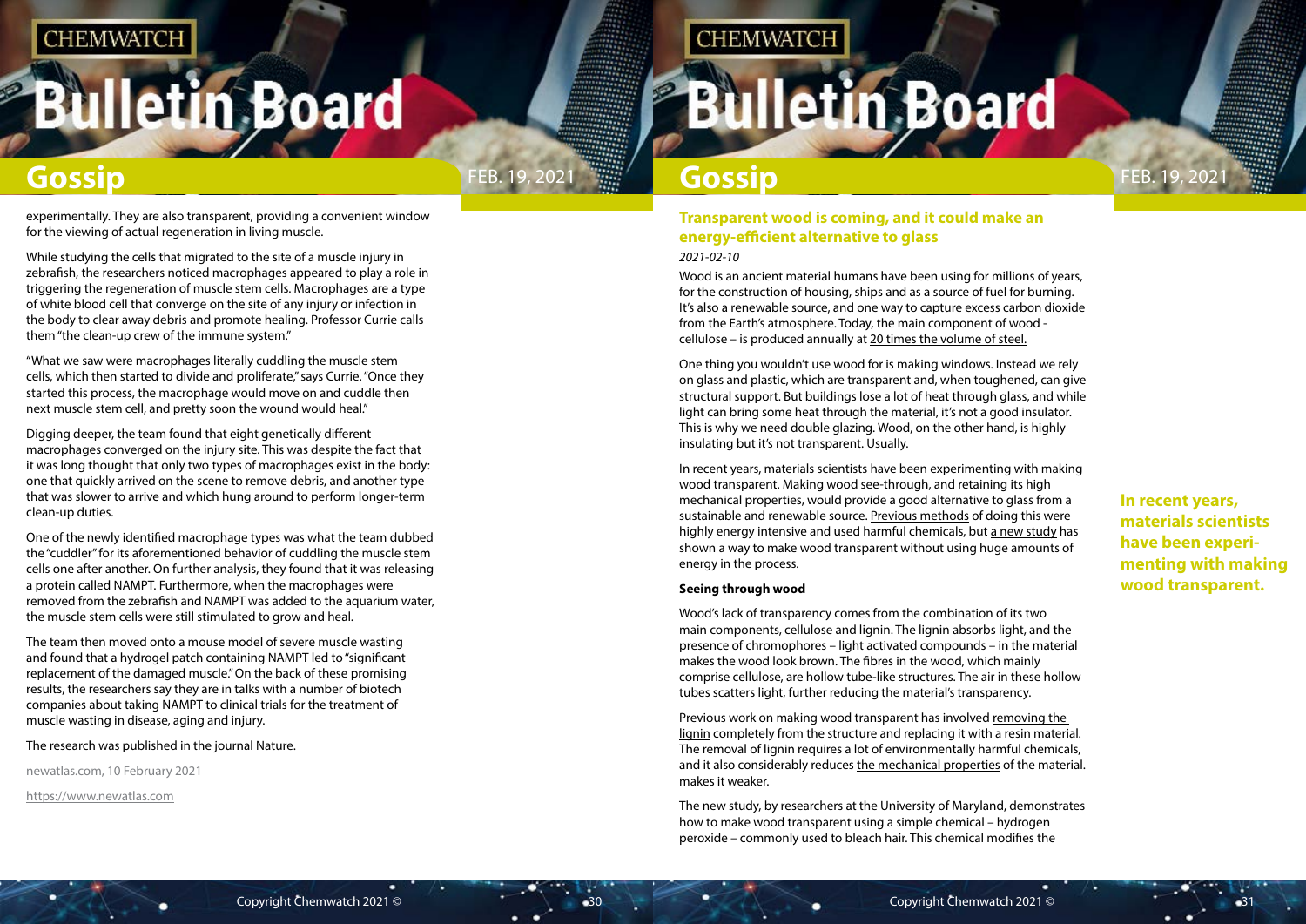experimentally. They are also transparent, providing a convenient window for the viewing of actual regeneration in living muscle.

While studying the cells that migrated to the site of a muscle injury in zebrafish, the researchers noticed macrophages appeared to play a role in triggering the regeneration of muscle stem cells. Macrophages are a type of white blood cell that converge on the site of any injury or infection in the body to clear away debris and promote healing. Professor Currie calls them "the clean-up crew of the immune system."

"What we saw were macrophages literally cuddling the muscle stem cells, which then started to divide and proliferate," says Currie. "Once they started this process, the macrophage would move on and cuddle then next muscle stem cell, and pretty soon the wound would heal."

Digging deeper, the team found that eight genetically different macrophages converged on the injury site. This was despite the fact that it was long thought that only two types of macrophages exist in the body: one that quickly arrived on the scene to remove debris, and another type that was slower to arrive and which hung around to perform longer-term clean-up duties.

One of the newly identified macrophage types was what the team dubbed the "cuddler" for its aforementioned behavior of cuddling the muscle stem cells one after another. On further analysis, they found that it was releasing a protein called NAMPT. Furthermore, when the macrophages were removed from the zebrafish and NAMPT was added to the aquarium water, the muscle stem cells were still stimulated to grow and heal.

The team then moved onto a mouse model of severe muscle wasting and found that a hydrogel patch containing NAMPT led to "significant replacement of the damaged muscle." On the back of these promising results, the researchers say they are in talks with a number of biotech companies about taking NAMPT to clinical trials for the treatment of muscle wasting in disease, aging and injury.

The research was published in the journal Nature.

newatlas.com, 10 February 2021

https://www.newatlas.com

## Transparent wood is coming, and it could make an energy-efficient alternative to glass

*2021-02-10*

Wood is an ancient material humans have been using for millions of years, for the construction of housing, ships and as a source of fuel for burning. It's also a renewable source, and one way to capture excess carbon dioxide from the Earth's atmosphere. Today, the main component of wood - cellulose – is produced annually at 20 times the volume of steel.

One thing you wouldn't use wood for is making windows. Instead we rely on glass and plastic, which are transparent and, when toughened, can give structural support. But buildings lose a lot of heat through glass, and while light can bring some heat through the material, it's not a good insulator. This is why we need double glazing. Wood, on the other hand, is highly insulating but it's not transparent. Usually.

In recent years, materials scientists have been experimenting with making wood transparent. Making wood see-through, and retaining its high mechanical properties, would provide a good alternative to glass from a sustainable and renewable source. Previous methods of doing this were highly energy intensive and used harmful chemicals, but a new study has shown a way to make wood transparent without using huge amounts of energy in the process.

**In recent years, materials scientists have been experimenting with making wood transparent.**

### Seeing through wood

Wood's lack of transparency comes from the combination of its two main components, cellulose and lignin. The lignin absorbs light, and the presence of chromophores – light activated compounds – in the material makes the wood look brown. The fibres in the wood, which mainly comprise cellulose, are hollow tube-like structures. The air in these hollow tubes scatters light, further reducing the material's transparency.

Previous work on making wood transparent has involved removing the lignin completely from the structure and replacing it with a resin material. The removal of lignin requires a lot of environmentally harmful chemicals, and it also considerably reduces the mechanical properties of the material. makes it weaker.

The new study, by researchers at the University of Maryland, demonstrates how to make wood transparent using a simple chemical – hydrogen peroxide – commonly used to bleach hair. This chemical modifies the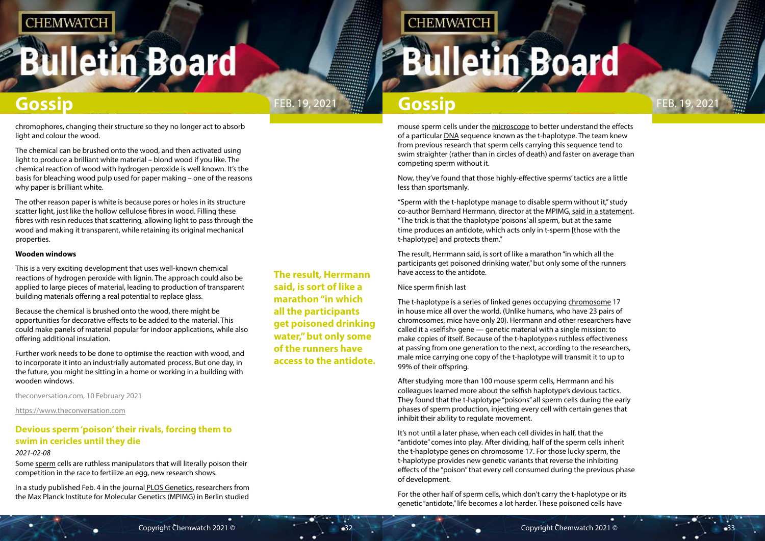chromophores, changing their structure so they no longer act to absorb light and colour the wood.

The chemical can be brushed onto the wood, and then activated using light to produce a brilliant white material – blond wood if you like. The chemical reaction of wood with hydrogen peroxide is well known. It's the basis for bleaching wood pulp used for paper making – one of the reasons why paper is brilliant white.

The other reason paper is white is because pores or holes in its structure scatter light, just like the hollow cellulose fibres in wood. Filling these fibres with resin reduces that scattering, allowing light to pass through the wood and making it transparent, while retaining its original mechanical properties.

**Wooden windows**

This is a very exciting development that uses well-known chemical reactions of hydrogen peroxide with lignin. The approach could also be applied to large pieces of material, leading to production of transparent building materials offering a real potential to replace glass.

Because the chemical is brushed onto the wood, there might be opportunities for decorative effects to be added to the material. This could make panels of material popular for indoor applications, while also offering additional insulation.

Further work needs to be done to optimise the reaction with wood, and to incorporate it into an industrially automated process. But one day, in the future, you might be sitting in a home or working in a building with wooden windows.

theconversation.com, 10 February 2021

https://www.theconversation.com

## Devious sperm 'poison' their rivals, forcing them to swim in cericles until they die

*2021-02-08*

Some sperm cells are ruthless manipulators that will literally poison their competition in the race to fertilize an egg, new research shows.

In a study published Feb. 4 in the journal PLOS Genetics, researchers from the Max Planck Institute for Molecular Genetics (MPIMG) in Berlin studied mouse sperm cells under the microscope to better understand the effects of a particular DNA sequence known as the t-haplotype. The team knew from previous research that sperm cells carrying this sequence tend to swim straighter (rather than in circles of death) and faster on average than competing sperm without it.

Now, they've found that those highly-effective sperms' tactics are a little less than sportsmanly.

"Sperm with the t-haplotype manage to disable sperm without it," study co-author Bernhard Herrmann, director at the MPIMG, said in a statement. "The trick is that the thaplotype 'poisons' all sperm, but at the same time produces an antidote, which acts only in t-sperm [those with the t-haplotype] and protects them."

The result, Herrmann said, is sort of like a marathon "in which all the participants get poisoned drinking water," but only some of the runners have access to the antidote.

**The result, Herrmann said, is sort of like a marathon "in which all the participants get poisoned drinking water," but only some of the runners have access to the antidote.**

Nice sperm finish last

The t-haplotype is a series of linked genes occupying chromosome 17 in house mice all over the world. (Unlike humans, who have 23 pairs of chromosomes, mice have only 20). Herrmann and other researchers have called it a «selfish» gene — genetic material with a single mission: to make copies of itself. Because of the t-haplotype›s ruthless effectiveness at passing from one generation to the next, according to the researchers, male mice carrying one copy of the t-haplotype will transmit it to up to 99% of their offspring.

After studying more than 100 mouse sperm cells, Herrmann and his colleagues learned more about the selfish haplotype's devious tactics. They found that the t-haplotype "poisons" all sperm cells during the early phases of sperm production, injecting every cell with certain genes that inhibit their ability to regulate movement.

It's not until a later phase, when each cell divides in half, that the "antidote" comes into play. After dividing, half of the sperm cells inherit the t-haplotype genes on chromosome 17. For those lucky sperm, the t-haplotype provides new genetic variants that reverse the inhibiting effects of the "poison" that every cell consumed during the previous phase of development.

For the other half of sperm cells, which don't carry the t-haplotype or its genetic "antidote," life becomes a lot harder. These poisoned cells have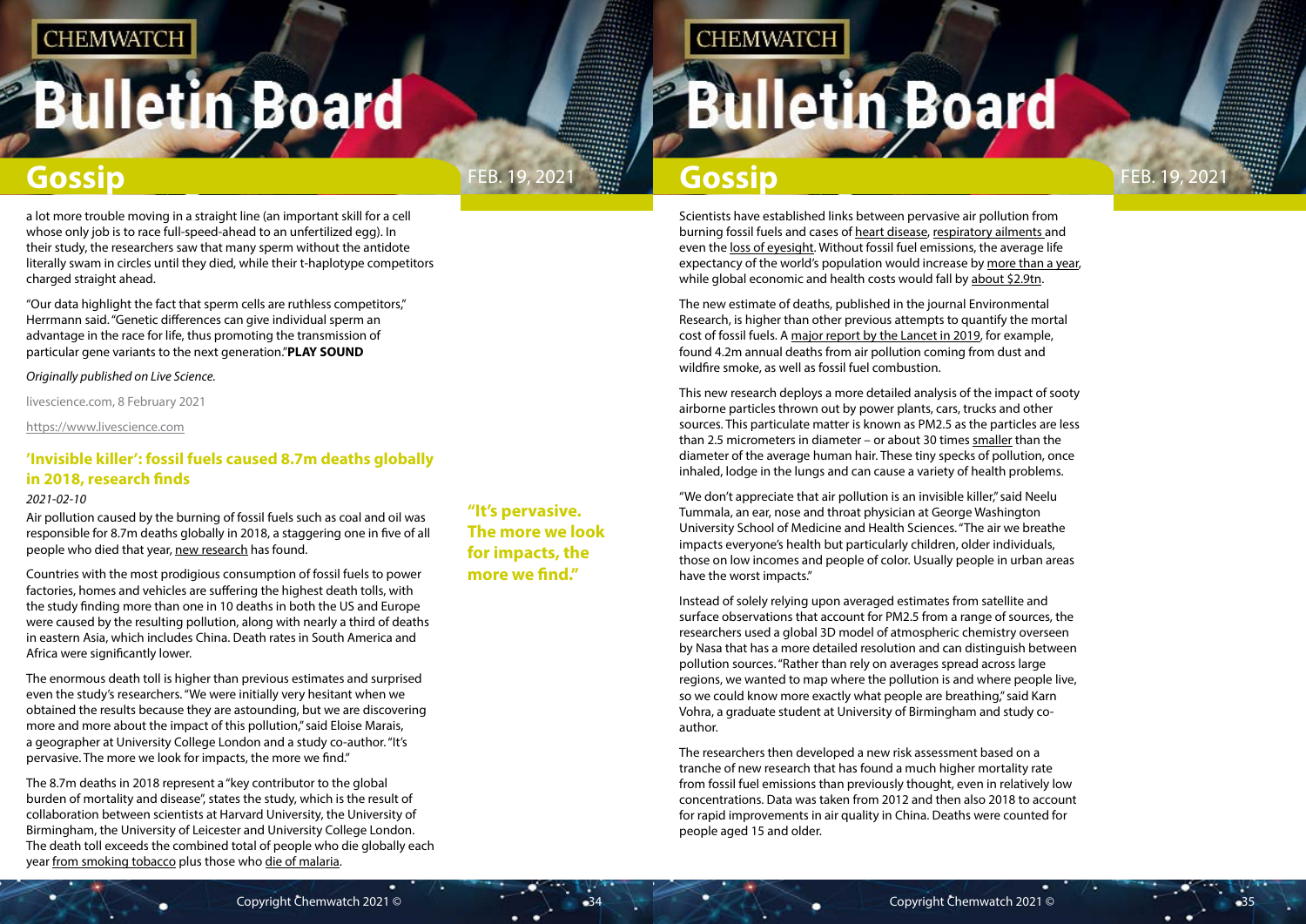a lot more trouble moving in a straight line (an important skill for a cell whose only job is to race full-speed-ahead to an unfertilized egg). In their study, the researchers saw that many sperm without the antidote literally swam in circles until they died, while their t-haplotype competitors charged straight ahead.

"Our data highlight the fact that sperm cells are ruthless competitors," Herrmann said. "Genetic differences can give individual sperm an advantage in the race for life, thus promoting the transmission of particular gene variants to the next generation."**PLAY SOUND**

*Originally published on Live Science.*

livescience.com, 8 February 2021

https://www.livescience.com

## 'Invisible killer': fossil fuels caused 8.7m deaths globally in 2018, research finds

*2021-02-10*

Air pollution caused by the burning of fossil fuels such as coal and oil was responsible for 8.7m deaths globally in 2018, a staggering one in five of all people who died that year, new research has found.

Countries with the most prodigious consumption of fossil fuels to power factories, homes and vehicles are suffering the highest death tolls, with the study finding more than one in 10 deaths in both the US and Europe were caused by the resulting pollution, along with nearly a third of deaths in eastern Asia, which includes China. Death rates in South America and Africa were significantly lower.

The enormous death toll is higher than previous estimates and surprised even the study's researchers. "We were initially very hesitant when we obtained the results because they are astounding, but we are discovering more and more about the impact of this pollution," said Eloise Marais, a geographer at University College London and a study co-author. "It's pervasive. The more we look for impacts, the more we find."

The 8.7m deaths in 2018 represent a "key contributor to the global burden of mortality and disease", states the study, which is the result of collaboration between scientists at Harvard University, the University of Birmingham, the University of Leicester and University College London. The death toll exceeds the combined total of people who die globally each year from smoking tobacco plus those who die of malaria.

**"It's pervasive. The more we look for impacts, the more we find."**

Scientists have established links between pervasive air pollution from burning fossil fuels and cases of heart disease, respiratory ailments and even the loss of eyesight. Without fossil fuel emissions, the average life expectancy of the world's population would increase by more than a year, while global economic and health costs would fall by about $2.9tn.

The new estimate of deaths, published in the journal Environmental Research, is higher than other previous attempts to quantify the mortal cost of fossil fuels. A major report by the Lancet in 2019, for example, found 4.2m annual deaths from air pollution coming from dust and wildfire smoke, as well as fossil fuel combustion.

This new research deploys a more detailed analysis of the impact of sooty airborne particles thrown out by power plants, cars, trucks and other sources. This particulate matter is known as PM2.5 as the particles are less than 2.5 micrometers in diameter – or about 30 times smaller than the diameter of the average human hair. These tiny specks of pollution, once inhaled, lodge in the lungs and can cause a variety of health problems.

"We don't appreciate that air pollution is an invisible killer," said Neelu Tummala, an ear, nose and throat physician at George Washington University School of Medicine and Health Sciences. "The air we breathe impacts everyone's health but particularly children, older individuals, those on low incomes and people of color. Usually people in urban areas have the worst impacts."

Instead of solely relying upon averaged estimates from satellite and surface observations that account for PM2.5 from a range of sources, the researchers used a global 3D model of atmospheric chemistry overseen by Nasa that has a more detailed resolution and can distinguish between pollution sources. "Rather than rely on averages spread across large regions, we wanted to map where the pollution is and where people live, so we could know more exactly what people are breathing," said Karn Vohra, a graduate student at University of Birmingham and study co-author.

The researchers then developed a new risk assessment based on a tranche of new research that has found a much higher mortality rate from fossil fuel emissions than previously thought, even in relatively low concentrations. Data was taken from 2012 and then also 2018 to account for rapid improvements in air quality in China. Deaths were counted for people aged 15 and older.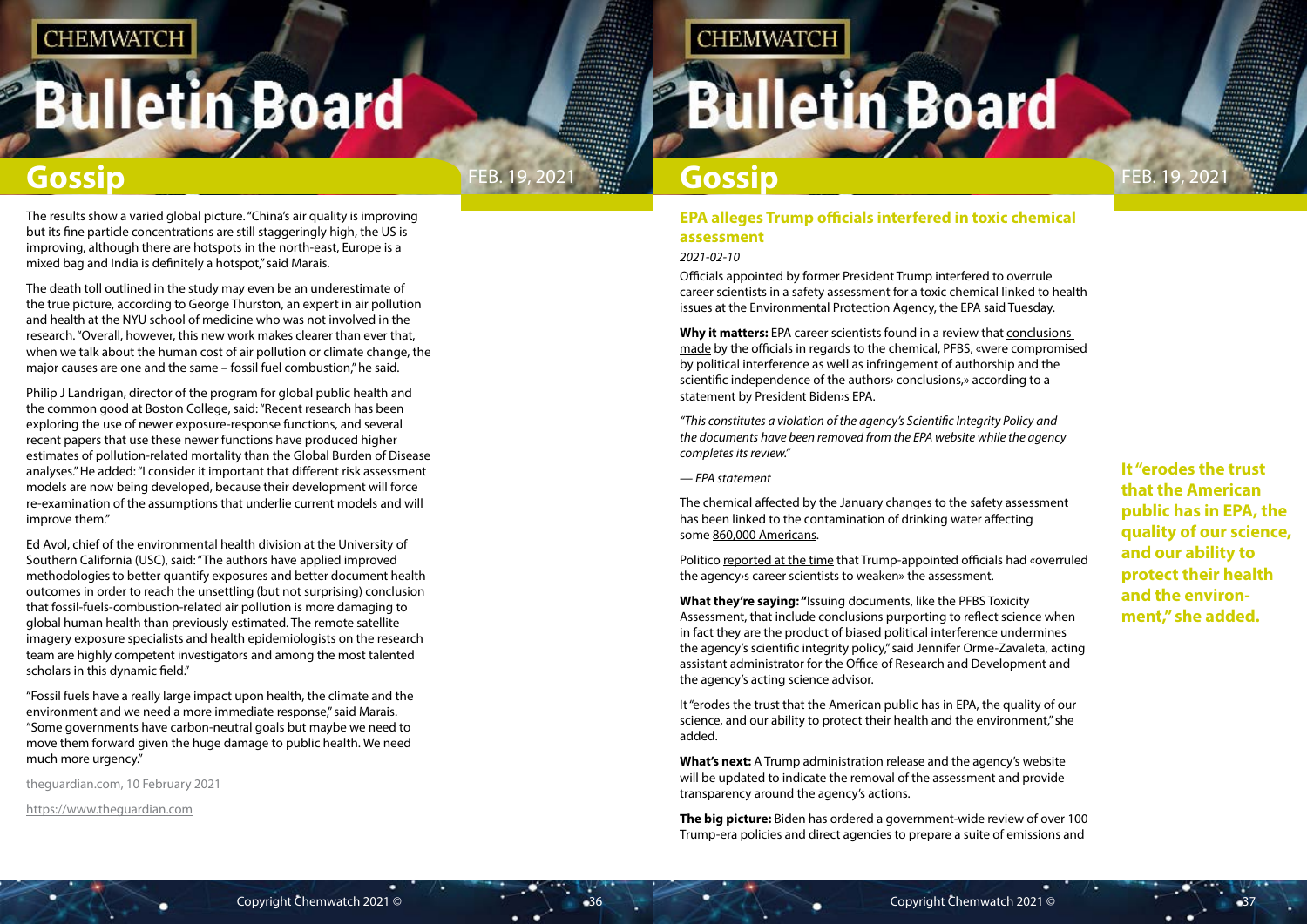The results show a varied global picture. "China's air quality is improving but its fine particle concentrations are still staggeringly high, the US is improving, although there are hotspots in the north-east, Europe is a mixed bag and India is definitely a hotspot," said Marais.

The death toll outlined in the study may even be an underestimate of the true picture, according to George Thurston, an expert in air pollution and health at the NYU school of medicine who was not involved in the research. "Overall, however, this new work makes clearer than ever that, when we talk about the human cost of air pollution or climate change, the major causes are one and the same – fossil fuel combustion," he said.

Philip J Landrigan, director of the program for global public health and the common good at Boston College, said: "Recent research has been exploring the use of newer exposure-response functions, and several recent papers that use these newer functions have produced higher estimates of pollution-related mortality than the Global Burden of Disease analyses." He added: "I consider it important that different risk assessment models are now being developed, because their development will force re-examination of the assumptions that underlie current models and will improve them."

Ed Avol, chief of the environmental health division at the University of Southern California (USC), said: "The authors have applied improved methodologies to better quantify exposures and better document health outcomes in order to reach the unsettling (but not surprising) conclusion that fossil-fuels-combustion-related air pollution is more damaging to global human health than previously estimated. The remote satellite imagery exposure specialists and health epidemiologists on the research team are highly competent investigators and among the most talented scholars in this dynamic field."

"Fossil fuels have a really large impact upon health, the climate and the environment and we need a more immediate response," said Marais. "Some governments have carbon-neutral goals but maybe we need to move them forward given the huge damage to public health. We need much more urgency."

theguardian.com, 10 February 2021

https://www.theguardian.com

## EPA alleges Trump officials interfered in toxic chemical assessment

*2021-02-10*

Officials appointed by former President Trump interfered to overrule career scientists in a safety assessment for a toxic chemical linked to health issues at the Environmental Protection Agency, the EPA said Tuesday.

**Why it matters:** EPA career scientists found in a review that conclusions made by the officials in regards to the chemical, PFBS, «were compromised by political interference as well as infringement of authorship and the scientific independence of the authors› conclusions,» according to a statement by President Biden›s EPA.

*"This constitutes a violation of the agency's Scientific Integrity Policy and the documents have been removed from the EPA website while the agency completes its review."*

*— EPA statement*

The chemical affected by the January changes to the safety assessment has been linked to the contamination of drinking water affecting some 860,000 Americans.

Politico reported at the time that Trump-appointed officials had «overruled the agency›s career scientists to weaken» the assessment.

**What they're saying: "**Issuing documents, like the PFBS Toxicity Assessment, that include conclusions purporting to reflect science when in fact they are the product of biased political interference undermines the agency's scientific integrity policy," said Jennifer Orme-Zavaleta, acting assistant administrator for the Office of Research and Development and the agency's acting science advisor.

It "erodes the trust that the American public has in EPA, the quality of our science, and our ability to protect their health and the environment," she added.

**It "erodes the trust that the American public has in EPA, the quality of our science, and our ability to protect their health and the environment," she added.**

**What's next:** A Trump administration release and the agency's website will be updated to indicate the removal of the assessment and provide transparency around the agency's actions.

**The big picture:** Biden has ordered a government-wide review of over 100 Trump-era policies and direct agencies to prepare a suite of emissions and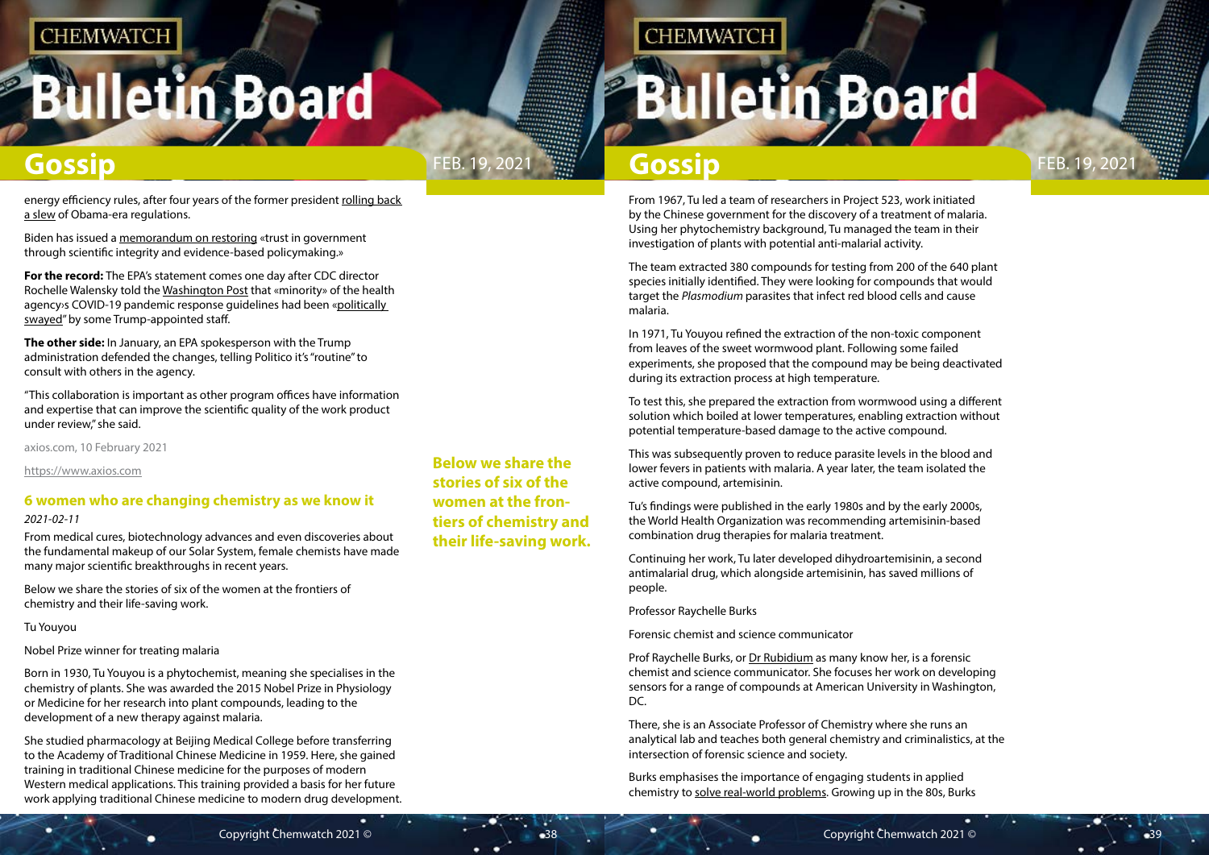energy efficiency rules, after four years of the former president rolling back a slew of Obama-era regulations.

Biden has issued a memorandum on restoring «trust in government through scientific integrity and evidence-based policymaking.»

**For the record:** The EPA's statement comes one day after CDC director Rochelle Walensky told the Washington Post that «minority» of the health agency›s COVID-19 pandemic response guidelines had been «politically swayed" by some Trump-appointed staff.

**The other side:** In January, an EPA spokesperson with the Trump administration defended the changes, telling Politico it's "routine" to consult with others in the agency.

"This collaboration is important as other program offices have information and expertise that can improve the scientific quality of the work product under review," she said.

axios.com, 10 February 2021

https://www.axios.com

## 6 women who are changing chemistry as we know it

*2021-02-11*

From medical cures, biotechnology advances and even discoveries about the fundamental makeup of our Solar System, female chemists have made many major scientific breakthroughs in recent years.

Below we share the stories of six of the women at the frontiers of chemistry and their life-saving work.

Tu Youyou

Nobel Prize winner for treating malaria

Born in 1930, Tu Youyou is a phytochemist, meaning she specialises in the chemistry of plants. She was awarded the 2015 Nobel Prize in Physiology or Medicine for her research into plant compounds, leading to the development of a new therapy against malaria.

She studied pharmacology at Beijing Medical College before transferring to the Academy of Traditional Chinese Medicine in 1959. Here, she gained training in traditional Chinese medicine for the purposes of modern Western medical applications. This training provided a basis for her future work applying traditional Chinese medicine to modern drug development.

**Below we share the stories of six of the women at the frontiers of chemistry and their life-saving work.**

From 1967, Tu led a team of researchers in Project 523, work initiated by the Chinese government for the discovery of a treatment of malaria. Using her phytochemistry background, Tu managed the team in their investigation of plants with potential anti-malarial activity.

The team extracted 380 compounds for testing from 200 of the 640 plant species initially identified. They were looking for compounds that would target the *Plasmodium* parasites that infect red blood cells and cause malaria.

In 1971, Tu Youyou refined the extraction of the non-toxic component from leaves of the sweet wormwood plant. Following some failed experiments, she proposed that the compound may be being deactivated during its extraction process at high temperature.

To test this, she prepared the extraction from wormwood using a different solution which boiled at lower temperatures, enabling extraction without potential temperature-based damage to the active compound.

This was subsequently proven to reduce parasite levels in the blood and lower fevers in patients with malaria. A year later, the team isolated the active compound, artemisinin.

Tu's findings were published in the early 1980s and by the early 2000s, the World Health Organization was recommending artemisinin-based combination drug therapies for malaria treatment.

Continuing her work, Tu later developed dihydroartemisinin, a second antimalarial drug, which alongside artemisinin, has saved millions of people.

Professor Raychelle Burks

Forensic chemist and science communicator

Prof Raychelle Burks, or Dr Rubidium as many know her, is a forensic chemist and science communicator. She focuses her work on developing sensors for a range of compounds at American University in Washington, DC.

There, she is an Associate Professor of Chemistry where she runs an analytical lab and teaches both general chemistry and criminalistics, at the intersection of forensic science and society.

Burks emphasises the importance of engaging students in applied chemistry to solve real-world problems. Growing up in the 80s, Burks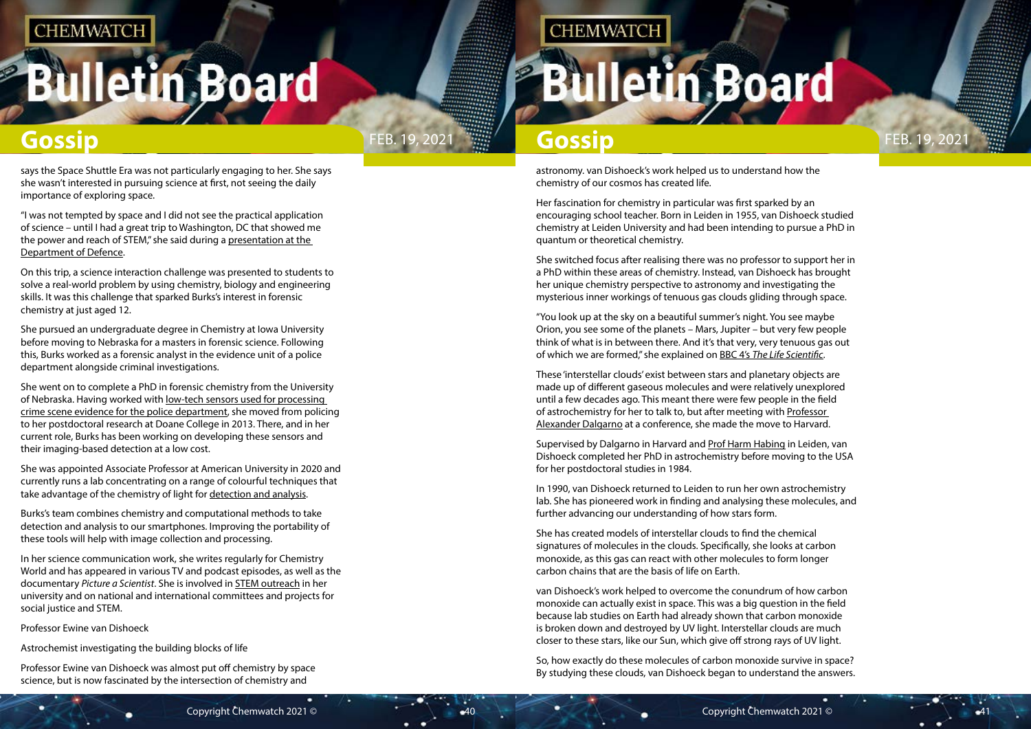says the Space Shuttle Era was not particularly engaging to her. She says she wasn't interested in pursuing science at first, not seeing the daily importance of exploring space.

"I was not tempted by space and I did not see the practical application of science – until I had a great trip to Washington, DC that showed me the power and reach of STEM," she said during a presentation at the Department of Defence.

On this trip, a science interaction challenge was presented to students to solve a real-world problem by using chemistry, biology and engineering skills. It was this challenge that sparked Burks's interest in forensic chemistry at just aged 12.

She pursued an undergraduate degree in Chemistry at Iowa University before moving to Nebraska for a masters in forensic science. Following this, Burks worked as a forensic analyst in the evidence unit of a police department alongside criminal investigations.

She went on to complete a PhD in forensic chemistry from the University of Nebraska. Having worked with low-tech sensors used for processing crime scene evidence for the police department, she moved from policing to her postdoctoral research at Doane College in 2013. There, and in her current role, Burks has been working on developing these sensors and their imaging-based detection at a low cost.

She was appointed Associate Professor at American University in 2020 and currently runs a lab concentrating on a range of colourful techniques that take advantage of the chemistry of light for detection and analysis.

Burks's team combines chemistry and computational methods to take detection and analysis to our smartphones. Improving the portability of these tools will help with image collection and processing.

In her science communication work, she writes regularly for Chemistry World and has appeared in various TV and podcast episodes, as well as the documentary *Picture a Scientist*. She is involved in STEM outreach in her university and on national and international committees and projects for social justice and STEM.

Professor Ewine van Dishoeck

Astrochemist investigating the building blocks of life

Professor Ewine van Dishoeck was almost put off chemistry by space science, but is now fascinated by the intersection of chemistry and astronomy. van Dishoeck's work helped us to understand how the chemistry of our cosmos has created life.

Her fascination for chemistry in particular was first sparked by an encouraging school teacher. Born in Leiden in 1955, van Dishoeck studied chemistry at Leiden University and had been intending to pursue a PhD in quantum or theoretical chemistry.

She switched focus after realising there was no professor to support her in a PhD within these areas of chemistry. Instead, van Dishoeck has brought her unique chemistry perspective to astronomy and investigating the mysterious inner workings of tenuous gas clouds gliding through space.

"You look up at the sky on a beautiful summer's night. You see maybe Orion, you see some of the planets – Mars, Jupiter – but very few people think of what is in between there. And it's that very, very tenuous gas out of which we are formed," she explained on BBC 4's *The Life Scientific*.

These 'interstellar clouds' exist between stars and planetary objects are made up of different gaseous molecules and were relatively unexplored until a few decades ago. This meant there were few people in the field of astrochemistry for her to talk to, but after meeting with Professor Alexander Dalgarno at a conference, she made the move to Harvard.

Supervised by Dalgarno in Harvard and Prof Harm Habing in Leiden, van Dishoeck completed her PhD in astrochemistry before moving to the USA for her postdoctoral studies in 1984.

In 1990, van Dishoeck returned to Leiden to run her own astrochemistry lab. She has pioneered work in finding and analysing these molecules, and further advancing our understanding of how stars form.

She has created models of interstellar clouds to find the chemical signatures of molecules in the clouds. Specifically, she looks at carbon monoxide, as this gas can react with other molecules to form longer carbon chains that are the basis of life on Earth.

van Dishoeck's work helped to overcome the conundrum of how carbon monoxide can actually exist in space. This was a big question in the field because lab studies on Earth had already shown that carbon monoxide is broken down and destroyed by UV light. Interstellar clouds are much closer to these stars, like our Sun, which give off strong rays of UV light.

So, how exactly do these molecules of carbon monoxide survive in space? By studying these clouds, van Dishoeck began to understand the answers.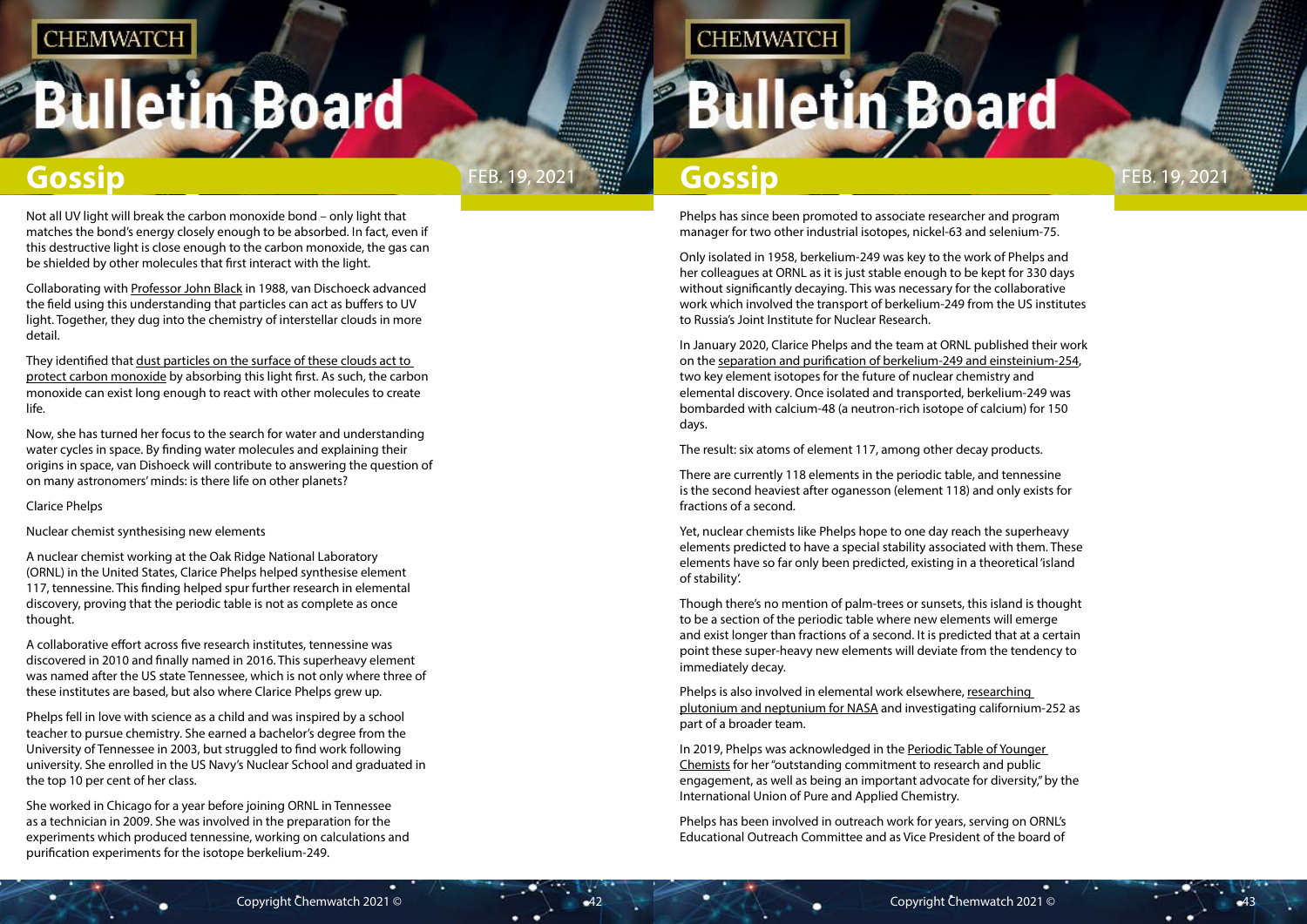Not all UV light will break the carbon monoxide bond – only light that matches the bond's energy closely enough to be absorbed. In fact, even if this destructive light is close enough to the carbon monoxide, the gas can be shielded by other molecules that first interact with the light.

Collaborating with Professor John Black in 1988, van Dischoeck advanced the field using this understanding that particles can act as buffers to UV light. Together, they dug into the chemistry of interstellar clouds in more detail.

They identified that dust particles on the surface of these clouds act to protect carbon monoxide by absorbing this light first. As such, the carbon monoxide can exist long enough to react with other molecules to create life.

Now, she has turned her focus to the search for water and understanding water cycles in space. By finding water molecules and explaining their origins in space, van Dishoeck will contribute to answering the question of on many astronomers' minds: is there life on other planets?

Clarice Phelps

Nuclear chemist synthesising new elements

A nuclear chemist working at the Oak Ridge National Laboratory (ORNL) in the United States, Clarice Phelps helped synthesise element 117, tennessine. This finding helped spur further research in elemental discovery, proving that the periodic table is not as complete as once thought.

A collaborative effort across five research institutes, tennessine was discovered in 2010 and finally named in 2016. This superheavy element was named after the US state Tennessee, which is not only where three of these institutes are based, but also where Clarice Phelps grew up.

Phelps fell in love with science as a child and was inspired by a school teacher to pursue chemistry. She earned a bachelor's degree from the University of Tennessee in 2003, but struggled to find work following university. She enrolled in the US Navy's Nuclear School and graduated in the top 10 per cent of her class.

She worked in Chicago for a year before joining ORNL in Tennessee as a technician in 2009. She was involved in the preparation for the experiments which produced tennessine, working on calculations and purification experiments for the isotope berkelium-249.

Phelps has since been promoted to associate researcher and program manager for two other industrial isotopes, nickel-63 and selenium-75.

Only isolated in 1958, berkelium-249 was key to the work of Phelps and her colleagues at ORNL as it is just stable enough to be kept for 330 days without significantly decaying. This was necessary for the collaborative work which involved the transport of berkelium-249 from the US institutes to Russia's Joint Institute for Nuclear Research.

In January 2020, Clarice Phelps and the team at ORNL published their work on the separation and purification of berkelium-249 and einsteinium-254, two key element isotopes for the future of nuclear chemistry and elemental discovery. Once isolated and transported, berkelium-249 was bombarded with calcium-48 (a neutron-rich isotope of calcium) for 150 days.

The result: six atoms of element 117, among other decay products.

There are currently 118 elements in the periodic table, and tennessine is the second heaviest after oganesson (element 118) and only exists for fractions of a second.

Yet, nuclear chemists like Phelps hope to one day reach the superheavy elements predicted to have a special stability associated with them. These elements have so far only been predicted, existing in a theoretical 'island of stability'.

Though there's no mention of palm-trees or sunsets, this island is thought to be a section of the periodic table where new elements will emerge and exist longer than fractions of a second. It is predicted that at a certain point these super-heavy new elements will deviate from the tendency to immediately decay.

Phelps is also involved in elemental work elsewhere, researching plutonium and neptunium for NASA and investigating californium-252 as part of a broader team.

In 2019, Phelps was acknowledged in the Periodic Table of Younger Chemists for her "outstanding commitment to research and public engagement, as well as being an important advocate for diversity," by the International Union of Pure and Applied Chemistry.

Phelps has been involved in outreach work for years, serving on ORNL's Educational Outreach Committee and as Vice President of the board of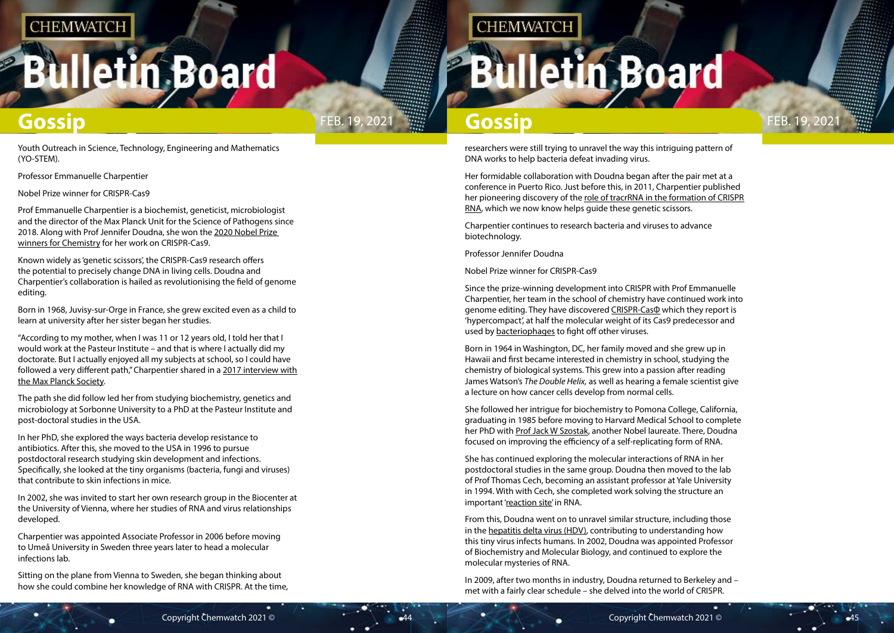Youth Outreach in Science, Technology, Engineering and Mathematics (YO-STEM).

Professor Emmanuelle Charpentier

Nobel Prize winner for CRISPR-Cas9

Prof Emmanuelle Charpentier is a biochemist, geneticist, microbiologist and the director of the Max Planck Unit for the Science of Pathogens since 2018. Along with Prof Jennifer Doudna, she won the 2020 Nobel Prize winners for Chemistry for her work on CRISPR-Cas9.

Known widely as 'genetic scissors', the CRISPR-Cas9 research offers the potential to precisely change DNA in living cells. Doudna and Charpentier's collaboration is hailed as revolutionising the field of genome editing.

Born in 1968, Juvisy-sur-Orge in France, she grew excited even as a child to learn at university after her sister began her studies.

"According to my mother, when I was 11 or 12 years old, I told her that I would work at the Pasteur Institute – and that is where I actually did my doctorate. But I actually enjoyed all my subjects at school, so I could have followed a very different path," Charpentier shared in a 2017 interview with the Max Planck Society.

The path she did follow led her from studying biochemistry, genetics and microbiology at Sorbonne University to a PhD at the Pasteur Institute and post-doctoral studies in the USA.

In her PhD, she explored the ways bacteria develop resistance to antibiotics. After this, she moved to the USA in 1996 to pursue postdoctoral research studying skin development and infections. Specifically, she looked at the tiny organisms (bacteria, fungi and viruses) that contribute to skin infections in mice.

In 2002, she was invited to start her own research group in the Biocenter at the University of Vienna, where her studies of RNA and virus relationships developed.

Charpentier was appointed Associate Professor in 2006 before moving to Umeå University in Sweden three years later to head a molecular infections lab.

Sitting on the plane from Vienna to Sweden, she began thinking about how she could combine her knowledge of RNA with CRISPR. At the time, researchers were still trying to unravel the way this intriguing pattern of DNA works to help bacteria defeat invading virus.

Her formidable collaboration with Doudna began after the pair met at a conference in Puerto Rico. Just before this, in 2011, Charpentier published her pioneering discovery of the role of tracrRNA in the formation of CRISPR RNA, which we now know helps guide these genetic scissors.

Charpentier continues to research bacteria and viruses to advance biotechnology.

Professor Jennifer Doudna

Nobel Prize winner for CRISPR-Cas9

Since the prize-winning development into CRISPR with Prof Emmanuelle Charpentier, her team in the school of chemistry have continued work into genome editing. They have discovered CRISPR-CasΦ which they report is 'hypercompact', at half the molecular weight of its Cas9 predecessor and used by bacteriophages to fight off other viruses.

Born in 1964 in Washington, DC, her family moved and she grew up in Hawaii and first became interested in chemistry in school, studying the chemistry of biological systems. This grew into a passion after reading James Watson's *The Double Helix,* as well as hearing a female scientist give a lecture on how cancer cells develop from normal cells.

She followed her intrigue for biochemistry to Pomona College, California, graduating in 1985 before moving to Harvard Medical School to complete her PhD with Prof Jack W Szostak, another Nobel laureate. There, Doudna focused on improving the efficiency of a self-replicating form of RNA.

She has continued exploring the molecular interactions of RNA in her postdoctoral studies in the same group. Doudna then moved to the lab of Prof Thomas Cech, becoming an assistant professor at Yale University in 1994. With with Cech, she completed work solving the structure an important 'reaction site' in RNA.

From this, Doudna went on to unravel similar structure, including those in the hepatitis delta virus (HDV), contributing to understanding how this tiny virus infects humans. In 2002, Doudna was appointed Professor of Biochemistry and Molecular Biology, and continued to explore the molecular mysteries of RNA.

In 2009, after two months in industry, Doudna returned to Berkeley and – met with a fairly clear schedule – she delved into the world of CRISPR.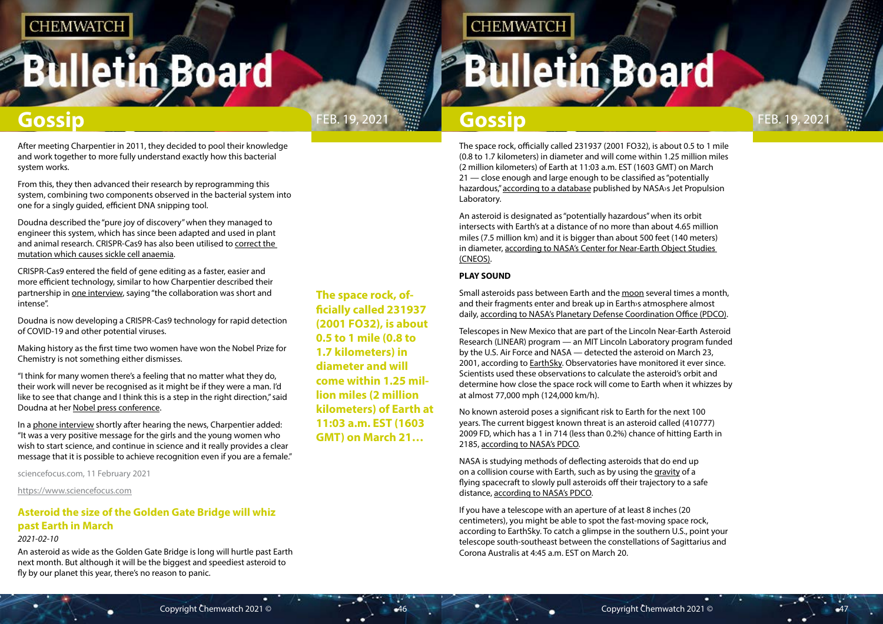After meeting Charpentier in 2011, they decided to pool their knowledge and work together to more fully understand exactly how this bacterial system works.

From this, they then advanced their research by reprogramming this system, combining two components observed in the bacterial system into one for a singly guided, efficient DNA snipping tool.

Doudna described the "pure joy of discovery" when they managed to engineer this system, which has since been adapted and used in plant and animal research. CRISPR-Cas9 has also been utilised to correct the mutation which causes sickle cell anaemia.

CRISPR-Cas9 entered the field of gene editing as a faster, easier and more efficient technology, similar to how Charpentier described their partnership in one interview, saying "the collaboration was short and intense".

Doudna is now developing a CRISPR-Cas9 technology for rapid detection of COVID-19 and other potential viruses.

Making history as the first time two women have won the Nobel Prize for Chemistry is not something either dismisses.

"I think for many women there's a feeling that no matter what they do, their work will never be recognised as it might be if they were a man. I'd like to see that change and I think this is a step in the right direction," said Doudna at her Nobel press conference.

In a phone interview shortly after hearing the news, Charpentier added: "It was a very positive message for the girls and the young women who wish to start science, and continue in science and it really provides a clear message that it is possible to achieve recognition even if you are a female."

sciencefocus.com, 11 February 2021

https://www.sciencefocus.com

## Asteroid the size of the Golden Gate Bridge will whiz past Earth in March

*2021-02-10*

An asteroid as wide as the Golden Gate Bridge is long will hurtle past Earth next month. But although it will be the biggest and speediest asteroid to fly by our planet this year, there's no reason to panic.

**The space rock, officially called 231937 (2001 FO32), is about 0.5 to 1 mile (0.8 to 1.7 kilometers) in diameter and will come within 1.25 million miles (2 million kilometers) of Earth at 11:03 a.m. EST (1603 GMT) on March 21…**

The space rock, officially called 231937 (2001 FO32), is about 0.5 to 1 mile (0.8 to 1.7 kilometers) in diameter and will come within 1.25 million miles (2 million kilometers) of Earth at 11:03 a.m. EST (1603 GMT) on March 21 — close enough and large enough to be classified as "potentially hazardous," according to a database published by NASA›s Jet Propulsion Laboratory.

An asteroid is designated as "potentially hazardous" when its orbit intersects with Earth's at a distance of no more than about 4.65 million miles (7.5 million km) and it is bigger than about 500 feet (140 meters) in diameter, according to NASA's Center for Near-Earth Object Studies (CNEOS).

**PLAY SOUND**

Small asteroids pass between Earth and the moon several times a month, and their fragments enter and break up in Earth›s atmosphere almost daily, according to NASA's Planetary Defense Coordination Office (PDCO).

Telescopes in New Mexico that are part of the Lincoln Near-Earth Asteroid Research (LINEAR) program — an MIT Lincoln Laboratory program funded by the U.S. Air Force and NASA — detected the asteroid on March 23, 2001, according to EarthSky. Observatories have monitored it ever since. Scientists used these observations to calculate the asteroid's orbit and determine how close the space rock will come to Earth when it whizzes by at almost 77,000 mph (124,000 km/h).

No known asteroid poses a significant risk to Earth for the next 100 years. The current biggest known threat is an asteroid called (410777) 2009 FD, which has a 1 in 714 (less than 0.2%) chance of hitting Earth in 2185, according to NASA's PDCO.

NASA is studying methods of deflecting asteroids that do end up on a collision course with Earth, such as by using the gravity of a flying spacecraft to slowly pull asteroids off their trajectory to a safe distance, according to NASA's PDCO.

If you have a telescope with an aperture of at least 8 inches (20 centimeters), you might be able to spot the fast-moving space rock, according to EarthSky. To catch a glimpse in the southern U.S., point your telescope south-southeast between the constellations of Sagittarius and Corona Australis at 4:45 a.m. EST on March 20.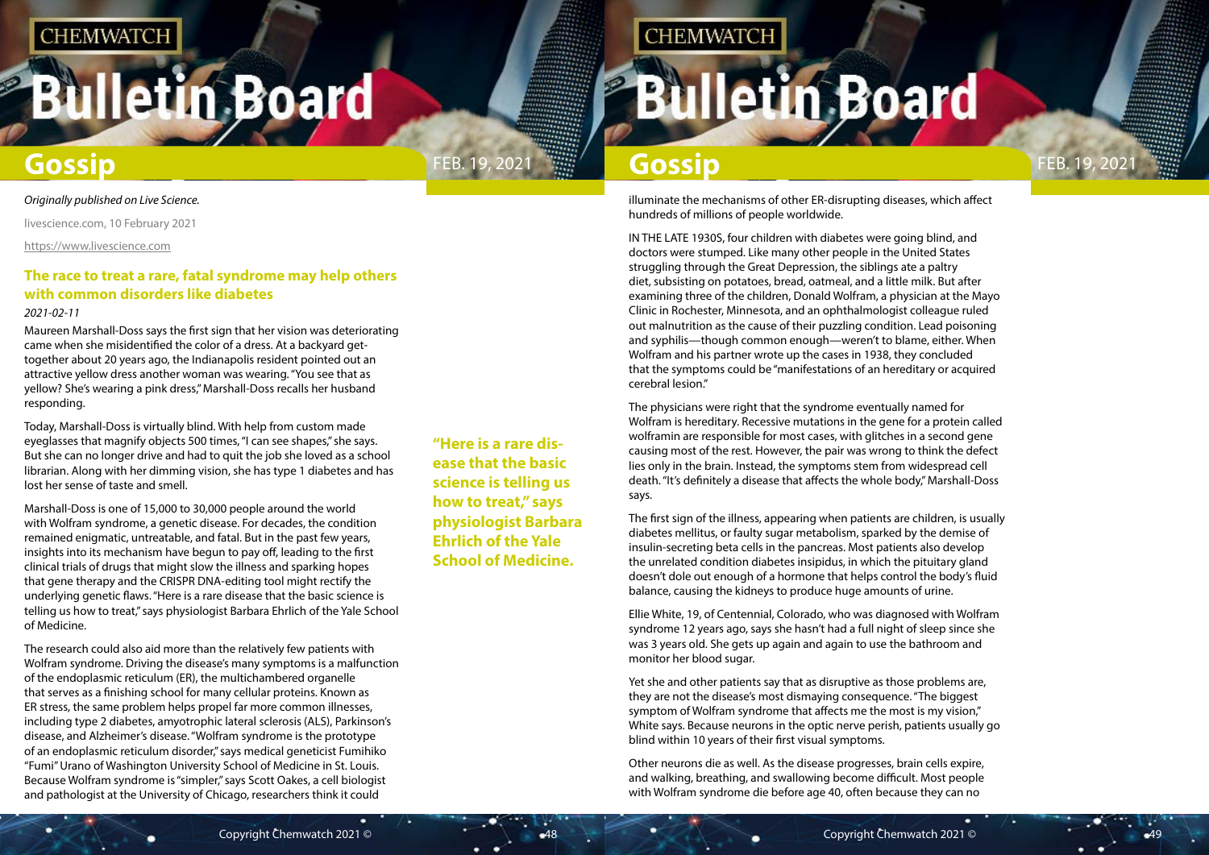*Originally published on Live Science.*

livescience.com, 10 February 2021

https://www.livescience.com

## The race to treat a rare, fatal syndrome may help others with common disorders like diabetes

*2021-02-11*

Maureen Marshall-Doss says the first sign that her vision was deteriorating came when she misidentified the color of a dress. At a backyard get-together about 20 years ago, the Indianapolis resident pointed out an attractive yellow dress another woman was wearing. "You see that as yellow? She's wearing a pink dress," Marshall-Doss recalls her husband responding.

Today, Marshall-Doss is virtually blind. With help from custom made eyeglasses that magnify objects 500 times, "I can see shapes," she says. But she can no longer drive and had to quit the job she loved as a school librarian. Along with her dimming vision, she has type 1 diabetes and has lost her sense of taste and smell.

Marshall-Doss is one of 15,000 to 30,000 people around the world with Wolfram syndrome, a genetic disease. For decades, the condition remained enigmatic, untreatable, and fatal. But in the past few years, insights into its mechanism have begun to pay off, leading to the first clinical trials of drugs that might slow the illness and sparking hopes that gene therapy and the CRISPR DNA-editing tool might rectify the underlying genetic flaws. "Here is a rare disease that the basic science is telling us how to treat," says physiologist Barbara Ehrlich of the Yale School of Medicine.

**"Here is a rare disease that the basic science is telling us how to treat," says physiologist Barbara Ehrlich of the Yale School of Medicine.**

The research could also aid more than the relatively few patients with Wolfram syndrome. Driving the disease's many symptoms is a malfunction of the endoplasmic reticulum (ER), the multichambered organelle that serves as a finishing school for many cellular proteins. Known as ER stress, the same problem helps propel far more common illnesses, including type 2 diabetes, amyotrophic lateral sclerosis (ALS), Parkinson's disease, and Alzheimer's disease. "Wolfram syndrome is the prototype of an endoplasmic reticulum disorder," says medical geneticist Fumihiko "Fumi" Urano of Washington University School of Medicine in St. Louis. Because Wolfram syndrome is "simpler," says Scott Oakes, a cell biologist and pathologist at the University of Chicago, researchers think it could illuminate the mechanisms of other ER-disrupting diseases, which affect hundreds of millions of people worldwide.

IN THE LATE 1930S, four children with diabetes were going blind, and doctors were stumped. Like many other people in the United States struggling through the Great Depression, the siblings ate a paltry diet, subsisting on potatoes, bread, oatmeal, and a little milk. But after examining three of the children, Donald Wolfram, a physician at the Mayo Clinic in Rochester, Minnesota, and an ophthalmologist colleague ruled out malnutrition as the cause of their puzzling condition. Lead poisoning and syphilis—though common enough—weren't to blame, either. When Wolfram and his partner wrote up the cases in 1938, they concluded that the symptoms could be "manifestations of an hereditary or acquired cerebral lesion."

The physicians were right that the syndrome eventually named for Wolfram is hereditary. Recessive mutations in the gene for a protein called wolframin are responsible for most cases, with glitches in a second gene causing most of the rest. However, the pair was wrong to think the defect lies only in the brain. Instead, the symptoms stem from widespread cell death. "It's definitely a disease that affects the whole body," Marshall-Doss says.

The first sign of the illness, appearing when patients are children, is usually diabetes mellitus, or faulty sugar metabolism, sparked by the demise of insulin-secreting beta cells in the pancreas. Most patients also develop the unrelated condition diabetes insipidus, in which the pituitary gland doesn't dole out enough of a hormone that helps control the body's fluid balance, causing the kidneys to produce huge amounts of urine.

Ellie White, 19, of Centennial, Colorado, who was diagnosed with Wolfram syndrome 12 years ago, says she hasn't had a full night of sleep since she was 3 years old. She gets up again and again to use the bathroom and monitor her blood sugar.

Yet she and other patients say that as disruptive as those problems are, they are not the disease's most dismaying consequence. "The biggest symptom of Wolfram syndrome that affects me the most is my vision," White says. Because neurons in the optic nerve perish, patients usually go blind within 10 years of their first visual symptoms.

Other neurons die as well. As the disease progresses, brain cells expire, and walking, breathing, and swallowing become difficult. Most people with Wolfram syndrome die before age 40, often because they can no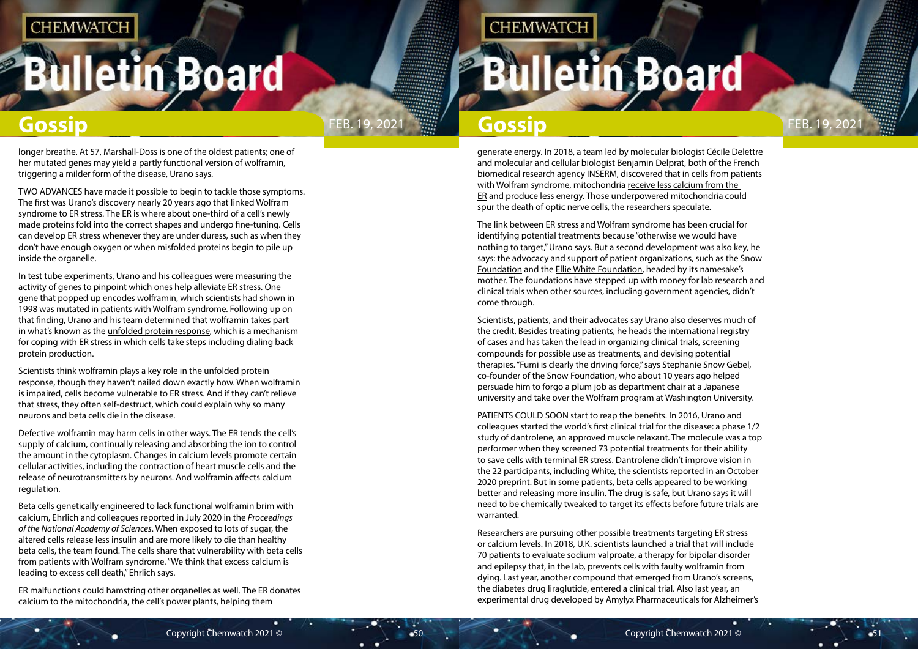longer breathe. At 57, Marshall-Doss is one of the oldest patients; one of her mutated genes may yield a partly functional version of wolframin, triggering a milder form of the disease, Urano says.

TWO ADVANCES have made it possible to begin to tackle those symptoms. The first was Urano's discovery nearly 20 years ago that linked Wolfram syndrome to ER stress. The ER is where about one-third of a cell's newly made proteins fold into the correct shapes and undergo fine-tuning. Cells can develop ER stress whenever they are under duress, such as when they don't have enough oxygen or when misfolded proteins begin to pile up inside the organelle.

In test tube experiments, Urano and his colleagues were measuring the activity of genes to pinpoint which ones help alleviate ER stress. One gene that popped up encodes wolframin, which scientists had shown in 1998 was mutated in patients with Wolfram syndrome. Following up on that finding, Urano and his team determined that wolframin takes part in what's known as the unfolded protein response, which is a mechanism for coping with ER stress in which cells take steps including dialing back protein production.

Scientists think wolframin plays a key role in the unfolded protein response, though they haven't nailed down exactly how. When wolframin is impaired, cells become vulnerable to ER stress. And if they can't relieve that stress, they often self-destruct, which could explain why so many neurons and beta cells die in the disease.

Defective wolframin may harm cells in other ways. The ER tends the cell's supply of calcium, continually releasing and absorbing the ion to control the amount in the cytoplasm. Changes in calcium levels promote certain cellular activities, including the contraction of heart muscle cells and the release of neurotransmitters by neurons. And wolframin affects calcium regulation.

Beta cells genetically engineered to lack functional wolframin brim with calcium, Ehrlich and colleagues reported in July 2020 in the *Proceedings of the National Academy of Sciences*. When exposed to lots of sugar, the altered cells release less insulin and are more likely to die than healthy beta cells, the team found. The cells share that vulnerability with beta cells from patients with Wolfram syndrome. "We think that excess calcium is leading to excess cell death," Ehrlich says.

ER malfunctions could hamstring other organelles as well. The ER donates calcium to the mitochondria, the cell's power plants, helping them generate energy. In 2018, a team led by molecular biologist Cécile Delettre and molecular and cellular biologist Benjamin Delprat, both of the French biomedical research agency INSERM, discovered that in cells from patients with Wolfram syndrome, mitochondria receive less calcium from the ER and produce less energy. Those underpowered mitochondria could spur the death of optic nerve cells, the researchers speculate.

The link between ER stress and Wolfram syndrome has been crucial for identifying potential treatments because "otherwise we would have nothing to target," Urano says. But a second development was also key, he says: the advocacy and support of patient organizations, such as the Snow Foundation and the Ellie White Foundation, headed by its namesake's mother. The foundations have stepped up with money for lab research and clinical trials when other sources, including government agencies, didn't come through.

Scientists, patients, and their advocates say Urano also deserves much of the credit. Besides treating patients, he heads the international registry of cases and has taken the lead in organizing clinical trials, screening compounds for possible use as treatments, and devising potential therapies. "Fumi is clearly the driving force," says Stephanie Snow Gebel, co-founder of the Snow Foundation, who about 10 years ago helped persuade him to forgo a plum job as department chair at a Japanese university and take over the Wolfram program at Washington University.

PATIENTS COULD SOON start to reap the benefits. In 2016, Urano and colleagues started the world's first clinical trial for the disease: a phase 1/2 study of dantrolene, an approved muscle relaxant. The molecule was a top performer when they screened 73 potential treatments for their ability to save cells with terminal ER stress. Dantrolene didn't improve vision in the 22 participants, including White, the scientists reported in an October 2020 preprint. But in some patients, beta cells appeared to be working better and releasing more insulin. The drug is safe, but Urano says it will need to be chemically tweaked to target its effects before future trials are warranted.

Researchers are pursuing other possible treatments targeting ER stress or calcium levels. In 2018, U.K. scientists launched a trial that will include 70 patients to evaluate sodium valproate, a therapy for bipolar disorder and epilepsy that, in the lab, prevents cells with faulty wolframin from dying. Last year, another compound that emerged from Urano's screens, the diabetes drug liraglutide, entered a clinical trial. Also last year, an experimental drug developed by Amylyx Pharmaceuticals for Alzheimer's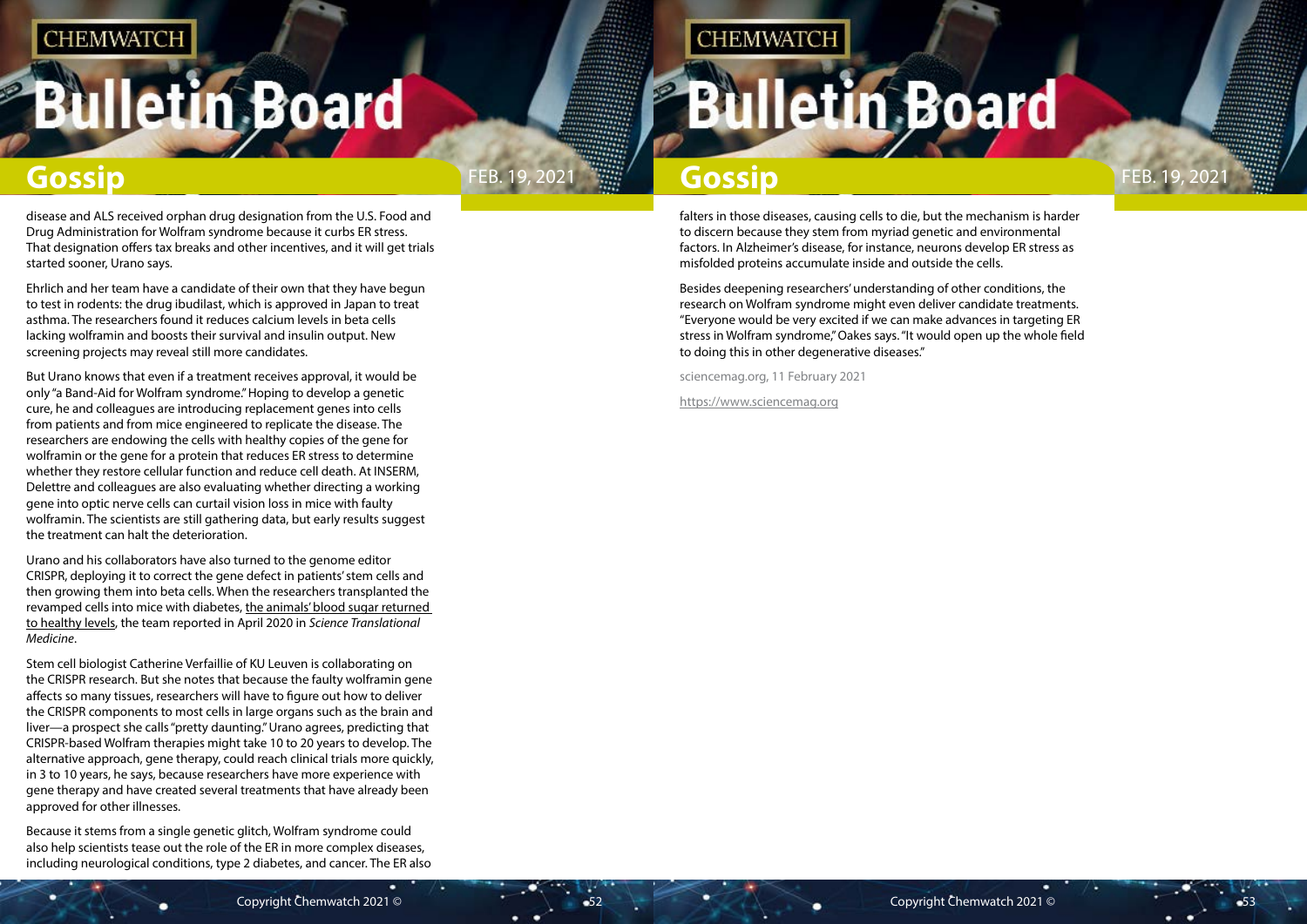disease and ALS received orphan drug designation from the U.S. Food and Drug Administration for Wolfram syndrome because it curbs ER stress. That designation offers tax breaks and other incentives, and it will get trials started sooner, Urano says.

Ehrlich and her team have a candidate of their own that they have begun to test in rodents: the drug ibudilast, which is approved in Japan to treat asthma. The researchers found it reduces calcium levels in beta cells lacking wolframin and boosts their survival and insulin output. New screening projects may reveal still more candidates.

But Urano knows that even if a treatment receives approval, it would be only "a Band-Aid for Wolfram syndrome." Hoping to develop a genetic cure, he and colleagues are introducing replacement genes into cells from patients and from mice engineered to replicate the disease. The researchers are endowing the cells with healthy copies of the gene for wolframin or the gene for a protein that reduces ER stress to determine whether they restore cellular function and reduce cell death. At INSERM, Delettre and colleagues are also evaluating whether directing a working gene into optic nerve cells can curtail vision loss in mice with faulty wolframin. The scientists are still gathering data, but early results suggest the treatment can halt the deterioration.

Urano and his collaborators have also turned to the genome editor CRISPR, deploying it to correct the gene defect in patients' stem cells and then growing them into beta cells. When the researchers transplanted the revamped cells into mice with diabetes, the animals' blood sugar returned to healthy levels, the team reported in April 2020 in *Science Translational Medicine*.

Stem cell biologist Catherine Verfaillie of KU Leuven is collaborating on the CRISPR research. But she notes that because the faulty wolframin gene affects so many tissues, researchers will have to figure out how to deliver the CRISPR components to most cells in large organs such as the brain and liver—a prospect she calls "pretty daunting." Urano agrees, predicting that CRISPR-based Wolfram therapies might take 10 to 20 years to develop. The alternative approach, gene therapy, could reach clinical trials more quickly, in 3 to 10 years, he says, because researchers have more experience with gene therapy and have created several treatments that have already been approved for other illnesses.

Because it stems from a single genetic glitch, Wolfram syndrome could also help scientists tease out the role of the ER in more complex diseases, including neurological conditions, type 2 diabetes, and cancer. The ER also falters in those diseases, causing cells to die, but the mechanism is harder to discern because they stem from myriad genetic and environmental factors. In Alzheimer's disease, for instance, neurons develop ER stress as misfolded proteins accumulate inside and outside the cells.

Besides deepening researchers' understanding of other conditions, the research on Wolfram syndrome might even deliver candidate treatments. "Everyone would be very excited if we can make advances in targeting ER stress in Wolfram syndrome," Oakes says. "It would open up the whole field to doing this in other degenerative diseases."

sciencemag.org, 11 February 2021

https://www.sciencemag.org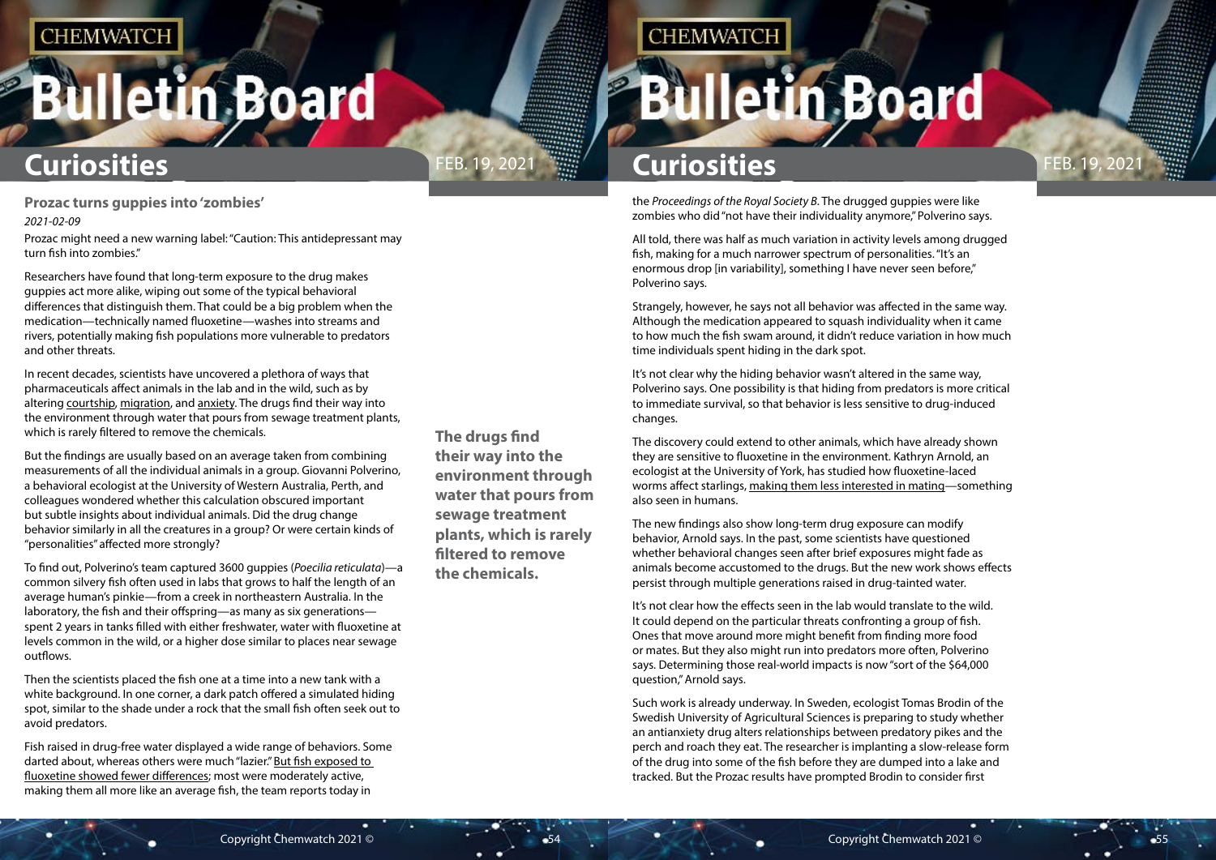## Curiosities

### Prozac turns guppies into 'zombies'

*2021-02-09*

Prozac might need a new warning label: "Caution: This antidepressant may turn fish into zombies."

Researchers have found that long-term exposure to the drug makes guppies act more alike, wiping out some of the typical behavioral differences that distinguish them. That could be a big problem when the medication—technically named fluoxetine—washes into streams and rivers, potentially making fish populations more vulnerable to predators and other threats.

In recent decades, scientists have uncovered a plethora of ways that pharmaceuticals affect animals in the lab and in the wild, such as by altering courtship, migration, and anxiety. The drugs find their way into the environment through water that pours from sewage treatment plants, which is rarely filtered to remove the chemicals.

**The drugs find their way into the environment through water that pours from sewage treatment plants, which is rarely filtered to remove the chemicals.**

But the findings are usually based on an average taken from combining measurements of all the individual animals in a group. Giovanni Polverino, a behavioral ecologist at the University of Western Australia, Perth, and colleagues wondered whether this calculation obscured important but subtle insights about individual animals. Did the drug change behavior similarly in all the creatures in a group? Or were certain kinds of "personalities" affected more strongly?

To find out, Polverino's team captured 3600 guppies (*Poecilia reticulata*)—a common silvery fish often used in labs that grows to half the length of an average human's pinkie—from a creek in northeastern Australia. In the laboratory, the fish and their offspring—as many as six generations—spent 2 years in tanks filled with either freshwater, water with fluoxetine at levels common in the wild, or a higher dose similar to places near sewage outflows.

Then the scientists placed the fish one at a time into a new tank with a white background. In one corner, a dark patch offered a simulated hiding spot, similar to the shade under a rock that the small fish often seek out to avoid predators.

Fish raised in drug-free water displayed a wide range of behaviors. Some darted about, whereas others were much "lazier." But fish exposed to fluoxetine showed fewer differences; most were moderately active, making them all more like an average fish, the team reports today in the *Proceedings of the Royal Society B*. The drugged guppies were like zombies who did "not have their individuality anymore," Polverino says.

All told, there was half as much variation in activity levels among drugged fish, making for a much narrower spectrum of personalities. "It's an enormous drop [in variability], something I have never seen before," Polverino says.

Strangely, however, he says not all behavior was affected in the same way. Although the medication appeared to squash individuality when it came to how much the fish swam around, it didn't reduce variation in how much time individuals spent hiding in the dark spot.

It's not clear why the hiding behavior wasn't altered in the same way, Polverino says. One possibility is that hiding from predators is more critical to immediate survival, so that behavior is less sensitive to drug-induced changes.

The discovery could extend to other animals, which have already shown they are sensitive to fluoxetine in the environment. Kathryn Arnold, an ecologist at the University of York, has studied how fluoxetine-laced worms affect starlings, making them less interested in mating—something also seen in humans.

The new findings also show long-term drug exposure can modify behavior, Arnold says. In the past, some scientists have questioned whether behavioral changes seen after brief exposures might fade as animals become accustomed to the drugs. But the new work shows effects persist through multiple generations raised in drug-tainted water.

It's not clear how the effects seen in the lab would translate to the wild. It could depend on the particular threats confronting a group of fish. Ones that move around more might benefit from finding more food or mates. But they also might run into predators more often, Polverino says. Determining those real-world impacts is now "sort of the $64,000 question," Arnold says.

Such work is already underway. In Sweden, ecologist Tomas Brodin of the Swedish University of Agricultural Sciences is preparing to study whether an antianxiety drug alters relationships between predatory pikes and the perch and roach they eat. The researcher is implanting a slow-release form of the drug into some of the fish before they are dumped into a lake and tracked. But the Prozac results have prompted Brodin to consider first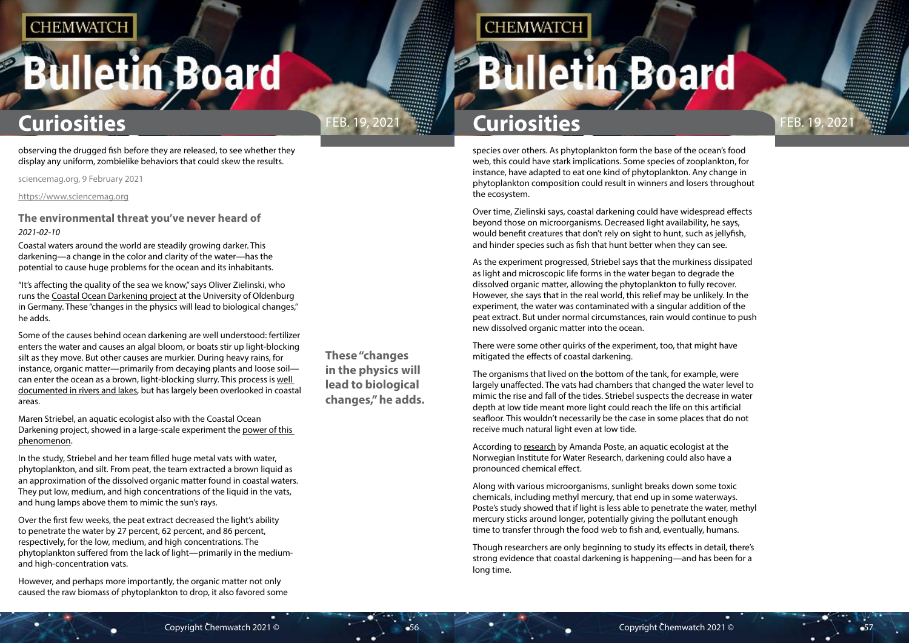observing the drugged fish before they are released, to see whether they display any uniform, zombielike behaviors that could skew the results.

sciencemag.org, 9 February 2021

https://www.sciencemag.org

### The environmental threat you've never heard of

*2021-02-10*

Coastal waters around the world are steadily growing darker. This darkening—a change in the color and clarity of the water—has the potential to cause huge problems for the ocean and its inhabitants.

"It's affecting the quality of the sea we know," says Oliver Zielinski, who runs the Coastal Ocean Darkening project at the University of Oldenburg in Germany. These "changes in the physics will lead to biological changes," he adds.

Some of the causes behind ocean darkening are well understood: fertilizer enters the water and causes an algal bloom, or boats stir up light-blocking silt as they move. But other causes are murkier. During heavy rains, for instance, organic matter—primarily from decaying plants and loose soil—can enter the ocean as a brown, light-blocking slurry. This process is well documented in rivers and lakes, but has largely been overlooked in coastal areas.

Maren Striebel, an aquatic ecologist also with the Coastal Ocean Darkening project, showed in a large-scale experiment the power of this phenomenon.

In the study, Striebel and her team filled huge metal vats with water, phytoplankton, and silt. From peat, the team extracted a brown liquid as an approximation of the dissolved organic matter found in coastal waters. They put low, medium, and high concentrations of the liquid in the vats, and hung lamps above them to mimic the sun's rays.

Over the first few weeks, the peat extract decreased the light's ability to penetrate the water by 27 percent, 62 percent, and 86 percent, respectively, for the low, medium, and high concentrations. The phytoplankton suffered from the lack of light—primarily in the medium- and high-concentration vats.

However, and perhaps more importantly, the organic matter not only caused the raw biomass of phytoplankton to drop, it also favored some species over others. As phytoplankton form the base of the ocean's food web, this could have stark implications. Some species of zooplankton, for instance, have adapted to eat one kind of phytoplankton. Any change in phytoplankton composition could result in winners and losers throughout the ecosystem.

**These "changes in the physics will lead to biological changes," he adds.**

Over time, Zielinski says, coastal darkening could have widespread effects beyond those on microorganisms. Decreased light availability, he says, would benefit creatures that don't rely on sight to hunt, such as jellyfish, and hinder species such as fish that hunt better when they can see.

As the experiment progressed, Striebel says that the murkiness dissipated as light and microscopic life forms in the water began to degrade the dissolved organic matter, allowing the phytoplankton to fully recover. However, she says that in the real world, this relief may be unlikely. In the experiment, the water was contaminated with a singular addition of the peat extract. But under normal circumstances, rain would continue to push new dissolved organic matter into the ocean.

There were some other quirks of the experiment, too, that might have mitigated the effects of coastal darkening.

The organisms that lived on the bottom of the tank, for example, were largely unaffected. The vats had chambers that changed the water level to mimic the rise and fall of the tides. Striebel suspects the decrease in water depth at low tide meant more light could reach the life on this artificial seafloor. This wouldn't necessarily be the case in some places that do not receive much natural light even at low tide.

According to research by Amanda Poste, an aquatic ecologist at the Norwegian Institute for Water Research, darkening could also have a pronounced chemical effect.

Along with various microorganisms, sunlight breaks down some toxic chemicals, including methyl mercury, that end up in some waterways. Poste's study showed that if light is less able to penetrate the water, methyl mercury sticks around longer, potentially giving the pollutant enough time to transfer through the food web to fish and, eventually, humans.

Though researchers are only beginning to study its effects in detail, there's strong evidence that coastal darkening is happening—and has been for a long time.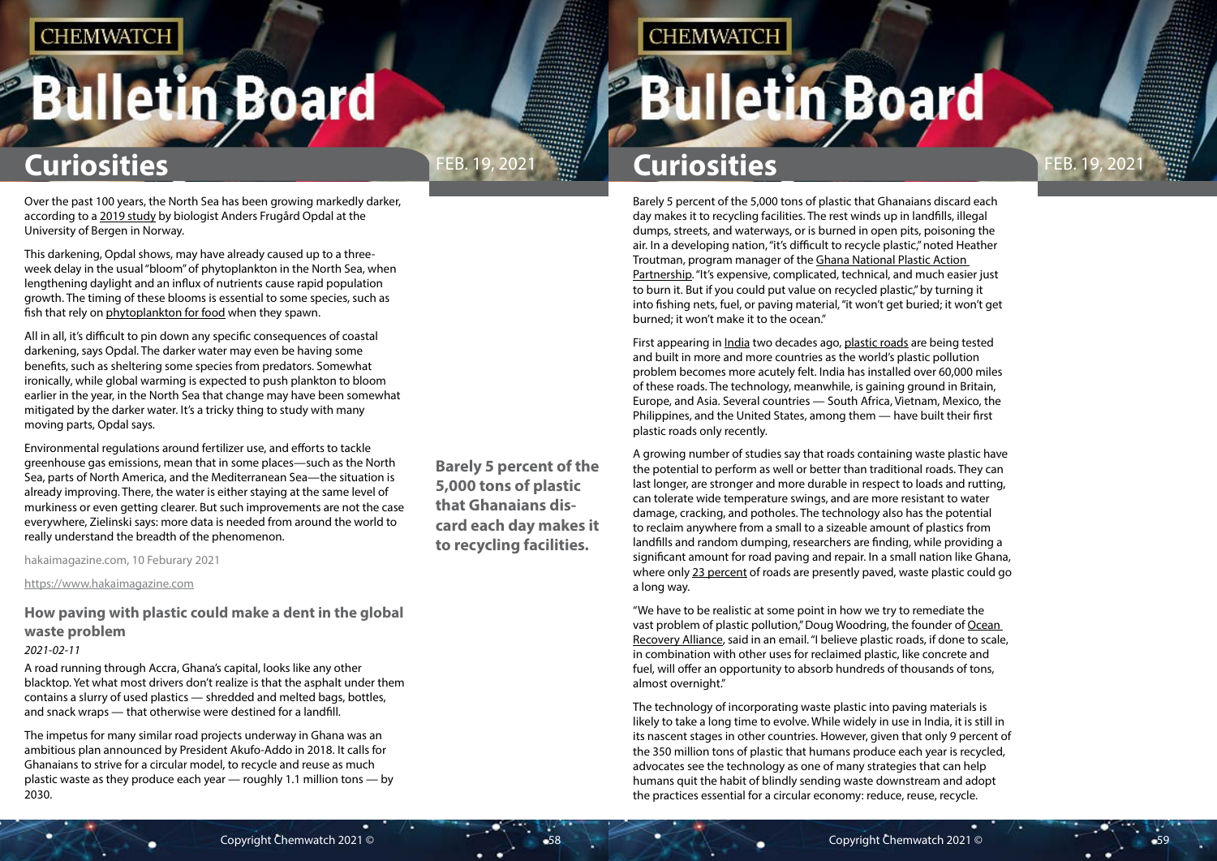Over the past 100 years, the North Sea has been growing markedly darker, according to a 2019 study by biologist Anders Frugård Opdal at the University of Bergen in Norway.

This darkening, Opdal shows, may have already caused up to a three-week delay in the usual "bloom" of phytoplankton in the North Sea, when lengthening daylight and an influx of nutrients cause rapid population growth. The timing of these blooms is essential to some species, such as fish that rely on phytoplankton for food when they spawn.

All in all, it's difficult to pin down any specific consequences of coastal darkening, says Opdal. The darker water may even be having some benefits, such as sheltering some species from predators. Somewhat ironically, while global warming is expected to push plankton to bloom earlier in the year, in the North Sea that change may have been somewhat mitigated by the darker water. It's a tricky thing to study with many moving parts, Opdal says.

Environmental regulations around fertilizer use, and efforts to tackle greenhouse gas emissions, mean that in some places—such as the North Sea, parts of North America, and the Mediterranean Sea—the situation is already improving. There, the water is either staying at the same level of murkiness or even getting clearer. But such improvements are not the case everywhere, Zielinski says: more data is needed from around the world to really understand the breadth of the phenomenon.

hakaimagazine.com, 10 Feburary 2021

https://www.hakaimagazine.com

## How paving with plastic could make a dent in the global waste problem

*2021-02-11*

A road running through Accra, Ghana's capital, looks like any other blacktop. Yet what most drivers don't realize is that the asphalt under them contains a slurry of used plastics — shredded and melted bags, bottles, and snack wraps — that otherwise were destined for a landfill.

The impetus for many similar road projects underway in Ghana was an ambitious plan announced by President Akufo-Addo in 2018. It calls for Ghanaians to strive for a circular model, to recycle and reuse as much plastic waste as they produce each year — roughly 1.1 million tons — by 2030.

**Barely 5 percent of the 5,000 tons of plastic that Ghanaians discard each day makes it to recycling facilities.**

Barely 5 percent of the 5,000 tons of plastic that Ghanaians discard each day makes it to recycling facilities. The rest winds up in landfills, illegal dumps, streets, and waterways, or is burned in open pits, poisoning the air. In a developing nation, "it's difficult to recycle plastic," noted Heather Troutman, program manager of the Ghana National Plastic Action Partnership. "It's expensive, complicated, technical, and much easier just to burn it. But if you could put value on recycled plastic," by turning it into fishing nets, fuel, or paving material, "it won't get buried; it won't get burned; it won't make it to the ocean."

First appearing in India two decades ago, plastic roads are being tested and built in more and more countries as the world's plastic pollution problem becomes more acutely felt. India has installed over 60,000 miles of these roads. The technology, meanwhile, is gaining ground in Britain, Europe, and Asia. Several countries — South Africa, Vietnam, Mexico, the Philippines, and the United States, among them — have built their first plastic roads only recently.

A growing number of studies say that roads containing waste plastic have the potential to perform as well or better than traditional roads. They can last longer, are stronger and more durable in respect to loads and rutting, can tolerate wide temperature swings, and are more resistant to water damage, cracking, and potholes. The technology also has the potential to reclaim anywhere from a small to a sizeable amount of plastics from landfills and random dumping, researchers are finding, while providing a significant amount for road paving and repair. In a small nation like Ghana, where only 23 percent of roads are presently paved, waste plastic could go a long way.

"We have to be realistic at some point in how we try to remediate the vast problem of plastic pollution," Doug Woodring, the founder of Ocean Recovery Alliance, said in an email. "I believe plastic roads, if done to scale, in combination with other uses for reclaimed plastic, like concrete and fuel, will offer an opportunity to absorb hundreds of thousands of tons, almost overnight."

The technology of incorporating waste plastic into paving materials is likely to take a long time to evolve. While widely in use in India, it is still in its nascent stages in other countries. However, given that only 9 percent of the 350 million tons of plastic that humans produce each year is recycled, advocates see the technology as one of many strategies that can help humans quit the habit of blindly sending waste downstream and adopt the practices essential for a circular economy: reduce, reuse, recycle.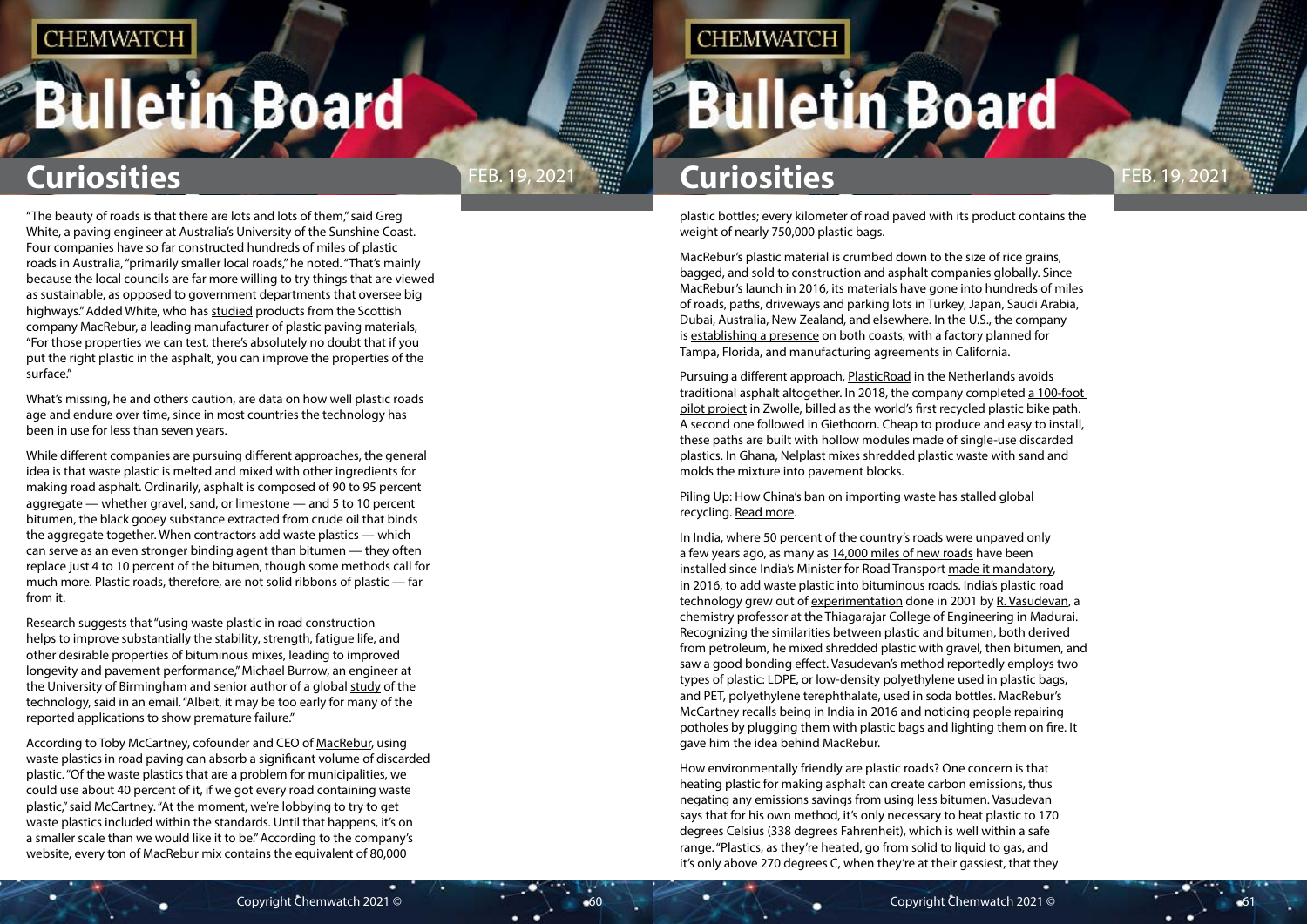"The beauty of roads is that there are lots and lots of them," said Greg White, a paving engineer at Australia's University of the Sunshine Coast. Four companies have so far constructed hundreds of miles of plastic roads in Australia, "primarily smaller local roads," he noted. "That's mainly because the local councils are far more willing to try things that are viewed as sustainable, as opposed to government departments that oversee big highways." Added White, who has studied products from the Scottish company MacRebur, a leading manufacturer of plastic paving materials, "For those properties we can test, there's absolutely no doubt that if you put the right plastic in the asphalt, you can improve the properties of the surface."

What's missing, he and others caution, are data on how well plastic roads age and endure over time, since in most countries the technology has been in use for less than seven years.

While different companies are pursuing different approaches, the general idea is that waste plastic is melted and mixed with other ingredients for making road asphalt. Ordinarily, asphalt is composed of 90 to 95 percent aggregate — whether gravel, sand, or limestone — and 5 to 10 percent bitumen, the black gooey substance extracted from crude oil that binds the aggregate together. When contractors add waste plastics — which can serve as an even stronger binding agent than bitumen — they often replace just 4 to 10 percent of the bitumen, though some methods call for much more. Plastic roads, therefore, are not solid ribbons of plastic — far from it.

Research suggests that "using waste plastic in road construction helps to improve substantially the stability, strength, fatigue life, and other desirable properties of bituminous mixes, leading to improved longevity and pavement performance," Michael Burrow, an engineer at the University of Birmingham and senior author of a global study of the technology, said in an email. "Albeit, it may be too early for many of the reported applications to show premature failure."

According to Toby McCartney, cofounder and CEO of MacRebur, using waste plastics in road paving can absorb a significant volume of discarded plastic. "Of the waste plastics that are a problem for municipalities, we could use about 40 percent of it, if we got every road containing waste plastic," said McCartney. "At the moment, we're lobbying to try to get waste plastics included within the standards. Until that happens, it's on a smaller scale than we would like it to be." According to the company's website, every ton of MacRebur mix contains the equivalent of 80,000 plastic bottles; every kilometer of road paved with its product contains the weight of nearly 750,000 plastic bags.

MacRebur's plastic material is crumbed down to the size of rice grains, bagged, and sold to construction and asphalt companies globally. Since MacRebur's launch in 2016, its materials have gone into hundreds of miles of roads, paths, driveways and parking lots in Turkey, Japan, Saudi Arabia, Dubai, Australia, New Zealand, and elsewhere. In the U.S., the company is establishing a presence on both coasts, with a factory planned for Tampa, Florida, and manufacturing agreements in California.

Pursuing a different approach, PlasticRoad in the Netherlands avoids traditional asphalt altogether. In 2018, the company completed a 100-foot pilot project in Zwolle, billed as the world's first recycled plastic bike path. A second one followed in Giethoorn. Cheap to produce and easy to install, these paths are built with hollow modules made of single-use discarded plastics. In Ghana, Nelplast mixes shredded plastic waste with sand and molds the mixture into pavement blocks.

Piling Up: How China's ban on importing waste has stalled global recycling. Read more.

In India, where 50 percent of the country's roads were unpaved only a few years ago, as many as 14,000 miles of new roads have been installed since India's Minister for Road Transport made it mandatory, in 2016, to add waste plastic into bituminous roads. India's plastic road technology grew out of experimentation done in 2001 by R. Vasudevan, a chemistry professor at the Thiagarajar College of Engineering in Madurai. Recognizing the similarities between plastic and bitumen, both derived from petroleum, he mixed shredded plastic with gravel, then bitumen, and saw a good bonding effect. Vasudevan's method reportedly employs two types of plastic: LDPE, or low-density polyethylene used in plastic bags, and PET, polyethylene terephthalate, used in soda bottles. MacRebur's McCartney recalls being in India in 2016 and noticing people repairing potholes by plugging them with plastic bags and lighting them on fire. It gave him the idea behind MacRebur.

How environmentally friendly are plastic roads? One concern is that heating plastic for making asphalt can create carbon emissions, thus negating any emissions savings from using less bitumen. Vasudevan says that for his own method, it's only necessary to heat plastic to 170 degrees Celsius (338 degrees Fahrenheit), which is well within a safe range. "Plastics, as they're heated, go from solid to liquid to gas, and it's only above 270 degrees C, when they're at their gassiest, that they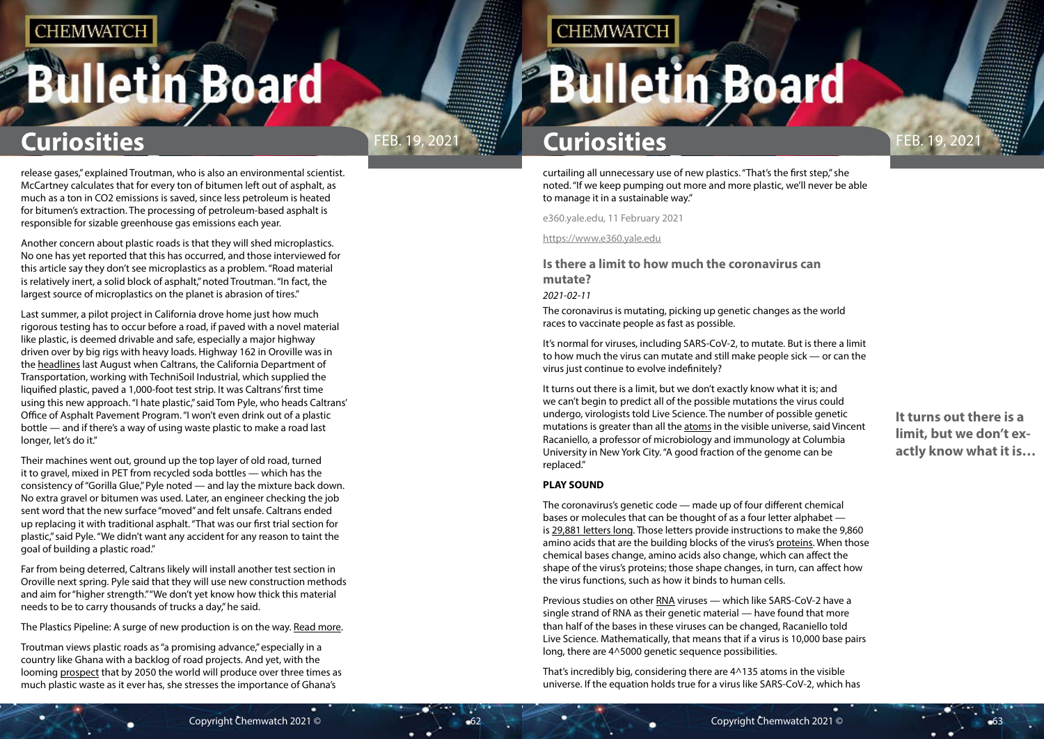release gases," explained Troutman, who is also an environmental scientist. McCartney calculates that for every ton of bitumen left out of asphalt, as much as a ton in $CO_2$ emissions is saved, since less petroleum is heated for bitumen's extraction. The processing of petroleum-based asphalt is responsible for sizable greenhouse gas emissions each year.

Another concern about plastic roads is that they will shed microplastics. No one has yet reported that this has occurred, and those interviewed for this article say they don't see microplastics as a problem. "Road material is relatively inert, a solid block of asphalt," noted Troutman. "In fact, the largest source of microplastics on the planet is abrasion of tires."

Last summer, a pilot project in California drove home just how much rigorous testing has to occur before a road, if paved with a novel material like plastic, is deemed drivable and safe, especially a major highway driven over by big rigs with heavy loads. Highway 162 in Oroville was in the headlines last August when Caltrans, the California Department of Transportation, working with TechniSoil Industrial, which supplied the liquified plastic, paved a 1,000-foot test strip. It was Caltrans' first time using this new approach. "I hate plastic," said Tom Pyle, who heads Caltrans' Office of Asphalt Pavement Program. "I won't even drink out of a plastic bottle — and if there's a way of using waste plastic to make a road last longer, let's do it."

Their machines went out, ground up the top layer of old road, turned it to gravel, mixed in PET from recycled soda bottles — which has the consistency of "Gorilla Glue," Pyle noted — and lay the mixture back down. No extra gravel or bitumen was used. Later, an engineer checking the job sent word that the new surface "moved" and felt unsafe. Caltrans ended up replacing it with traditional asphalt. "That was our first trial section for plastic," said Pyle. "We didn't want any accident for any reason to taint the goal of building a plastic road."

Far from being deterred, Caltrans likely will install another test section in Oroville next spring. Pyle said that they will use new construction methods and aim for "higher strength." "We don't yet know how thick this material needs to be to carry thousands of trucks a day," he said.

The Plastics Pipeline: A surge of new production is on the way. Read more.

Troutman views plastic roads as "a promising advance," especially in a country like Ghana with a backlog of road projects. And yet, with the looming prospect that by 2050 the world will produce over three times as much plastic waste as it ever has, she stresses the importance of Ghana's curtailing all unnecessary use of new plastics. "That's the first step," she noted. "If we keep pumping out more and more plastic, we'll never be able to manage it in a sustainable way."

e360.yale.edu, 11 February 2021

https://www.e360.yale.edu

### Is there a limit to how much the coronavirus can mutate?

*2021-02-11*

The coronavirus is mutating, picking up genetic changes as the world races to vaccinate people as fast as possible.

It's normal for viruses, including SARS-CoV-2, to mutate. But is there a limit to how much the virus can mutate and still make people sick — or can the virus just continue to evolve indefinitely?

It turns out there is a limit, but we don't exactly know what it is; and we can't begin to predict all of the possible mutations the virus could undergo, virologists told Live Science. The number of possible genetic mutations is greater than all the atoms in the visible universe, said Vincent Racaniello, a professor of microbiology and immunology at Columbia University in New York City. "A good fraction of the genome can be replaced."

**It turns out there is a limit, but we don't exactly know what it is…**

**PLAY SOUND**

The coronavirus's genetic code — made up of four different chemical bases or molecules that can be thought of as a four letter alphabet — is 29,881 letters long. Those letters provide instructions to make the 9,860 amino acids that are the building blocks of the virus's proteins. When those chemical bases change, amino acids also change, which can affect the shape of the virus's proteins; those shape changes, in turn, can affect how the virus functions, such as how it binds to human cells.

Previous studies on other RNA viruses — which like SARS-CoV-2 have a single strand of RNA as their genetic material — have found that more than half of the bases in these viruses can be changed, Racaniello told Live Science. Mathematically, that means that if a virus is 10,000 base pairs long, there are $4^{5000}$ genetic sequence possibilities.

That's incredibly big, considering there are $4^{135}$ atoms in the visible universe. If the equation holds true for a virus like SARS-CoV-2, which has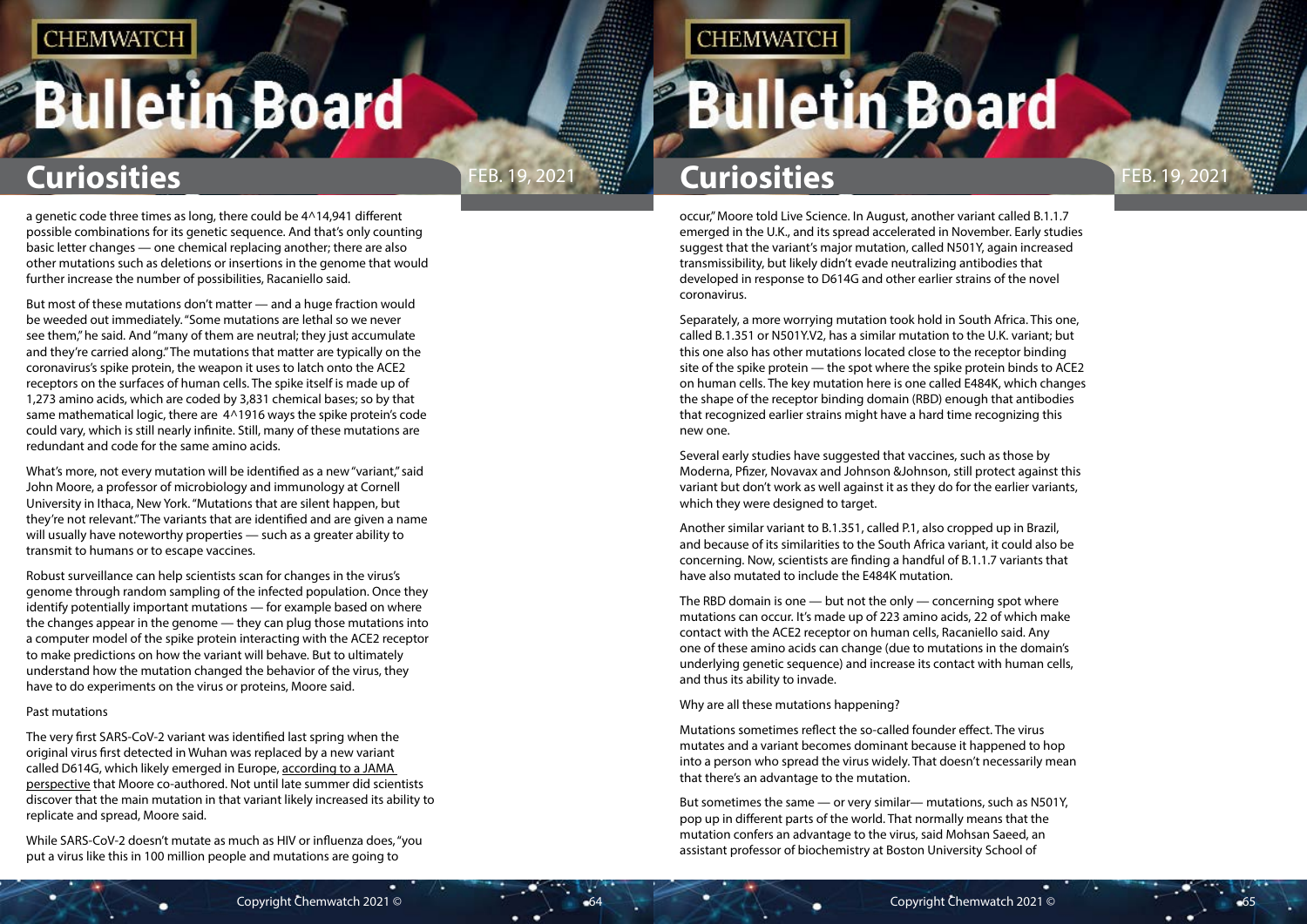a genetic code three times as long, there could be $4^{14,941}$ different possible combinations for its genetic sequence. And that's only counting basic letter changes — one chemical replacing another; there are also other mutations such as deletions or insertions in the genome that would further increase the number of possibilities, Racaniello said.

But most of these mutations don't matter — and a huge fraction would be weeded out immediately. "Some mutations are lethal so we never see them," he said. And "many of them are neutral; they just accumulate and they're carried along." The mutations that matter are typically on the coronavirus's spike protein, the weapon it uses to latch onto the ACE2 receptors on the surfaces of human cells. The spike itself is made up of 1,273 amino acids, which are coded by 3,831 chemical bases; so by that same mathematical logic, there are $4^{1916}$ ways the spike protein's code could vary, which is still nearly infinite. Still, many of these mutations are redundant and code for the same amino acids.

What's more, not every mutation will be identified as a new "variant," said John Moore, a professor of microbiology and immunology at Cornell University in Ithaca, New York. "Mutations that are silent happen, but they're not relevant." The variants that are identified and are given a name will usually have noteworthy properties — such as a greater ability to transmit to humans or to escape vaccines.

Robust surveillance can help scientists scan for changes in the virus's genome through random sampling of the infected population. Once they identify potentially important mutations — for example based on where the changes appear in the genome — they can plug those mutations into a computer model of the spike protein interacting with the ACE2 receptor to make predictions on how the variant will behave. But to ultimately understand how the mutation changed the behavior of the virus, they have to do experiments on the virus or proteins, Moore said.

Past mutations

The very first SARS-CoV-2 variant was identified last spring when the original virus first detected in Wuhan was replaced by a new variant called D614G, which likely emerged in Europe, according to a JAMA perspective that Moore co-authored. Not until late summer did scientists discover that the main mutation in that variant likely increased its ability to replicate and spread, Moore said.

While SARS-CoV-2 doesn't mutate as much as HIV or influenza does, "you put a virus like this in 100 million people and mutations are going to occur," Moore told Live Science. In August, another variant called B.1.1.7 emerged in the U.K., and its spread accelerated in November. Early studies suggest that the variant's major mutation, called N501Y, again increased transmissibility, but likely didn't evade neutralizing antibodies that developed in response to D614G and other earlier strains of the novel coronavirus.

Separately, a more worrying mutation took hold in South Africa. This one, called B.1.351 or N501Y.V2, has a similar mutation to the U.K. variant; but this one also has other mutations located close to the receptor binding site of the spike protein — the spot where the spike protein binds to ACE2 on human cells. The key mutation here is one called E484K, which changes the shape of the receptor binding domain (RBD) enough that antibodies that recognized earlier strains might have a hard time recognizing this new one.

Several early studies have suggested that vaccines, such as those by Moderna, Pfizer, Novavax and Johnson &Johnson, still protect against this variant but don't work as well against it as they do for the earlier variants, which they were designed to target.

Another similar variant to B.1.351, called P.1, also cropped up in Brazil, and because of its similarities to the South Africa variant, it could also be concerning. Now, scientists are finding a handful of B.1.1.7 variants that have also mutated to include the E484K mutation.

The RBD domain is one — but not the only — concerning spot where mutations can occur. It's made up of 223 amino acids, 22 of which make contact with the ACE2 receptor on human cells, Racaniello said. Any one of these amino acids can change (due to mutations in the domain's underlying genetic sequence) and increase its contact with human cells, and thus its ability to invade.

Why are all these mutations happening?

Mutations sometimes reflect the so-called founder effect. The virus mutates and a variant becomes dominant because it happened to hop into a person who spread the virus widely. That doesn't necessarily mean that there's an advantage to the mutation.

But sometimes the same — or very similar— mutations, such as N501Y, pop up in different parts of the world. That normally means that the mutation confers an advantage to the virus, said Mohsan Saeed, an assistant professor of biochemistry at Boston University School of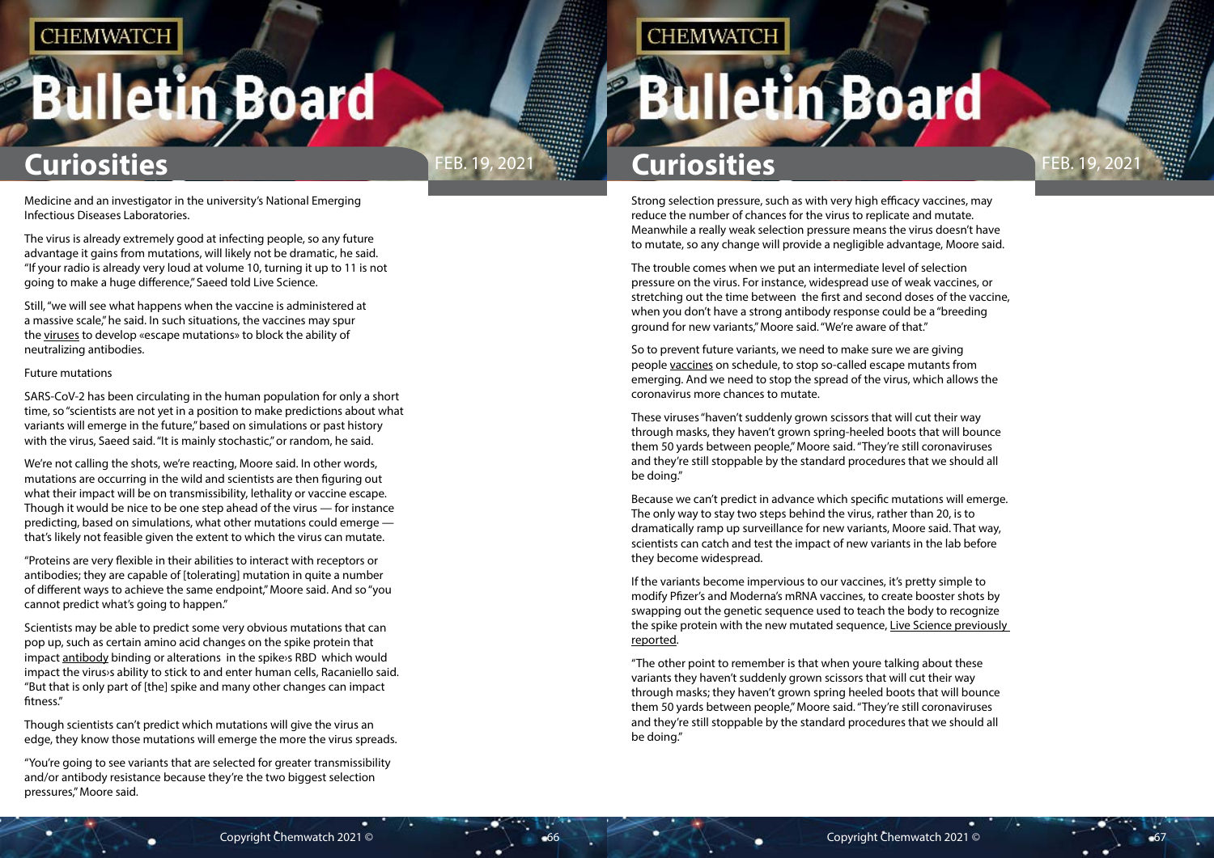Medicine and an investigator in the university's National Emerging Infectious Diseases Laboratories.

The virus is already extremely good at infecting people, so any future advantage it gains from mutations, will likely not be dramatic, he said. "If your radio is already very loud at volume 10, turning it up to 11 is not going to make a huge difference," Saeed told Live Science.

Still, "we will see what happens when the vaccine is administered at a massive scale," he said. In such situations, the vaccines may spur the viruses to develop «escape mutations» to block the ability of neutralizing antibodies.

Future mutations

SARS-CoV-2 has been circulating in the human population for only a short time, so "scientists are not yet in a position to make predictions about what variants will emerge in the future," based on simulations or past history with the virus, Saeed said. "It is mainly stochastic," or random, he said.

We're not calling the shots, we're reacting, Moore said. In other words, mutations are occurring in the wild and scientists are then figuring out what their impact will be on transmissibility, lethality or vaccine escape. Though it would be nice to be one step ahead of the virus — for instance predicting, based on simulations, what other mutations could emerge — that's likely not feasible given the extent to which the virus can mutate.

"Proteins are very flexible in their abilities to interact with receptors or antibodies; they are capable of [tolerating] mutation in quite a number of different ways to achieve the same endpoint," Moore said. And so "you cannot predict what's going to happen."

Scientists may be able to predict some very obvious mutations that can pop up, such as certain amino acid changes on the spike protein that impact antibody binding or alterations in the spike›s RBD which would impact the virus›s ability to stick to and enter human cells, Racaniello said. "But that is only part of [the] spike and many other changes can impact fitness."

Though scientists can't predict which mutations will give the virus an edge, they know those mutations will emerge the more the virus spreads.

"You're going to see variants that are selected for greater transmissibility and/or antibody resistance because they're the two biggest selection pressures," Moore said.

Strong selection pressure, such as with very high efficacy vaccines, may reduce the number of chances for the virus to replicate and mutate. Meanwhile a really weak selection pressure means the virus doesn't have to mutate, so any change will provide a negligible advantage, Moore said.

The trouble comes when we put an intermediate level of selection pressure on the virus. For instance, widespread use of weak vaccines, or stretching out the time between the first and second doses of the vaccine, when you don't have a strong antibody response could be a "breeding ground for new variants," Moore said. "We're aware of that."

So to prevent future variants, we need to make sure we are giving people vaccines on schedule, to stop so-called escape mutants from emerging. And we need to stop the spread of the virus, which allows the coronavirus more chances to mutate.

These viruses "haven't suddenly grown scissors that will cut their way through masks, they haven't grown spring-heeled boots that will bounce them 50 yards between people," Moore said. "They're still coronaviruses and they're still stoppable by the standard procedures that we should all be doing."

Because we can't predict in advance which specific mutations will emerge. The only way to stay two steps behind the virus, rather than 20, is to dramatically ramp up surveillance for new variants, Moore said. That way, scientists can catch and test the impact of new variants in the lab before they become widespread.

If the variants become impervious to our vaccines, it's pretty simple to modify Pfizer's and Moderna's mRNA vaccines, to create booster shots by swapping out the genetic sequence used to teach the body to recognize the spike protein with the new mutated sequence, Live Science previously reported.

"The other point to remember is that when youre talking about these variants they haven't suddenly grown scissors that will cut their way through masks; they haven't grown spring heeled boots that will bounce them 50 yards between people," Moore said. "They're still coronaviruses and they're still stoppable by the standard procedures that we should all be doing."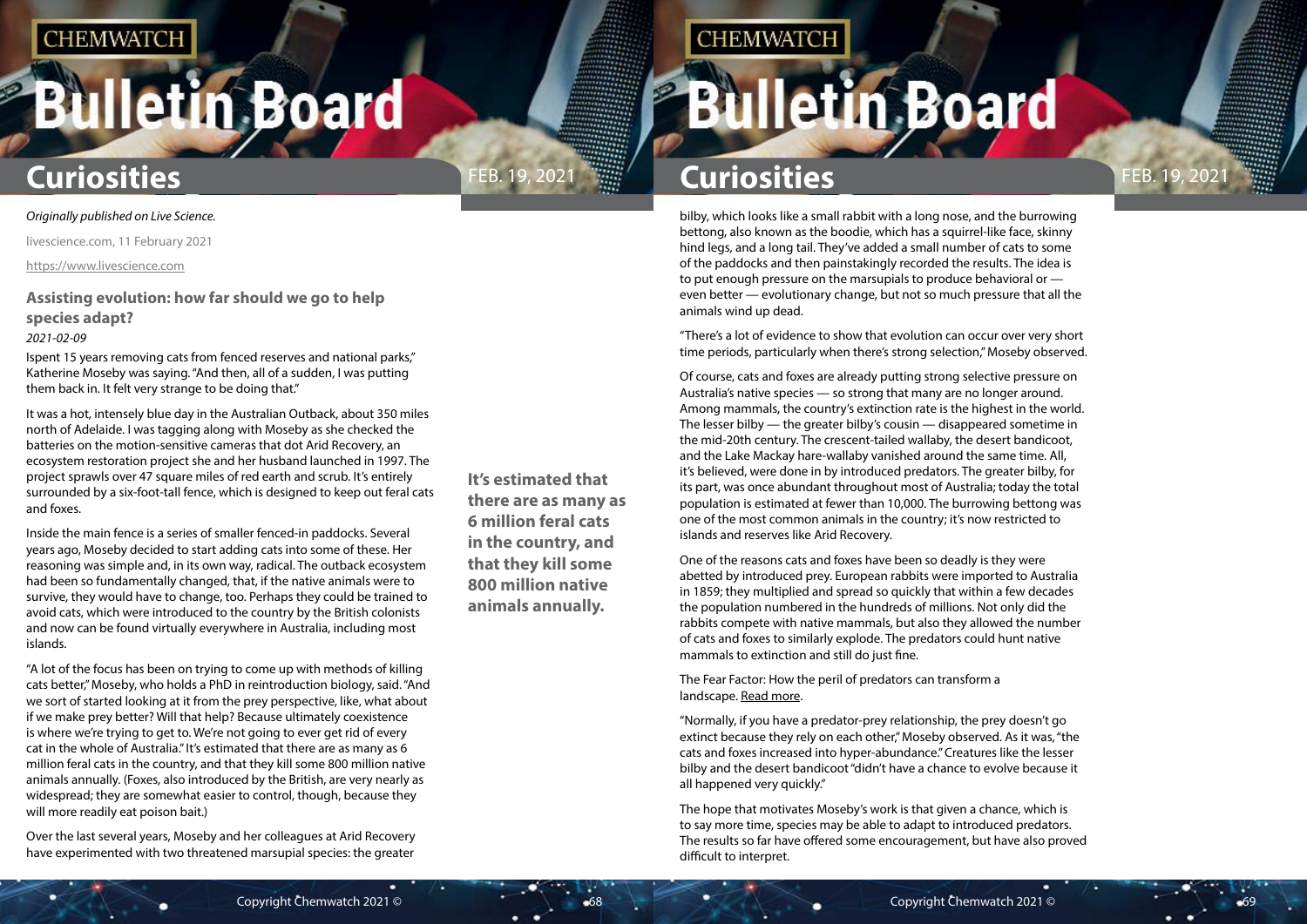*Originally published on Live Science.*

livescience.com, 11 February 2021

https://www.livescience.com

### Assisting evolution: how far should we go to help species adapt?

*2021-02-09*

Ispent 15 years removing cats from fenced reserves and national parks," Katherine Moseby was saying. "And then, all of a sudden, I was putting them back in. It felt very strange to be doing that."

It was a hot, intensely blue day in the Australian Outback, about 350 miles north of Adelaide. I was tagging along with Moseby as she checked the batteries on the motion-sensitive cameras that dot Arid Recovery, an ecosystem restoration project she and her husband launched in 1997. The project sprawls over 47 square miles of red earth and scrub. It's entirely surrounded by a six-foot-tall fence, which is designed to keep out feral cats and foxes.

Inside the main fence is a series of smaller fenced-in paddocks. Several years ago, Moseby decided to start adding cats into some of these. Her reasoning was simple and, in its own way, radical. The outback ecosystem had been so fundamentally changed, that, if the native animals were to survive, they would have to change, too. Perhaps they could be trained to avoid cats, which were introduced to the country by the British colonists and now can be found virtually everywhere in Australia, including most islands.

"A lot of the focus has been on trying to come up with methods of killing cats better," Moseby, who holds a PhD in reintroduction biology, said. "And we sort of started looking at it from the prey perspective, like, what about if we make prey better? Will that help? Because ultimately coexistence is where we're trying to get to. We're not going to ever get rid of every cat in the whole of Australia." It's estimated that there are as many as 6 million feral cats in the country, and that they kill some 800 million native animals annually. (Foxes, also introduced by the British, are very nearly as widespread; they are somewhat easier to control, though, because they will more readily eat poison bait.)

**It's estimated that there are as many as 6 million feral cats in the country, and that they kill some 800 million native animals annually.**

Over the last several years, Moseby and her colleagues at Arid Recovery have experimented with two threatened marsupial species: the greater bilby, which looks like a small rabbit with a long nose, and the burrowing bettong, also known as the boodie, which has a squirrel-like face, skinny hind legs, and a long tail. They've added a small number of cats to some of the paddocks and then painstakingly recorded the results. The idea is to put enough pressure on the marsupials to produce behavioral or — even better — evolutionary change, but not so much pressure that all the animals wind up dead.

"There's a lot of evidence to show that evolution can occur over very short time periods, particularly when there's strong selection," Moseby observed.

Of course, cats and foxes are already putting strong selective pressure on Australia's native species — so strong that many are no longer around. Among mammals, the country's extinction rate is the highest in the world. The lesser bilby — the greater bilby's cousin — disappeared sometime in the mid-20th century. The crescent-tailed wallaby, the desert bandicoot, and the Lake Mackay hare-wallaby vanished around the same time. All, it's believed, were done in by introduced predators. The greater bilby, for its part, was once abundant throughout most of Australia; today the total population is estimated at fewer than 10,000. The burrowing bettong was one of the most common animals in the country; it's now restricted to islands and reserves like Arid Recovery.

One of the reasons cats and foxes have been so deadly is they were abetted by introduced prey. European rabbits were imported to Australia in 1859; they multiplied and spread so quickly that within a few decades the population numbered in the hundreds of millions. Not only did the rabbits compete with native mammals, but also they allowed the number of cats and foxes to similarly explode. The predators could hunt native mammals to extinction and still do just fine.

The Fear Factor: How the peril of predators can transform a landscape. Read more.

"Normally, if you have a predator-prey relationship, the prey doesn't go extinct because they rely on each other," Moseby observed. As it was, "the cats and foxes increased into hyper-abundance." Creatures like the lesser bilby and the desert bandicoot "didn't have a chance to evolve because it all happened very quickly."

The hope that motivates Moseby's work is that given a chance, which is to say more time, species may be able to adapt to introduced predators. The results so far have offered some encouragement, but have also proved difficult to interpret.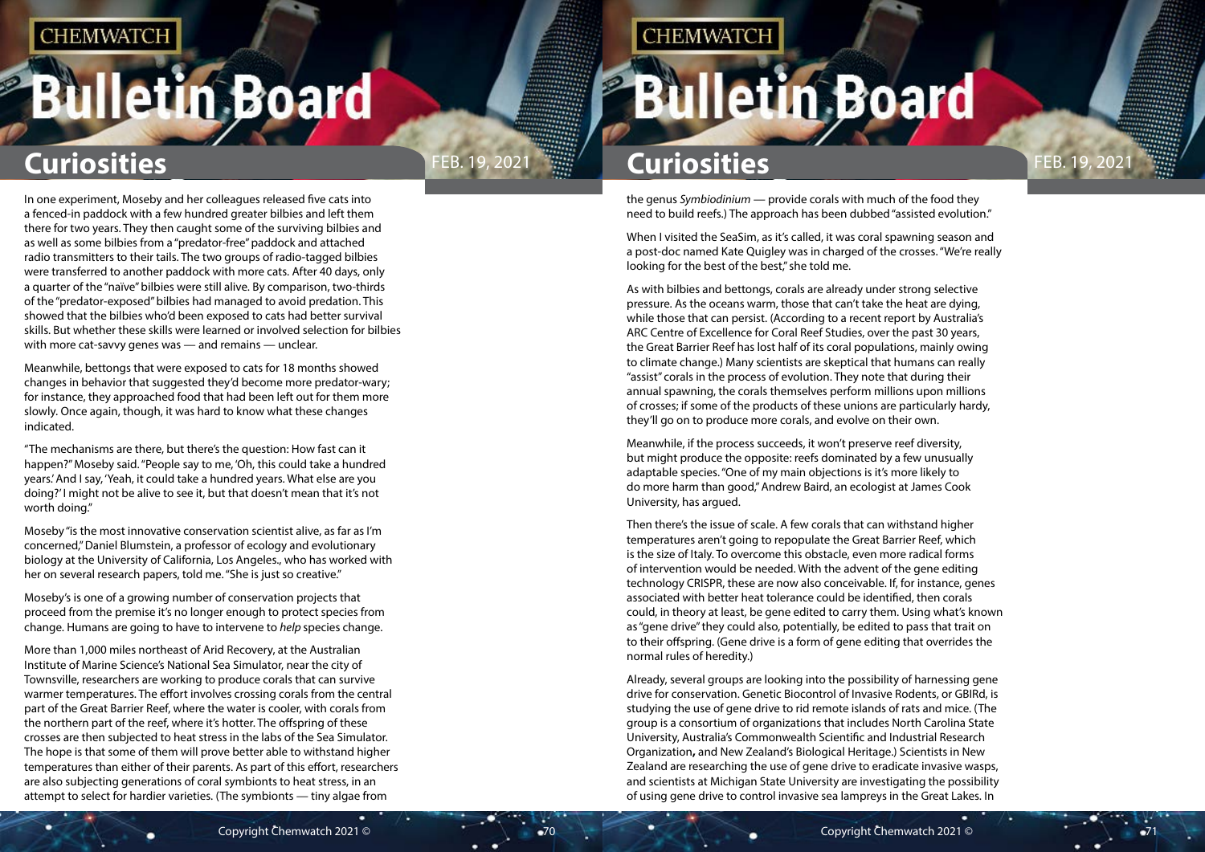In one experiment, Moseby and her colleagues released five cats into a fenced-in paddock with a few hundred greater bilbies and left them there for two years. They then caught some of the surviving bilbies and as well as some bilbies from a "predator-free" paddock and attached radio transmitters to their tails. The two groups of radio-tagged bilbies were transferred to another paddock with more cats. After 40 days, only a quarter of the "naïve" bilbies were still alive. By comparison, two-thirds of the "predator-exposed" bilbies had managed to avoid predation. This showed that the bilbies who'd been exposed to cats had better survival skills. But whether these skills were learned or involved selection for bilbies with more cat-savvy genes was — and remains — unclear.

Meanwhile, bettongs that were exposed to cats for 18 months showed changes in behavior that suggested they'd become more predator-wary; for instance, they approached food that had been left out for them more slowly. Once again, though, it was hard to know what these changes indicated.

"The mechanisms are there, but there's the question: How fast can it happen?" Moseby said. "People say to me, 'Oh, this could take a hundred years.' And I say, 'Yeah, it could take a hundred years. What else are you doing?' I might not be alive to see it, but that doesn't mean that it's not worth doing."

Moseby "is the most innovative conservation scientist alive, as far as I'm concerned," Daniel Blumstein, a professor of ecology and evolutionary biology at the University of California, Los Angeles., who has worked with her on several research papers, told me. "She is just so creative."

Moseby's is one of a growing number of conservation projects that proceed from the premise it's no longer enough to protect species from change. Humans are going to have to intervene to *help* species change.

More than 1,000 miles northeast of Arid Recovery, at the Australian Institute of Marine Science's National Sea Simulator, near the city of Townsville, researchers are working to produce corals that can survive warmer temperatures. The effort involves crossing corals from the central part of the Great Barrier Reef, where the water is cooler, with corals from the northern part of the reef, where it's hotter. The offspring of these crosses are then subjected to heat stress in the labs of the Sea Simulator. The hope is that some of them will prove better able to withstand higher temperatures than either of their parents. As part of this effort, researchers are also subjecting generations of coral symbionts to heat stress, in an attempt to select for hardier varieties. (The symbionts — tiny algae from the genus *Symbiodinium* — provide corals with much of the food they need to build reefs.) The approach has been dubbed "assisted evolution."

When I visited the SeaSim, as it's called, it was coral spawning season and a post-doc named Kate Quigley was in charge of the crosses. "We're really looking for the best of the best," she told me.

As with bilbies and bettongs, corals are already under strong selective pressure. As the oceans warm, those that can't take the heat are dying, while those that can persist. (According to a recent report by Australia's ARC Centre of Excellence for Coral Reef Studies, over the past 30 years, the Great Barrier Reef has lost half of its coral populations, mainly owing to climate change.) Many scientists are skeptical that humans can really "assist" corals in the process of evolution. They note that during their annual spawning, the corals themselves perform millions upon millions of crosses; if some of the products of these unions are particularly hardy, they'll go on to produce more corals, and evolve on their own.

Meanwhile, if the process succeeds, it won't preserve reef diversity, but might produce the opposite: reefs dominated by a few unusually adaptable species. "One of my main objections is it's more likely to do more harm than good," Andrew Baird, an ecologist at James Cook University, has argued.

Then there's the issue of scale. A few corals that can withstand higher temperatures aren't going to repopulate the Great Barrier Reef, which is the size of Italy. To overcome this obstacle, even more radical forms of intervention would be needed. With the advent of the gene editing technology CRISPR, these are now also conceivable. If, for instance, genes associated with better heat tolerance could be identified, then corals could, in theory at least, be gene edited to carry them. Using what's known as "gene drive" they could also, potentially, be edited to pass that trait on to their offspring. (Gene drive is a form of gene editing that overrides the normal rules of heredity.)

Already, several groups are looking into the possibility of harnessing gene drive for conservation. Genetic Biocontrol of Invasive Rodents, or GBIRd, is studying the use of gene drive to rid remote islands of rats and mice. (The group is a consortium of organizations that includes North Carolina State University, Australia's Commonwealth Scientific and Industrial Research Organization**,** and New Zealand's Biological Heritage.) Scientists in New Zealand are researching the use of gene drive to eradicate invasive wasps, and scientists at Michigan State University are investigating the possibility of using gene drive to control invasive sea lampreys in the Great Lakes. In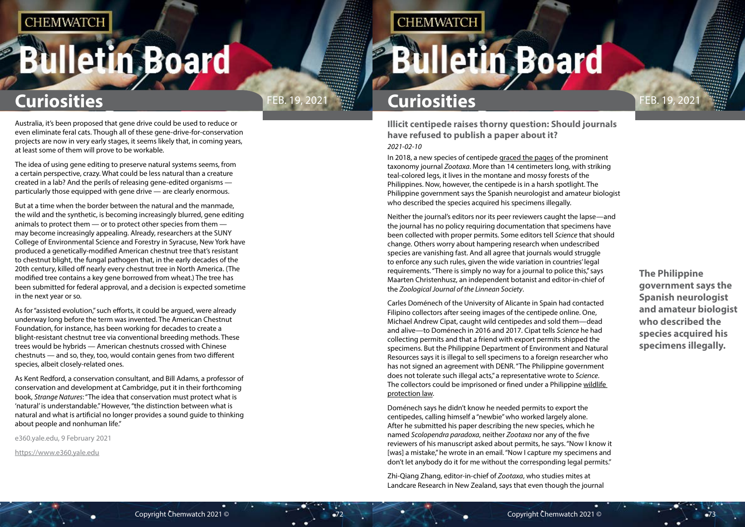Australia, it's been proposed that gene drive could be used to reduce or even eliminate feral cats. Though all of these gene-drive-for-conservation projects are now in very early stages, it seems likely that, in coming years, at least some of them will prove to be workable.

The idea of using gene editing to preserve natural systems seems, from a certain perspective, crazy. What could be less natural than a creature created in a lab? And the perils of releasing gene-edited organisms — particularly those equipped with gene drive — are clearly enormous.

But at a time when the border between the natural and the manmade, the wild and the synthetic, is becoming increasingly blurred, gene editing animals to protect them — or to protect other species from them — may become increasingly appealing. Already, researchers at the SUNY College of Environmental Science and Forestry in Syracuse, New York have produced a genetically-modified American chestnut tree that's resistant to chestnut blight, the fungal pathogen that, in the early decades of the 20th century, killed off nearly every chestnut tree in North America. (The modified tree contains a key gene borrowed from wheat.) The tree has been submitted for federal approval, and a decision is expected sometime in the next year or so.

As for "assisted evolution," such efforts, it could be argued, were already underway long before the term was invented. The American Chestnut Foundation, for instance, has been working for decades to create a blight-resistant chestnut tree via conventional breeding methods. These trees would be hybrids — American chestnuts crossed with Chinese chestnuts — and so, they, too, would contain genes from two different species, albeit closely-related ones.

As Kent Redford, a conservation consultant, and Bill Adams, a professor of conservation and development at Cambridge, put it in their forthcoming book, *Strange Natures*: "The idea that conservation must protect what is 'natural' is understandable." However, "the distinction between what is natural and what is artificial no longer provides a sound guide to thinking about people and nonhuman life."

e360.yale.edu, 9 February 2021

https://www.e360.yale.edu

## Illicit centipede raises thorny question: Should journals have refused to publish a paper about it?

*2021-02-10*

In 2018, a new species of centipede graced the pages of the prominent taxonomy journal *Zootaxa*. More than 14 centimeters long, with striking teal-colored legs, it lives in the montane and mossy forests of the Philippines. Now, however, the centipede is in a harsh spotlight. The Philippine government says the Spanish neurologist and amateur biologist who described the species acquired his specimens illegally.

Neither the journal's editors nor its peer reviewers caught the lapse—and the journal has no policy requiring documentation that specimens have been collected with proper permits. Some editors tell *Science* that should change. Others worry about hampering research when undescribed species are vanishing fast. And all agree that journals would struggle to enforce any such rules, given the wide variation in countries' legal requirements. "There is simply no way for a journal to police this," says Maarten Christenhusz, an independent botanist and editor-in-chief of the *Zoological Journal of the Linnean Society*.

**The Philippine government says the Spanish neurologist and amateur biologist who described the species acquired his specimens illegally.**

Carles Doménech of the University of Alicante in Spain had contacted Filipino collectors after seeing images of the centipede online. One, Michael Andrew Cipat, caught wild centipedes and sold them—dead and alive—to Doménech in 2016 and 2017. Cipat tells *Science* he had collecting permits and that a friend with export permits shipped the specimens. But the Philippine Department of Environment and Natural Resources says it is illegal to sell specimens to a foreign researcher who has not signed an agreement with DENR. "The Philippine government does not tolerate such illegal acts," a representative wrote to *Science*. The collectors could be imprisoned or fined under a Philippine wildlife protection law.

Doménech says he didn't know he needed permits to export the centipedes, calling himself a "newbie" who worked largely alone. After he submitted his paper describing the new species, which he named *Scolopendra paradoxa*, neither *Zootaxa* nor any of the five reviewers of his manuscript asked about permits, he says. "Now I know it [was] a mistake," he wrote in an email. "Now I capture my specimens and don't let anybody do it for me without the corresponding legal permits."

Zhi-Qiang Zhang, editor-in-chief of *Zootaxa*, who studies mites at Landcare Research in New Zealand, says that even though the journal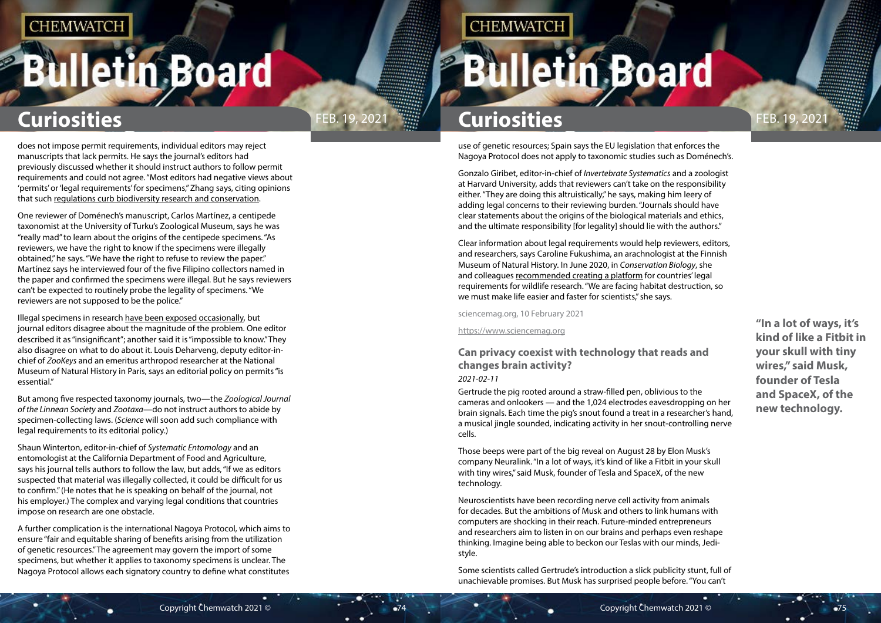does not impose permit requirements, individual editors may reject manuscripts that lack permits. He says the journal's editors had previously discussed whether it should instruct authors to follow permit requirements and could not agree. "Most editors had negative views about 'permits' or 'legal requirements' for specimens," Zhang says, citing opinions that such regulations curb biodiversity research and conservation.

One reviewer of Doménech's manuscript, Carlos Martínez, a centipede taxonomist at the University of Turku's Zoological Museum, says he was "really mad" to learn about the origins of the centipede specimens. "As reviewers, we have the right to know if the specimens were illegally obtained," he says. "We have the right to refuse to review the paper." Martínez says he interviewed four of the five Filipino collectors named in the paper and confirmed the specimens were illegal. But he says reviewers can't be expected to routinely probe the legality of specimens. "We reviewers are not supposed to be the police."

Illegal specimens in research have been exposed occasionally, but journal editors disagree about the magnitude of the problem. One editor described it as "insignificant"; another said it is "impossible to know." They also disagree on what to do about it. Louis Deharveng, deputy editor-in-chief of *ZooKeys* and an emeritus arthropod researcher at the National Museum of Natural History in Paris, says an editorial policy on permits "is essential."

But among five respected taxonomy journals, two—the *Zoological Journal of the Linnean Society* and *Zootaxa*—do not instruct authors to abide by specimen-collecting laws. (*Science* will soon add such compliance with legal requirements to its editorial policy.)

Shaun Winterton, editor-in-chief of *Systematic Entomology* and an entomologist at the California Department of Food and Agriculture, says his journal tells authors to follow the law, but adds, "If we as editors suspected that material was illegally collected, it could be difficult for us to confirm." (He notes that he is speaking on behalf of the journal, not his employer.) The complex and varying legal conditions that countries impose on research are one obstacle.

A further complication is the international Nagoya Protocol, which aims to ensure "fair and equitable sharing of benefits arising from the utilization of genetic resources." The agreement may govern the import of some specimens, but whether it applies to taxonomy specimens is unclear. The Nagoya Protocol allows each signatory country to define what constitutes use of genetic resources; Spain says the EU legislation that enforces the Nagoya Protocol does not apply to taxonomic studies such as Doménech's.

Gonzalo Giribet, editor-in-chief of *Invertebrate Systematics* and a zoologist at Harvard University, adds that reviewers can't take on the responsibility either. "They are doing this altruistically," he says, making him leery of adding legal concerns to their reviewing burden. "Journals should have clear statements about the origins of the biological materials and ethics, and the ultimate responsibility [for legality] should lie with the authors."

Clear information about legal requirements would help reviewers, editors, and researchers, says Caroline Fukushima, an arachnologist at the Finnish Museum of Natural History. In June 2020, in *Conservation Biology*, she and colleagues recommended creating a platform for countries' legal requirements for wildlife research. "We are facing habitat destruction, so we must make life easier and faster for scientists," she says.

sciencemag.org, 10 February 2021

https://www.sciencemag.org

### Can privacy coexist with technology that reads and changes brain activity?

*2021-02-11*

Gertrude the pig rooted around a straw-filled pen, oblivious to the cameras and onlookers — and the 1,024 electrodes eavesdropping on her brain signals. Each time the pig's snout found a treat in a researcher's hand, a musical jingle sounded, indicating activity in her snout-controlling nerve cells.

Those beeps were part of the big reveal on August 28 by Elon Musk's company Neuralink. "In a lot of ways, it's kind of like a Fitbit in your skull with tiny wires," said Musk, founder of Tesla and SpaceX, of the new technology.

**"In a lot of ways, it's kind of like a Fitbit in your skull with tiny wires," said Musk, founder of Tesla and SpaceX, of the new technology.**

Neuroscientists have been recording nerve cell activity from animals for decades. But the ambitions of Musk and others to link humans with computers are shocking in their reach. Future-minded entrepreneurs and researchers aim to listen in on our brains and perhaps even reshape thinking. Imagine being able to beckon our Teslas with our minds, Jedi-style.

Some scientists called Gertrude's introduction a slick publicity stunt, full of unachievable promises. But Musk has surprised people before. "You can't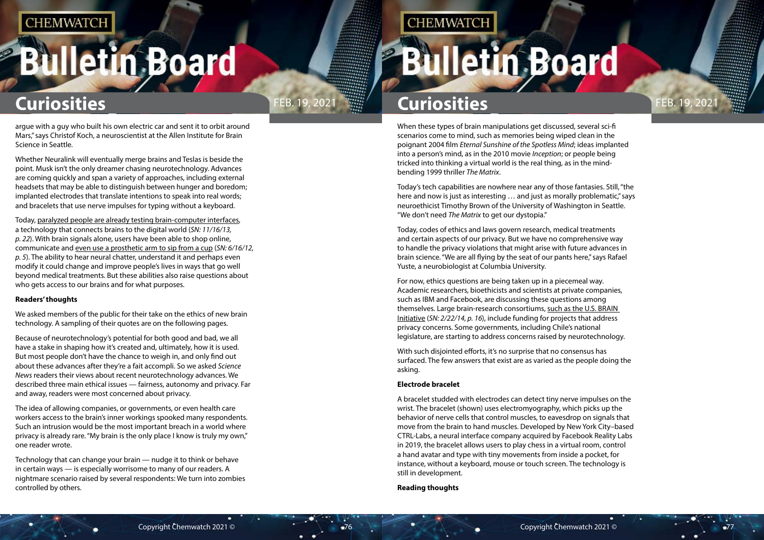argue with a guy who built his own electric car and sent it to orbit around Mars," says Christof Koch, a neuroscientist at the Allen Institute for Brain Science in Seattle.

Whether Neuralink will eventually merge brains and Teslas is beside the point. Musk isn't the only dreamer chasing neurotechnology. Advances are coming quickly and span a variety of approaches, including external headsets that may be able to distinguish between hunger and boredom; implanted electrodes that translate intentions to speak into real words; and bracelets that use nerve impulses for typing without a keyboard.

Today, paralyzed people are already testing brain-computer interfaces, a technology that connects brains to the digital world (*SN: 11/16/13, p. 22*). With brain signals alone, users have been able to shop online, communicate and even use a prosthetic arm to sip from a cup (*SN: 6/16/12, p. 5*). The ability to hear neural chatter, understand it and perhaps even modify it could change and improve people's lives in ways that go well beyond medical treatments. But these abilities also raise questions about who gets access to our brains and for what purposes.

**Readers' thoughts**

We asked members of the public for their take on the ethics of new brain technology. A sampling of their quotes are on the following pages.

Because of neurotechnology's potential for both good and bad, we all have a stake in shaping how it's created and, ultimately, how it is used. But most people don't have the chance to weigh in, and only find out about these advances after they're a fait accompli. So we asked *Science News* readers their views about recent neurotechnology advances. We described three main ethical issues — fairness, autonomy and privacy. Far and away, readers were most concerned about privacy.

The idea of allowing companies, or governments, or even health care workers access to the brain's inner workings spooked many respondents. Such an intrusion would be the most important breach in a world where privacy is already rare. "My brain is the only place I know is truly my own," one reader wrote.

Technology that can change your brain — nudge it to think or behave in certain ways — is especially worrisome to many of our readers. A nightmare scenario raised by several respondents: We turn into zombies controlled by others.

When these types of brain manipulations get discussed, several sci-fi scenarios come to mind, such as memories being wiped clean in the poignant 2004 film *Eternal Sunshine of the Spotless Mind*; ideas implanted into a person's mind, as in the 2010 movie *Inception*; or people being tricked into thinking a virtual world is the real thing, as in the mind-bending 1999 thriller *The Matrix*.

Today's tech capabilities are nowhere near any of those fantasies. Still, "the here and now is just as interesting … and just as morally problematic," says neuroethicist Timothy Brown of the University of Washington in Seattle. "We don't need *The Matrix* to get our dystopia."

Today, codes of ethics and laws govern research, medical treatments and certain aspects of our privacy. But we have no comprehensive way to handle the privacy violations that might arise with future advances in brain science. "We are all flying by the seat of our pants here," says Rafael Yuste, a neurobiologist at Columbia University.

For now, ethics questions are being taken up in a piecemeal way. Academic researchers, bioethicists and scientists at private companies, such as IBM and Facebook, are discussing these questions among themselves. Large brain-research consortiums, such as the U.S. BRAIN Initiative (*SN: 2/22/14, p. 16*), include funding for projects that address privacy concerns. Some governments, including Chile's national legislature, are starting to address concerns raised by neurotechnology.

With such disjointed efforts, it's no surprise that no consensus has surfaced. The few answers that exist are as varied as the people doing the asking.

**Electrode bracelet**

A bracelet studded with electrodes can detect tiny nerve impulses on the wrist. The bracelet (shown) uses electromyography, which picks up the behavior of nerve cells that control muscles, to eavesdrop on signals that move from the brain to hand muscles. Developed by New York City–based CTRL-Labs, a neural interface company acquired by Facebook Reality Labs in 2019, the bracelet allows users to play chess in a virtual room, control a hand avatar and type with tiny movements from inside a pocket, for instance, without a keyboard, mouse or touch screen. The technology is still in development.

**Reading thoughts**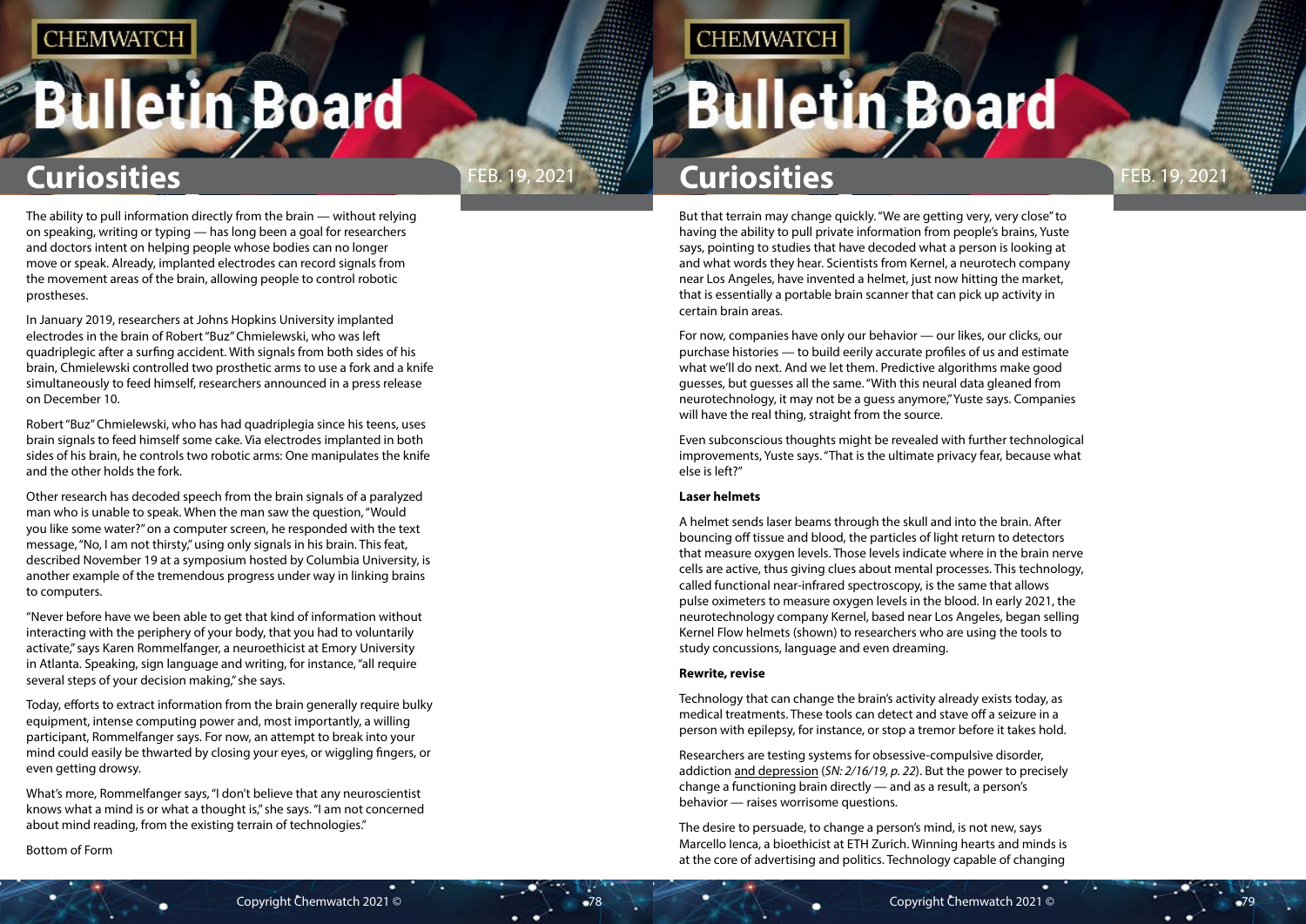The ability to pull information directly from the brain — without relying on speaking, writing or typing — has long been a goal for researchers and doctors intent on helping people whose bodies can no longer move or speak. Already, implanted electrodes can record signals from the movement areas of the brain, allowing people to control robotic prostheses.

In January 2019, researchers at Johns Hopkins University implanted electrodes in the brain of Robert "Buz" Chmielewski, who was left quadriplegic after a surfing accident. With signals from both sides of his brain, Chmielewski controlled two prosthetic arms to use a fork and a knife simultaneously to feed himself, researchers announced in a press release on December 10.

Robert "Buz" Chmielewski, who has had quadriplegia since his teens, uses brain signals to feed himself some cake. Via electrodes implanted in both sides of his brain, he controls two robotic arms: One manipulates the knife and the other holds the fork.

Other research has decoded speech from the brain signals of a paralyzed man who is unable to speak. When the man saw the question, "Would you like some water?" on a computer screen, he responded with the text message, "No, I am not thirsty," using only signals in his brain. This feat, described November 19 at a symposium hosted by Columbia University, is another example of the tremendous progress under way in linking brains to computers.

"Never before have we been able to get that kind of information without interacting with the periphery of your body, that you had to voluntarily activate," says Karen Rommelfanger, a neuroethicist at Emory University in Atlanta. Speaking, sign language and writing, for instance, "all require several steps of your decision making," she says.

Today, efforts to extract information from the brain generally require bulky equipment, intense computing power and, most importantly, a willing participant, Rommelfanger says. For now, an attempt to break into your mind could easily be thwarted by closing your eyes, or wiggling fingers, or even getting drowsy.

What's more, Rommelfanger says, "I don't believe that any neuroscientist knows what a mind is or what a thought is," she says. "I am not concerned about mind reading, from the existing terrain of technologies."

Bottom of Form

But that terrain may change quickly. "We are getting very, very close" to having the ability to pull private information from people's brains, Yuste says, pointing to studies that have decoded what a person is looking at and what words they hear. Scientists from Kernel, a neurotech company near Los Angeles, have invented a helmet, just now hitting the market, that is essentially a portable brain scanner that can pick up activity in certain brain areas.

For now, companies have only our behavior — our likes, our clicks, our purchase histories — to build eerily accurate profiles of us and estimate what we'll do next. And we let them. Predictive algorithms make good guesses, but guesses all the same. "With this neural data gleaned from neurotechnology, it may not be a guess anymore," Yuste says. Companies will have the real thing, straight from the source.

Even subconscious thoughts might be revealed with further technological improvements, Yuste says. "That is the ultimate privacy fear, because what else is left?"

**Laser helmets**

A helmet sends laser beams through the skull and into the brain. After bouncing off tissue and blood, the particles of light return to detectors that measure oxygen levels. Those levels indicate where in the brain nerve cells are active, thus giving clues about mental processes. This technology, called functional near-infrared spectroscopy, is the same that allows pulse oximeters to measure oxygen levels in the blood. In early 2021, the neurotechnology company Kernel, based near Los Angeles, began selling Kernel Flow helmets (shown) to researchers who are using the tools to study concussions, language and even dreaming.

**Rewrite, revise**

Technology that can change the brain's activity already exists today, as medical treatments. These tools can detect and stave off a seizure in a person with epilepsy, for instance, or stop a tremor before it takes hold.

Researchers are testing systems for obsessive-compulsive disorder, addiction and depression (*SN: 2/16/19, p. 22*). But the power to precisely change a functioning brain directly — and as a result, a person's behavior — raises worrisome questions.

The desire to persuade, to change a person's mind, is not new, says Marcello Ienca, a bioethicist at ETH Zurich. Winning hearts and minds is at the core of advertising and politics. Technology capable of changing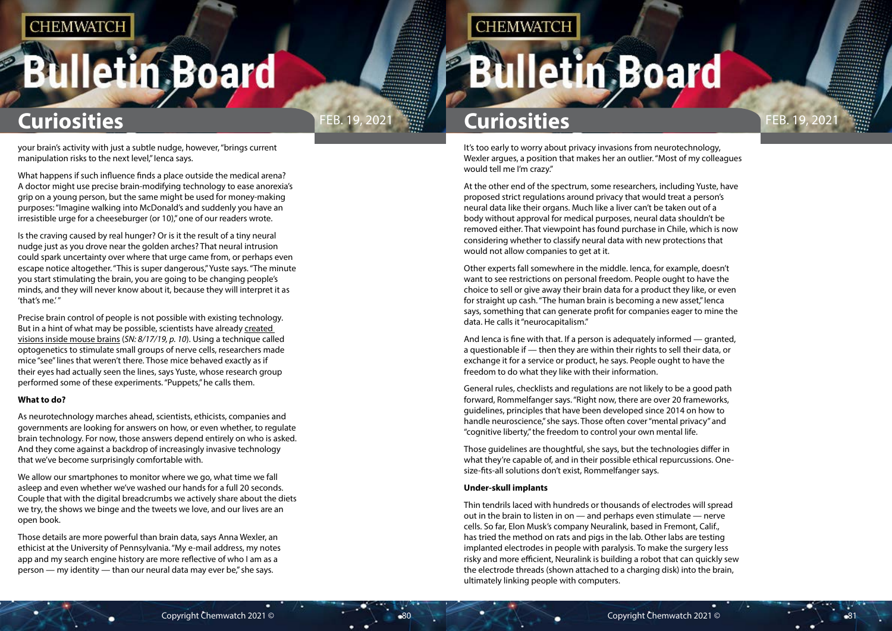your brain's activity with just a subtle nudge, however, "brings current manipulation risks to the next level," Ienca says.

What happens if such influence finds a place outside the medical arena? A doctor might use precise brain-modifying technology to ease anorexia's grip on a young person, but the same might be used for money-making purposes: "Imagine walking into McDonald's and suddenly you have an irresistible urge for a cheeseburger (or 10)," one of our readers wrote.

Is the craving caused by real hunger? Or is it the result of a tiny neural nudge just as you drove near the golden arches? That neural intrusion could spark uncertainty over where that urge came from, or perhaps even escape notice altogether. "This is super dangerous," Yuste says. "The minute you start stimulating the brain, you are going to be changing people's minds, and they will never know about it, because they will interpret it as 'that's me.'"

Precise brain control of people is not possible with existing technology. But in a hint of what may be possible, scientists have already created visions inside mouse brains (*SN: 8/17/19, p. 10*). Using a technique called optogenetics to stimulate small groups of nerve cells, researchers made mice "see" lines that weren't there. Those mice behaved exactly as if their eyes had actually seen the lines, says Yuste, whose research group performed some of these experiments. "Puppets," he calls them.

**What to do?**

As neurotechnology marches ahead, scientists, ethicists, companies and governments are looking for answers on how, or even whether, to regulate brain technology. For now, those answers depend entirely on who is asked. And they come against a backdrop of increasingly invasive technology that we've become surprisingly comfortable with.

We allow our smartphones to monitor where we go, what time we fall asleep and even whether we've washed our hands for a full 20 seconds. Couple that with the digital breadcrumbs we actively share about the diets we try, the shows we binge and the tweets we love, and our lives are an open book.

Those details are more powerful than brain data, says Anna Wexler, an ethicist at the University of Pennsylvania. "My e-mail address, my notes app and my search engine history are more reflective of who I am as a person — my identity — than our neural data may ever be," she says.

It's too early to worry about privacy invasions from neurotechnology, Wexler argues, a position that makes her an outlier. "Most of my colleagues would tell me I'm crazy."

At the other end of the spectrum, some researchers, including Yuste, have proposed strict regulations around privacy that would treat a person's neural data like their organs. Much like a liver can't be taken out of a body without approval for medical purposes, neural data shouldn't be removed either. That viewpoint has found purchase in Chile, which is now considering whether to classify neural data with new protections that would not allow companies to get at it.

Other experts fall somewhere in the middle. Ienca, for example, doesn't want to see restrictions on personal freedom. People ought to have the choice to sell or give away their brain data for a product they like, or even for straight up cash. "The human brain is becoming a new asset," Ienca says, something that can generate profit for companies eager to mine the data. He calls it "neurocapitalism."

And Ienca is fine with that. If a person is adequately informed — granted, a questionable if — then they are within their rights to sell their data, or exchange it for a service or product, he says. People ought to have the freedom to do what they like with their information.

General rules, checklists and regulations are not likely to be a good path forward, Rommelfanger says. "Right now, there are over 20 frameworks, guidelines, principles that have been developed since 2014 on how to handle neuroscience," she says. Those often cover "mental privacy" and "cognitive liberty," the freedom to control your own mental life.

Those guidelines are thoughtful, she says, but the technologies differ in what they're capable of, and in their possible ethical repercussions. One-size-fits-all solutions don't exist, Rommelfanger says.

**Under-skull implants**

Thin tendrils laced with hundreds or thousands of electrodes will spread out in the brain to listen in on — and perhaps even stimulate — nerve cells. So far, Elon Musk's company Neuralink, based in Fremont, Calif., has tried the method on rats and pigs in the lab. Other labs are testing implanted electrodes in people with paralysis. To make the surgery less risky and more efficient, Neuralink is building a robot that can quickly sew the electrode threads (shown attached to a charging disk) into the brain, ultimately linking people with computers.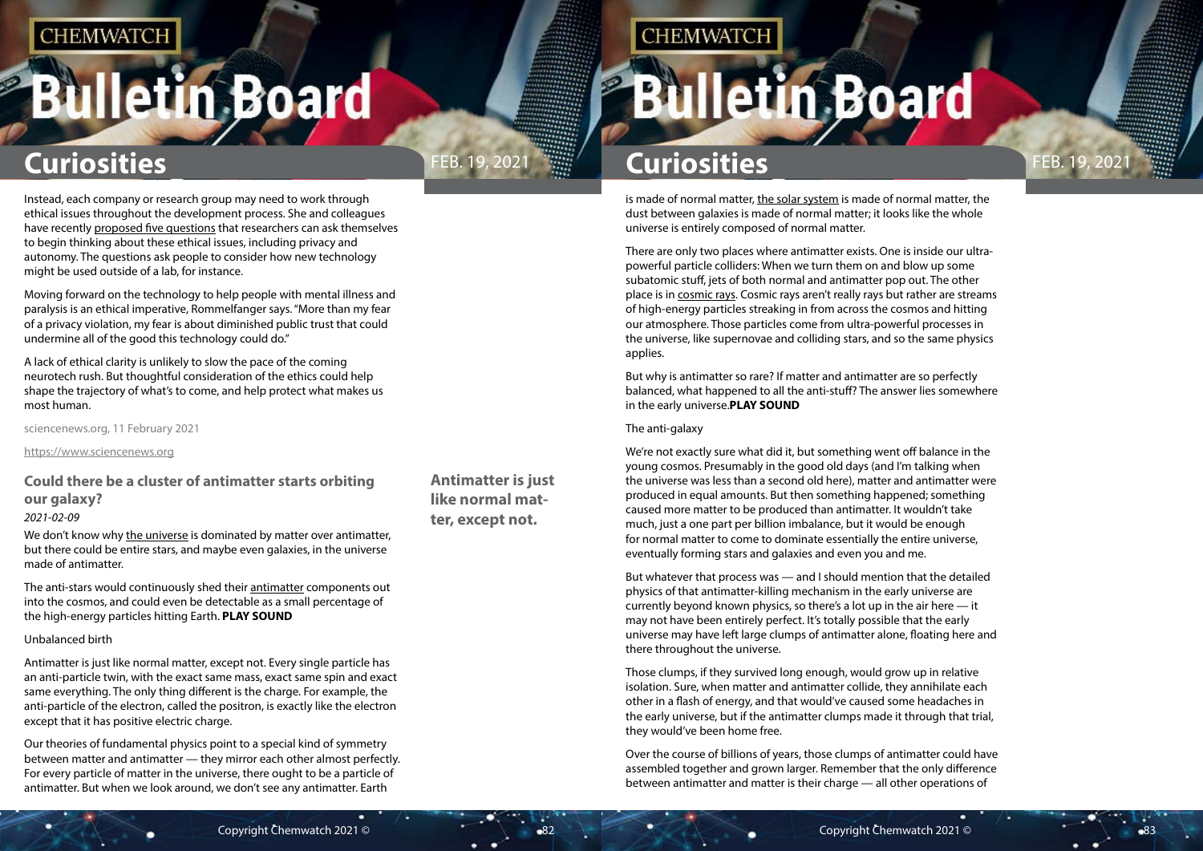Instead, each company or research group may need to work through ethical issues throughout the development process. She and colleagues have recently proposed five questions that researchers can ask themselves to begin thinking about these ethical issues, including privacy and autonomy. The questions ask people to consider how new technology might be used outside of a lab, for instance.

Moving forward on the technology to help people with mental illness and paralysis is an ethical imperative, Rommelfanger says. "More than my fear of a privacy violation, my fear is about diminished public trust that could undermine all of the good this technology could do."

A lack of ethical clarity is unlikely to slow the pace of the coming neurotech rush. But thoughtful consideration of the ethics could help shape the trajectory of what's to come, and help protect what makes us most human.

sciencenews.org, 11 February 2021

https://www.sciencenews.org

## Could there be a cluster of antimatter starts orbiting our galaxy?

*2021-02-09*

We don't know why the universe is dominated by matter over antimatter, but there could be entire stars, and maybe even galaxies, in the universe made of antimatter.

The anti-stars would continuously shed their antimatter components out into the cosmos, and could even be detectable as a small percentage of the high-energy particles hitting Earth. **PLAY SOUND**

Unbalanced birth

**Antimatter is just like normal matter, except not.**

Antimatter is just like normal matter, except not. Every single particle has an anti-particle twin, with the exact same mass, exact same spin and exact same everything. The only thing different is the charge. For example, the anti-particle of the electron, called the positron, is exactly like the electron except that it has positive electric charge.

Our theories of fundamental physics point to a special kind of symmetry between matter and antimatter — they mirror each other almost perfectly. For every particle of matter in the universe, there ought to be a particle of antimatter. But when we look around, we don't see any antimatter. Earth is made of normal matter, the solar system is made of normal matter, the dust between galaxies is made of normal matter; it looks like the whole universe is entirely composed of normal matter.

There are only two places where antimatter exists. One is inside our ultra-powerful particle colliders: When we turn them on and blow up some subatomic stuff, jets of both normal and antimatter pop out. The other place is in cosmic rays. Cosmic rays aren't really rays but rather are streams of high-energy particles streaking in from across the cosmos and hitting our atmosphere. Those particles come from ultra-powerful processes in the universe, like supernovae and colliding stars, and so the same physics applies.

But why is antimatter so rare? If matter and antimatter are so perfectly balanced, what happened to all the anti-stuff? The answer lies somewhere in the early universe.**PLAY SOUND**

The anti-galaxy

We're not exactly sure what did it, but something went off balance in the young cosmos. Presumably in the good old days (and I'm talking when the universe was less than a second old here), matter and antimatter were produced in equal amounts. But then something happened; something caused more matter to be produced than antimatter. It wouldn't take much, just a one part per billion imbalance, but it would be enough for normal matter to come to dominate essentially the entire universe, eventually forming stars and galaxies and even you and me.

But whatever that process was — and I should mention that the detailed physics of that antimatter-killing mechanism in the early universe are currently beyond known physics, so there's a lot up in the air here — it may not have been entirely perfect. It's totally possible that the early universe may have left large clumps of antimatter alone, floating here and there throughout the universe.

Those clumps, if they survived long enough, would grow up in relative isolation. Sure, when matter and antimatter collide, they annihilate each other in a flash of energy, and that would've caused some headaches in the early universe, but if the antimatter clumps made it through that trial, they would've been home free.

Over the course of billions of years, those clumps of antimatter could have assembled together and grown larger. Remember that the only difference between antimatter and matter is their charge — all other operations of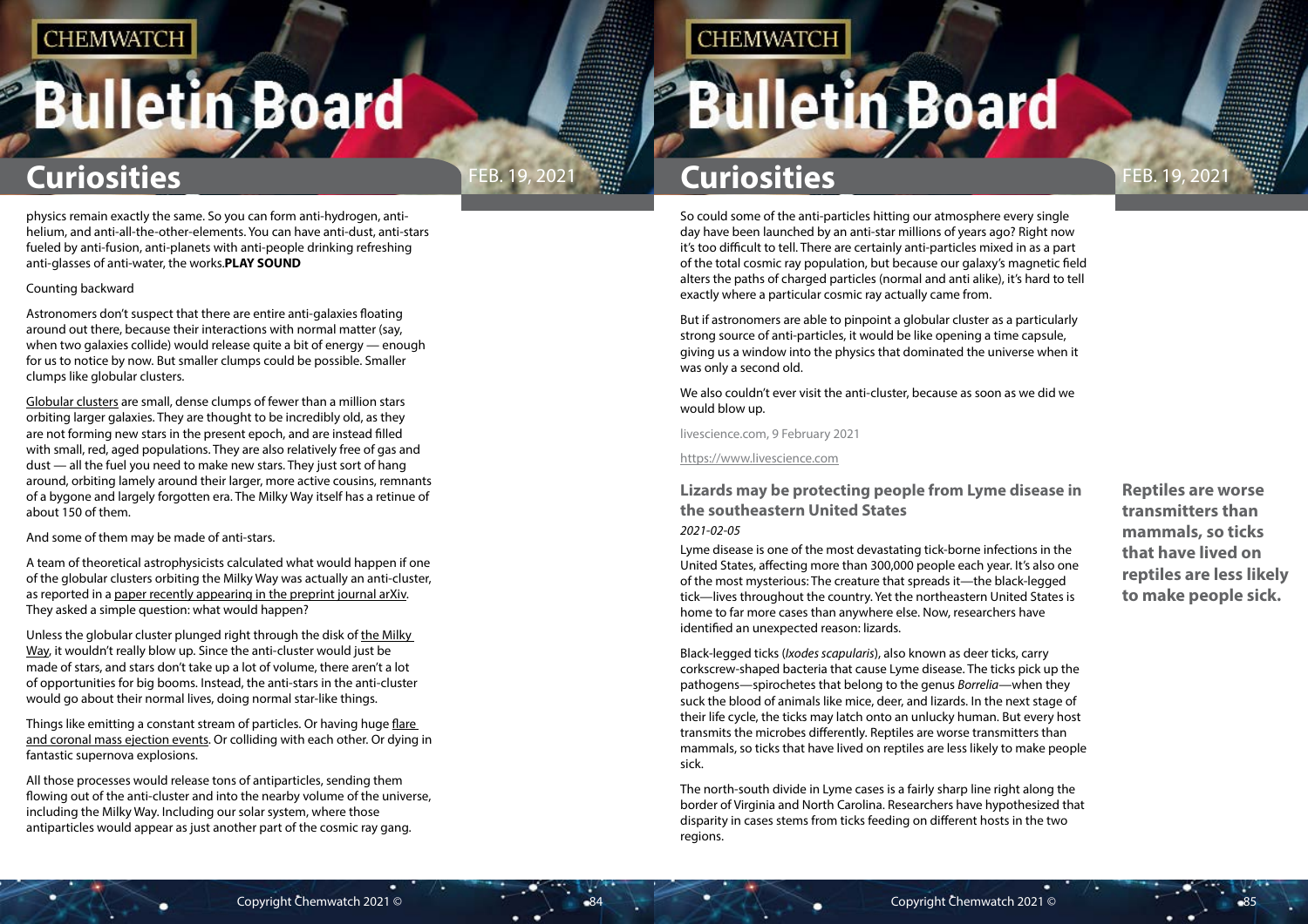physics remain exactly the same. So you can form anti-hydrogen, anti-helium, and anti-all-the-other-elements. You can have anti-dust, anti-stars fueled by anti-fusion, anti-planets with anti-people drinking refreshing anti-glasses of anti-water, the works.**PLAY SOUND**

Counting backward

Astronomers don't suspect that there are entire anti-galaxies floating around out there, because their interactions with normal matter (say, when two galaxies collide) would release quite a bit of energy — enough for us to notice by now. But smaller clumps could be possible. Smaller clumps like globular clusters.

Globular clusters are small, dense clumps of fewer than a million stars orbiting larger galaxies. They are thought to be incredibly old, as they are not forming new stars in the present epoch, and are instead filled with small, red, aged populations. They are also relatively free of gas and dust — all the fuel you need to make new stars. They just sort of hang around, orbiting lamely around their larger, more active cousins, remnants of a bygone and largely forgotten era. The Milky Way itself has a retinue of about 150 of them.

And some of them may be made of anti-stars.

A team of theoretical astrophysicists calculated what would happen if one of the globular clusters orbiting the Milky Way was actually an anti-cluster, as reported in a paper recently appearing in the preprint journal arXiv. They asked a simple question: what would happen?

Unless the globular cluster plunged right through the disk of the Milky Way, it wouldn't really blow up. Since the anti-cluster would just be made of stars, and stars don't take up a lot of volume, there aren't a lot of opportunities for big booms. Instead, the anti-stars in the anti-cluster would go about their normal lives, doing normal star-like things.

Things like emitting a constant stream of particles. Or having huge flare and coronal mass ejection events. Or colliding with each other. Or dying in fantastic supernova explosions.

All those processes would release tons of antiparticles, sending them flowing out of the anti-cluster and into the nearby volume of the universe, including the Milky Way. Including our solar system, where those antiparticles would appear as just another part of the cosmic ray gang.

So could some of the anti-particles hitting our atmosphere every single day have been launched by an anti-star millions of years ago? Right now it's too difficult to tell. There are certainly anti-particles mixed in as a part of the total cosmic ray population, but because our galaxy's magnetic field alters the paths of charged particles (normal and anti alike), it's hard to tell exactly where a particular cosmic ray actually came from.

But if astronomers are able to pinpoint a globular cluster as a particularly strong source of anti-particles, it would be like opening a time capsule, giving us a window into the physics that dominated the universe when it was only a second old.

We also couldn't ever visit the anti-cluster, because as soon as we did we would blow up.

livescience.com, 9 February 2021

https://www.livescience.com

## Lizards may be protecting people from Lyme disease in the southeastern United States

*2021-02-05*

**Reptiles are worse transmitters than mammals, so ticks that have lived on reptiles are less likely to make people sick.**

Lyme disease is one of the most devastating tick-borne infections in the United States, affecting more than 300,000 people each year. It's also one of the most mysterious: The creature that spreads it—the black-legged tick—lives throughout the country. Yet the northeastern United States is home to far more cases than anywhere else. Now, researchers have identified an unexpected reason: lizards.

Black-legged ticks (*Ixodes scapularis*), also known as deer ticks, carry corkscrew-shaped bacteria that cause Lyme disease. The ticks pick up the pathogens—spirochetes that belong to the genus *Borrelia*—when they suck the blood of animals like mice, deer, and lizards. In the next stage of their life cycle, the ticks may latch onto an unlucky human. But every host transmits the microbes differently. Reptiles are worse transmitters than mammals, so ticks that have lived on reptiles are less likely to make people sick.

The north-south divide in Lyme cases is a fairly sharp line right along the border of Virginia and North Carolina. Researchers have hypothesized that disparity in cases stems from ticks feeding on different hosts in the two regions.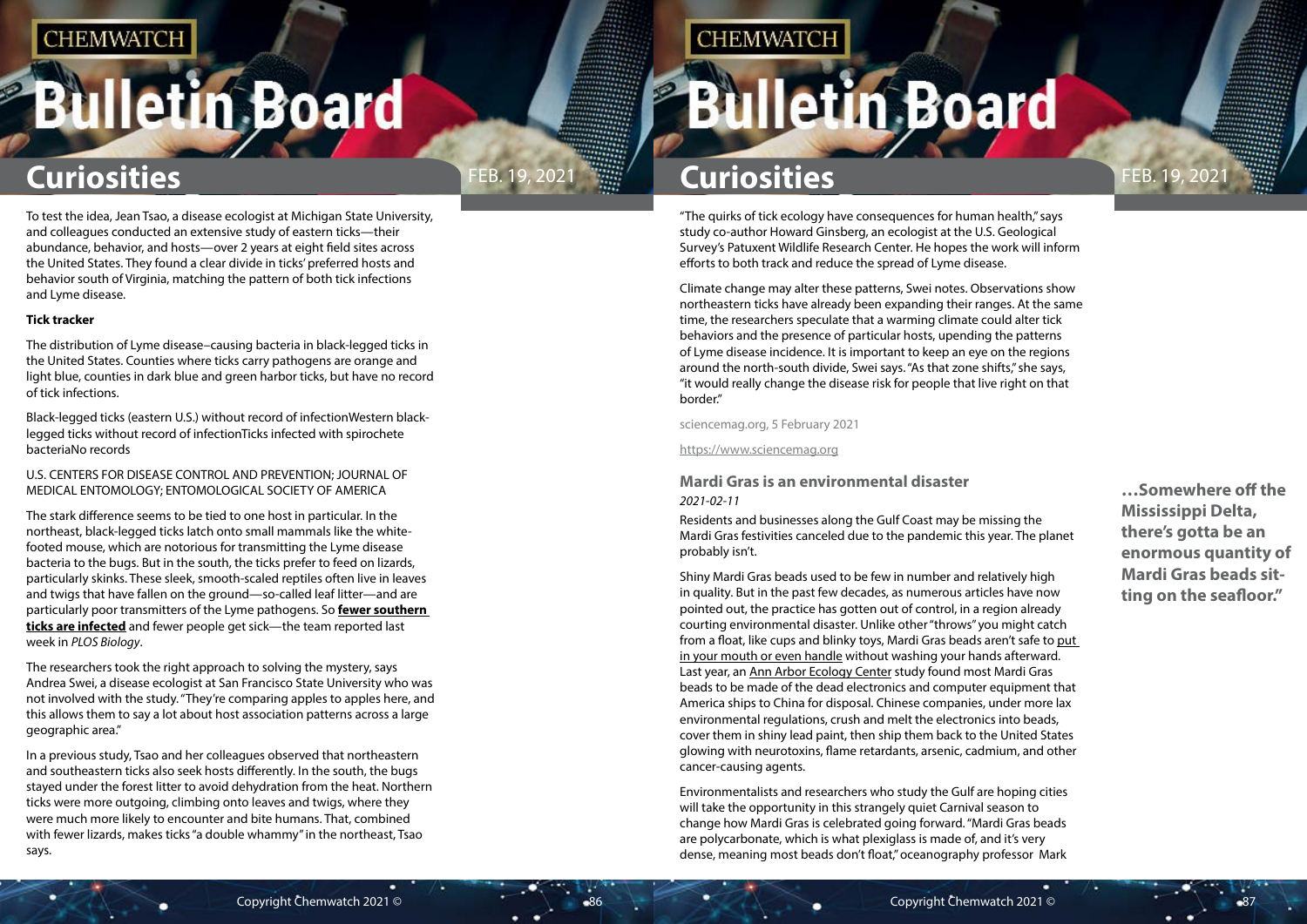To test the idea, Jean Tsao, a disease ecologist at Michigan State University, and colleagues conducted an extensive study of eastern ticks—their abundance, behavior, and hosts—over 2 years at eight field sites across the United States. They found a clear divide in ticks' preferred hosts and behavior south of Virginia, matching the pattern of both tick infections and Lyme disease.

**Tick tracker**

The distribution of Lyme disease–causing bacteria in black-legged ticks in the United States. Counties where ticks carry pathogens are orange and light blue, counties in dark blue and green harbor ticks, but have no record of tick infections.

Black-legged ticks (eastern U.S.) without record of infectionWestern black-legged ticks without record of infectionTicks infected with spirochete bacteriaNo records

U.S. CENTERS FOR DISEASE CONTROL AND PREVENTION; JOURNAL OF MEDICAL ENTOMOLOGY; ENTOMOLOGICAL SOCIETY OF AMERICA

The stark difference seems to be tied to one host in particular. In the northeast, black-legged ticks latch onto small mammals like the white-footed mouse, which are notorious for transmitting the Lyme disease bacteria to the bugs. But in the south, the ticks prefer to feed on lizards, particularly skinks. These sleek, smooth-scaled reptiles often live in leaves and twigs that have fallen on the ground—so-called leaf litter—and are particularly poor transmitters of the Lyme pathogens. So **fewer southern ticks are infected** and fewer people get sick—the team reported last week in *PLOS Biology*.

The researchers took the right approach to solving the mystery, says Andrea Swei, a disease ecologist at San Francisco State University who was not involved with the study. "They're comparing apples to apples here, and this allows them to say a lot about host association patterns across a large geographic area."

In a previous study, Tsao and her colleagues observed that northeastern and southeastern ticks also seek hosts differently. In the south, the bugs stayed under the forest litter to avoid dehydration from the heat. Northern ticks were more outgoing, climbing onto leaves and twigs, where they were much more likely to encounter and bite humans. That, combined with fewer lizards, makes ticks "a double whammy" in the northeast, Tsao says.

"The quirks of tick ecology have consequences for human health," says study co-author Howard Ginsberg, an ecologist at the U.S. Geological Survey's Patuxent Wildlife Research Center. He hopes the work will inform efforts to both track and reduce the spread of Lyme disease.

Climate change may alter these patterns, Swei notes. Observations show northeastern ticks have already been expanding their ranges. At the same time, the researchers speculate that a warming climate could alter tick behaviors and the presence of particular hosts, upending the patterns of Lyme disease incidence. It is important to keep an eye on the regions around the north-south divide, Swei says. "As that zone shifts," she says, "it would really change the disease risk for people that live right on that border."

sciencemag.org, 5 February 2021

https://www.sciencemag.org

## Mardi Gras is an environmental disaster

*2021-02-11*

Residents and businesses along the Gulf Coast may be missing the Mardi Gras festivities canceled due to the pandemic this year. The planet probably isn't.

Shiny Mardi Gras beads used to be few in number and relatively high in quality. But in the past few decades, as numerous articles have now pointed out, the practice has gotten out of control, in a region already courting environmental disaster. Unlike other "throws" you might catch from a float, like cups and blinky toys, Mardi Gras beads aren't safe to put in your mouth or even handle without washing your hands afterward. Last year, an Ann Arbor Ecology Center study found most Mardi Gras beads to be made of the dead electronics and computer equipment that America ships to China for disposal. Chinese companies, under more lax environmental regulations, crush and melt the electronics into beads, cover them in shiny lead paint, then ship them back to the United States glowing with neurotoxins, flame retardants, arsenic, cadmium, and other cancer-causing agents.

Environmentalists and researchers who study the Gulf are hoping cities will take the opportunity in this strangely quiet Carnival season to change how Mardi Gras is celebrated going forward. "Mardi Gras beads are polycarbonate, which is what plexiglass is made of, and it's very dense, meaning most beads don't float," oceanography professor Mark

**…Somewhere off the Mississippi Delta, there's gotta be an enormous quantity of Mardi Gras beads sitting on the seafloor."**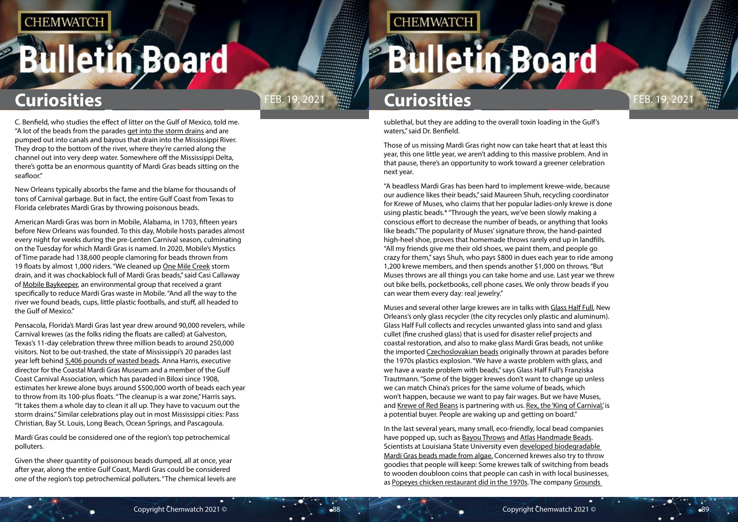C. Benfield, who studies the effect of litter on the Gulf of Mexico, told me. "A lot of the beads from the parades get into the storm drains and are pumped out into canals and bayous that drain into the Mississippi River. They drop to the bottom of the river, where they're carried along the channel out into very deep water. Somewhere off the Mississippi Delta, there's gotta be an enormous quantity of Mardi Gras beads sitting on the seafloor."

New Orleans typically absorbs the fame and the blame for thousands of tons of Carnival garbage. But in fact, the entire Gulf Coast from Texas to Florida celebrates Mardi Gras by throwing poisonous beads.

American Mardi Gras was born in Mobile, Alabama, in 1703, fifteen years before New Orleans was founded. To this day, Mobile hosts parades almost every night for weeks during the pre-Lenten Carnival season, culminating on the Tuesday for which Mardi Gras is named. In 2020, Mobile's Mystics of Time parade had 138,600 people clamoring for beads thrown from 19 floats by almost 1,000 riders. "We cleaned up One Mile Creek storm drain, and it was chockablock full of Mardi Gras beads," said Casi Callaway of Mobile Baykeeper, an environmental group that received a grant specifically to reduce Mardi Gras waste in Mobile. "And all the way to the river we found beads, cups, little plastic footballs, and stuff, all headed to the Gulf of Mexico."

Pensacola, Florida's Mardi Gras last year drew around 90,000 revelers, while Carnival krewes (as the folks riding the floats are called) at Galveston, Texas's 11-day celebration threw three million beads to around 250,000 visitors. Not to be out-trashed, the state of Mississippi's 20 parades last year left behind 5,406 pounds of wasted beads. Anna Harris, executive director for the Coastal Mardi Gras Museum and a member of the Gulf Coast Carnival Association, which has paraded in Biloxi since 1908, estimates her krewe alone buys around $500,000 worth of beads each year to throw from its 100-plus floats. "The cleanup is a war zone," Harris says. "It takes them a whole day to clean it all up. They have to vacuum out the storm drains." Similar celebrations play out in most Mississippi cities: Pass Christian, Bay St. Louis, Long Beach, Ocean Springs, and Pascagoula.

Mardi Gras could be considered one of the region's top petrochemical polluters.

Given the sheer quantity of poisonous beads dumped, all at once, year after year, along the entire Gulf Coast, Mardi Gras could be considered one of the region's top petrochemical polluters. "The chemical levels are sublethal, but they are adding to the overall toxin loading in the Gulf's waters," said Dr. Benfield.

Those of us missing Mardi Gras right now can take heart that at least this year, this one little year, we aren't adding to this massive problem. And in that pause, there's an opportunity to work toward a greener celebration next year.

"A beadless Mardi Gras has been hard to implement krewe-wide, because our audience likes their beads," said Maureen Shuh, recycling coordinator for Krewe of Muses, who claims that her popular ladies-only krewe is done using plastic beads.* "Through the years, we've been slowly making a conscious effort to decrease the number of beads, or anything that looks like beads." The popularity of Muses' signature throw, the hand-painted high-heel shoe, proves that homemade throws rarely end up in landfills. "All my friends give me their old shoes, we paint them, and people go crazy for them," says Shuh, who pays $800 in dues each year to ride among 1,200 krewe members, and then spends another $1,000 on throws. "But Muses throws are all things you can take home and use. Last year we threw out bike bells, pocketbooks, cell phone cases. We only throw beads if you can wear them every day: real jewelry."

Muses and several other large krewes are in talks with Glass Half Full, New Orleans's only glass recycler (the city recycles only plastic and aluminum). Glass Half Full collects and recycles unwanted glass into sand and glass cullet (fine crushed glass) that is used for disaster relief projects and coastal restoration, and also to make glass Mardi Gras beads, not unlike the imported Czechoslovakian beads originally thrown at parades before the 1970s plastics explosion. "We have a waste problem with glass, and we have a waste problem with beads," says Glass Half Full's Franziska Trautmann. "Some of the bigger krewes don't want to change up unless we can match China's prices for the same volume of beads, which won't happen, because we want to pay fair wages. But we have Muses, and Krewe of Red Beans is partnering with us. Rex, the 'King of Carnival,' is a potential buyer. People are waking up and getting on board."

In the last several years, many small, eco-friendly, local bead companies have popped up, such as Bayou Throws and Atlas Handmade Beads. Scientists at Louisiana State University even developed biodegradable Mardi Gras beads made from algae. Concerned krewes also try to throw goodies that people will keep: Some krewes talk of switching from beads to wooden doubloon coins that people can cash in with local businesses, as Popeyes chicken restaurant did in the 1970s. The company Grounds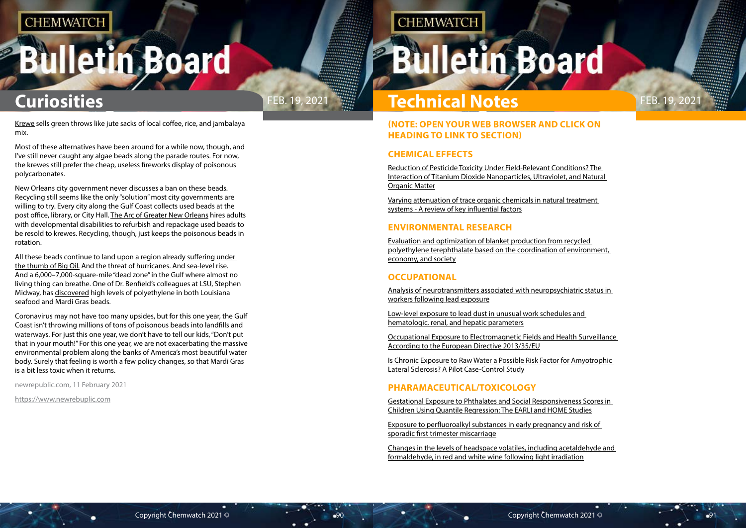## Curiosities

Krewe sells green throws like jute sacks of local coffee, rice, and jambalaya mix.

Most of these alternatives have been around for a while now, though, and I've still never caught any algae beads along the parade routes. For now, the krewes still prefer the cheap, useless fireworks display of poisonous polycarbonates.

New Orleans city government never discusses a ban on these beads. Recycling still seems like the only "solution" most city governments are willing to try. Every city along the Gulf Coast collects used beads at the post office, library, or City Hall. The Arc of Greater New Orleans hires adults with developmental disabilities to refurbish and repackage used beads to be resold to krewes. Recycling, though, just keeps the poisonous beads in rotation.

All these beads continue to land upon a region already suffering under the thumb of Big Oil. And the threat of hurricanes. And sea-level rise. And a 6,000–7,000-square-mile "dead zone" in the Gulf where almost no living thing can breathe. One of Dr. Benfield's colleagues at LSU, Stephen Midway, has discovered high levels of polyethylene in both Louisiana seafood and Mardi Gras beads.

Coronavirus may not have too many upsides, but for this one year, the Gulf Coast isn't throwing millions of tons of poisonous beads into landfills and waterways. For just this one year, we don't have to tell our kids, "Don't put that in your mouth!" For this one year, we are not exacerbating the massive environmental problem along the banks of America's most beautiful water body. Surely that feeling is worth a few policy changes, so that Mardi Gras is a bit less toxic when it returns.

newrepublic.com, 11 February 2021

https://www.newrebuplic.com

## Technical Notes

### (NOTE: OPEN YOUR WEB BROWSER AND CLICK ON HEADING TO LINK TO SECTION)

### CHEMICAL EFFECTS

Reduction of Pesticide Toxicity Under Field-Relevant Conditions? The Interaction of Titanium Dioxide Nanoparticles, Ultraviolet, and Natural Organic Matter

Varying attenuation of trace organic chemicals in natural treatment systems - A review of key influential factors

### ENVIRONMENTAL RESEARCH

Evaluation and optimization of blanket production from recycled polyethylene terephthalate based on the coordination of environment, economy, and society

### OCCUPATIONAL

Analysis of neurotransmitters associated with neuropsychiatric status in workers following lead exposure

Low-level exposure to lead dust in unusual work schedules and hematologic, renal, and hepatic parameters

Occupational Exposure to Electromagnetic Fields and Health Surveillance According to the European Directive 2013/35/EU

Is Chronic Exposure to Raw Water a Possible Risk Factor for Amyotrophic Lateral Sclerosis? A Pilot Case-Control Study

### PHARAMACEUTICAL/TOXICOLOGY

Gestational Exposure to Phthalates and Social Responsiveness Scores in Children Using Quantile Regression: The EARLI and HOME Studies

Exposure to perfluoroalkyl substances in early pregnancy and risk of sporadic first trimester miscarriage

Changes in the levels of headspace volatiles, including acetaldehyde and formaldehyde, in red and white wine following light irradiation